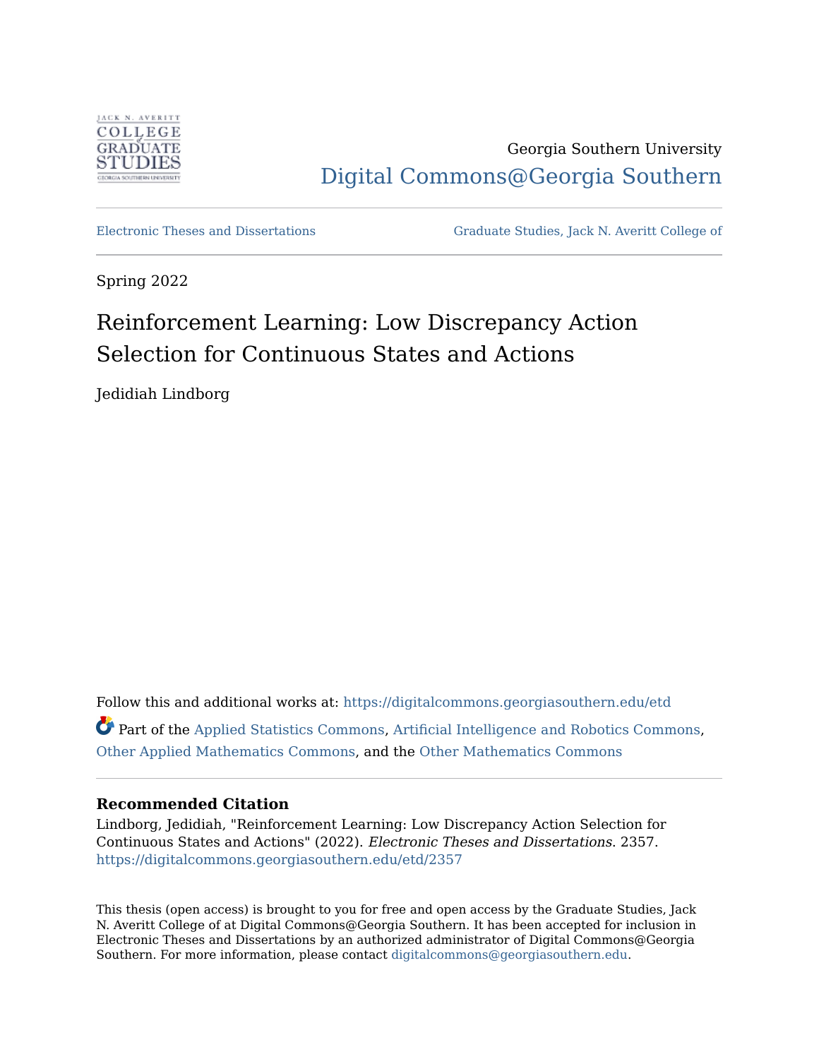Georgia Southern University

Digital Commons@Georgia Southern

Electronic Theses and Dissertations

Graduate Studies, Jack N. Averitt College of

Spring 2022

# Reinforcement Learning: Low Discrepancy Action Selection for Continuous States and Actions

Jedidiah Lindborg

Follow this and additional works at: https://digitalcommons.georgiasouthern.edu/etd

Part of the Applied Statistics Commons, Artificial Intelligence and Robotics Commons, Other Applied Mathematics Commons, and the Other Mathematics Commons

**Recommended Citation**

Lindborg, Jedidiah, "Reinforcement Learning: Low Discrepancy Action Selection for Continuous States and Actions" (2022). *Electronic Theses and Dissertations.* 2357. https://digitalcommons.georgiasouthern.edu/etd/2357

This thesis (open access) is brought to you for free and open access by the Graduate Studies, Jack N. Averitt College of at Digital Commons@Georgia Southern. It has been accepted for inclusion in Electronic Theses and Dissertations by an authorized administrator of Digital Commons@Georgia Southern. For more information, please contact digitalcommons@georgiasouthern.edu.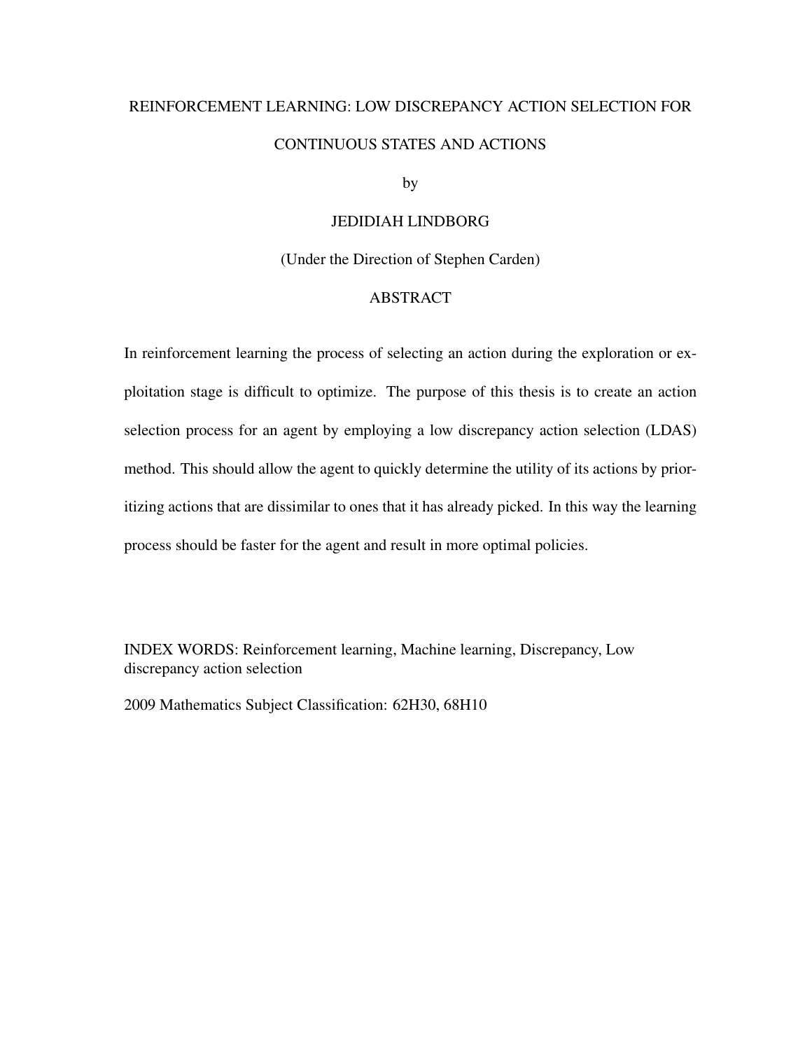# REINFORCEMENT LEARNING: LOW DISCREPANCY ACTION SELECTION FOR CONTINUOUS STATES AND ACTIONS

by

JEDIDIAH LINDBORG

(Under the Direction of Stephen Carden)

## ABSTRACT

In reinforcement learning the process of selecting an action during the exploration or exploitation stage is difficult to optimize. The purpose of this thesis is to create an action selection process for an agent by employing a low discrepancy action selection (LDAS) method. This should allow the agent to quickly determine the utility of its actions by prioritizing actions that are dissimilar to ones that it has already picked. In this way the learning process should be faster for the agent and result in more optimal policies.

INDEX WORDS: Reinforcement learning, Machine learning, Discrepancy, Low discrepancy action selection

2009 Mathematics Subject Classification: 62H30, 68H10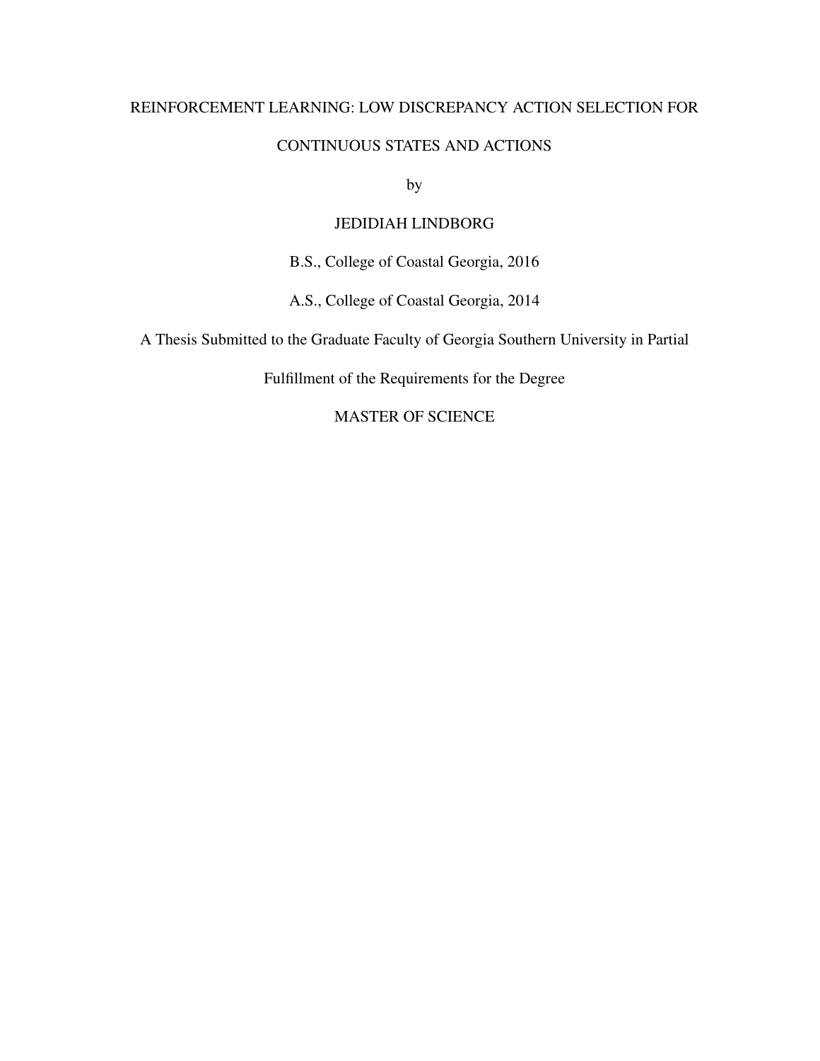# REINFORCEMENT LEARNING: LOW DISCREPANCY ACTION SELECTION FOR CONTINUOUS STATES AND ACTIONS

by

JEDIDIAH LINDBORG

B.S., College of Coastal Georgia, 2016

A.S., College of Coastal Georgia, 2014

A Thesis Submitted to the Graduate Faculty of Georgia Southern University in Partial Fulfillment of the Requirements for the Degree

MASTER OF SCIENCE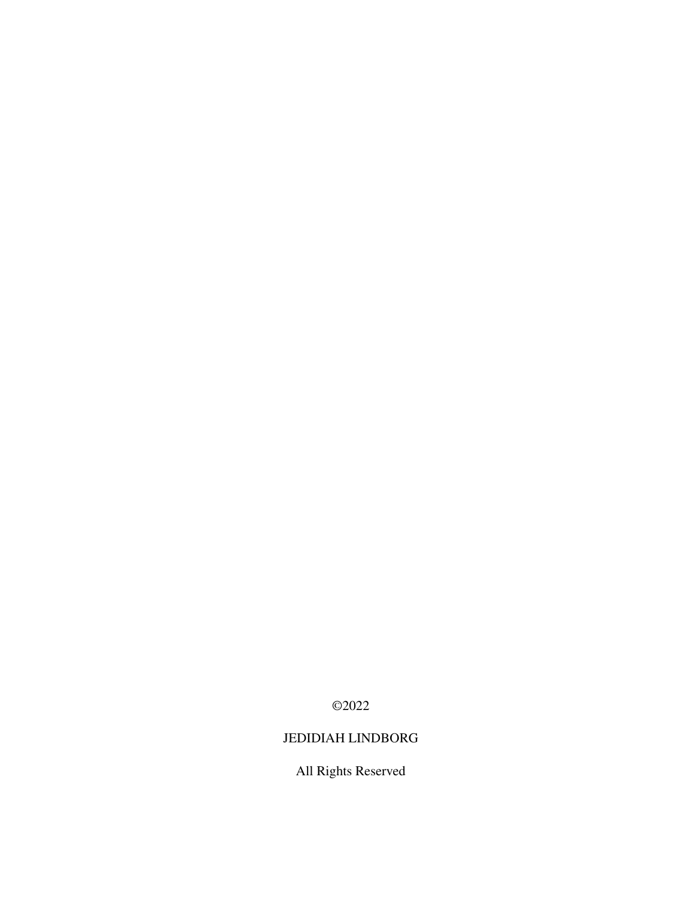©2022

JEDIDIAH LINDBORG

All Rights Reserved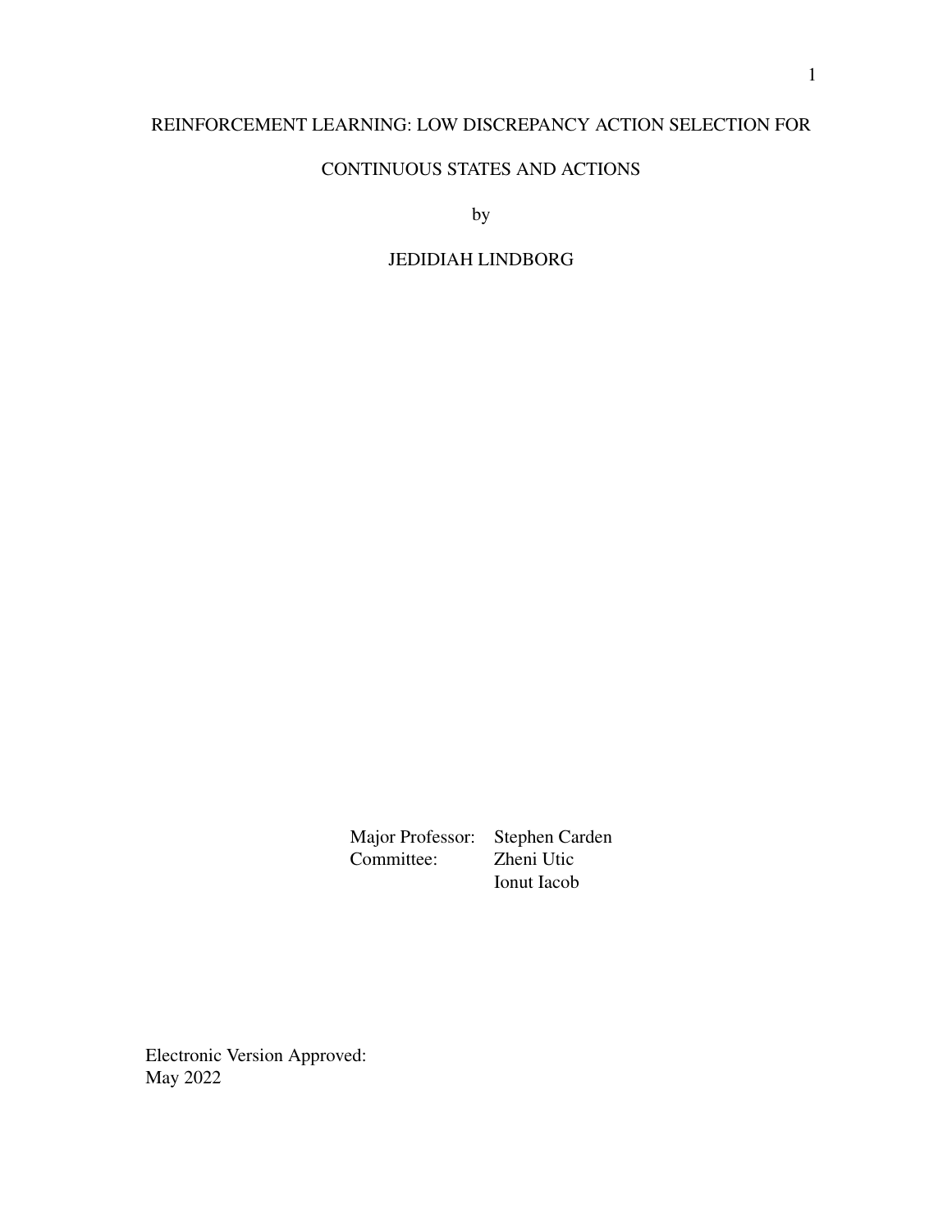REINFORCEMENT LEARNING: LOW DISCREPANCY ACTION SELECTION FOR CONTINUOUS STATES AND ACTIONS

by

JEDIDIAH LINDBORG

Major Professor: Stephen Carden
Committee: Zheni Utic
Ionut Iacob

Electronic Version Approved:
May 2022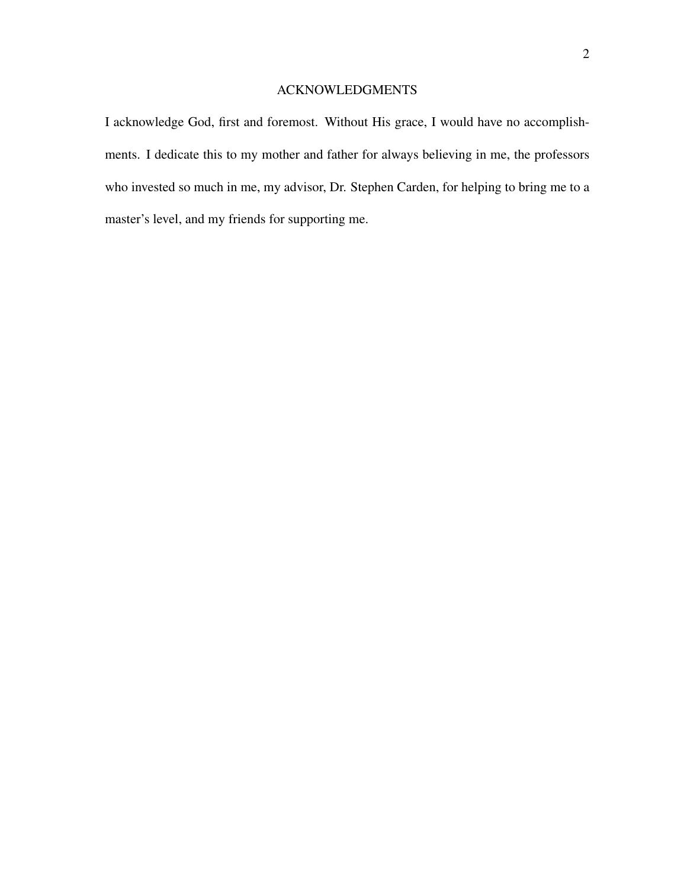## ACKNOWLEDGMENTS

I acknowledge God, first and foremost. Without His grace, I would have no accomplishments. I dedicate this to my mother and father for always believing in me, the professors who invested so much in me, my advisor, Dr. Stephen Carden, for helping to bring me to a master's level, and my friends for supporting me.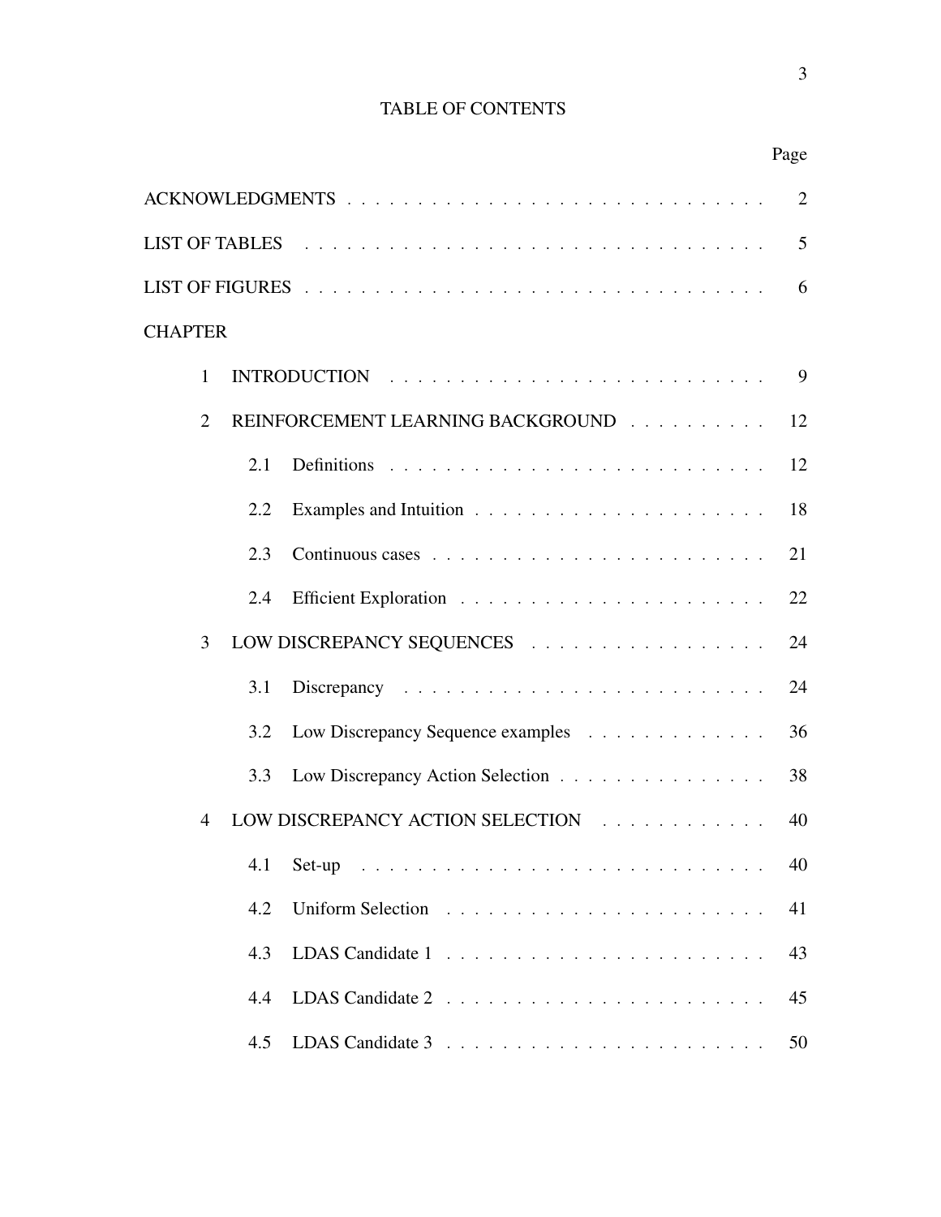# TABLE OF CONTENTS

| | Page |
|---|---|
| ACKNOWLEDGMENTS | 2 |
| LIST OF TABLES | 5 |
| LIST OF FIGURES | 6 |
| CHAPTER | |
| 1 INTRODUCTION | 9 |
| 2 REINFORCEMENT LEARNING BACKGROUND | 12 |
| 2.1 Definitions | 12 |
| 2.2 Examples and Intuition | 18 |
| 2.3 Continuous cases | 21 |
| 2.4 Efficient Exploration | 22 |
| 3 LOW DISCREPANCY SEQUENCES | 24 |
| 3.1 Discrepancy | 24 |
| 3.2 Low Discrepancy Sequence examples | 36 |
| 3.3 Low Discrepancy Action Selection | 38 |
| 4 LOW DISCREPANCY ACTION SELECTION | 40 |
| 4.1 Set-up | 40 |
| 4.2 Uniform Selection | 41 |
| 4.3 LDAS Candidate 1 | 43 |
| 4.4 LDAS Candidate 2 | 45 |
| 4.5 LDAS Candidate 3 | 50 |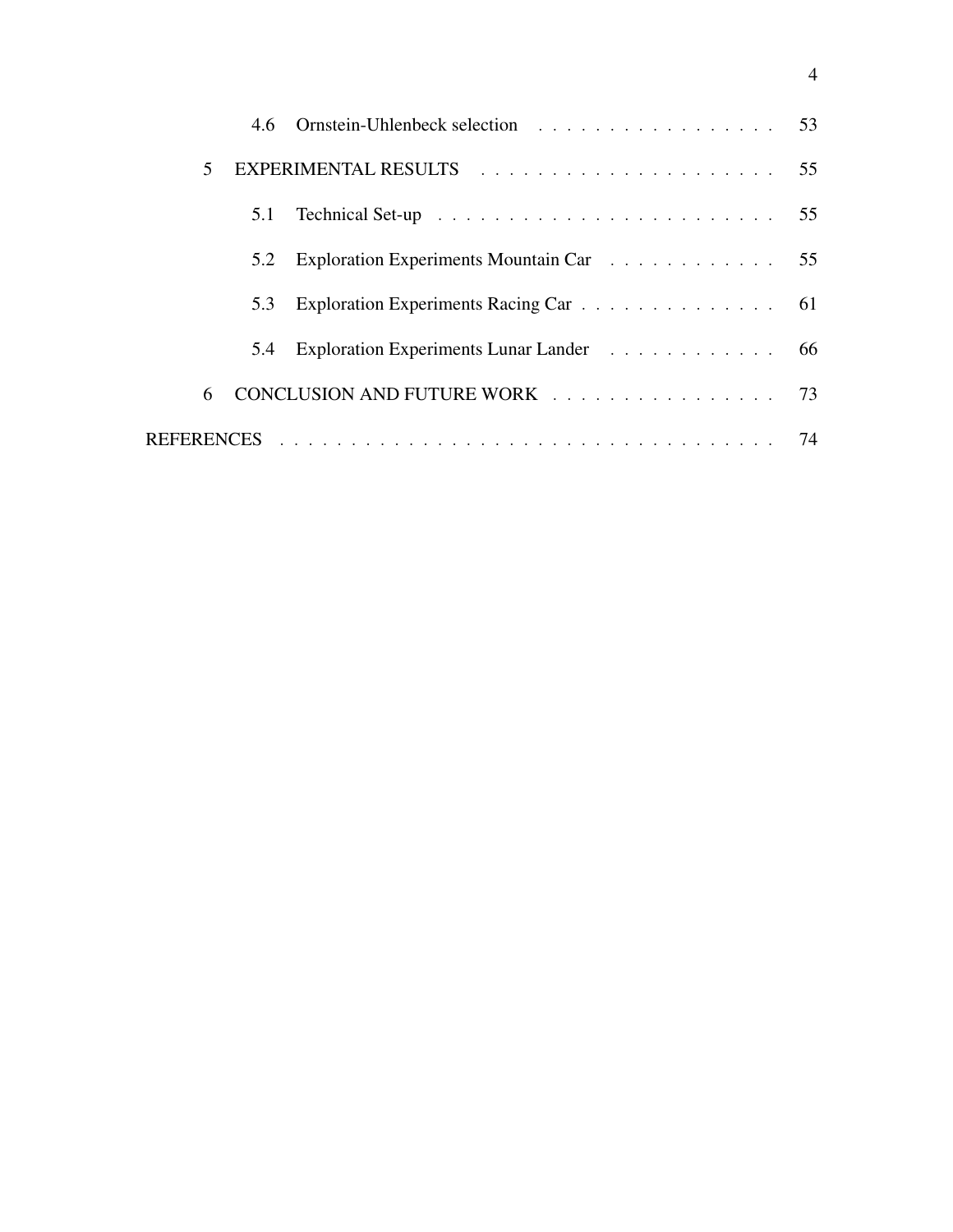| | | |
|---|---|---|
| 4.6 | Ornstein-Uhlenbeck selection | 53 |
| 5 | EXPERIMENTAL RESULTS | 55 |
| 5.1 | Technical Set-up | 55 |
| 5.2 | Exploration Experiments Mountain Car | 55 |
| 5.3 | Exploration Experiments Racing Car | 61 |
| 5.4 | Exploration Experiments Lunar Lander | 66 |
| 6 | CONCLUSION AND FUTURE WORK | 73 |
| REFERENCES | | 74 |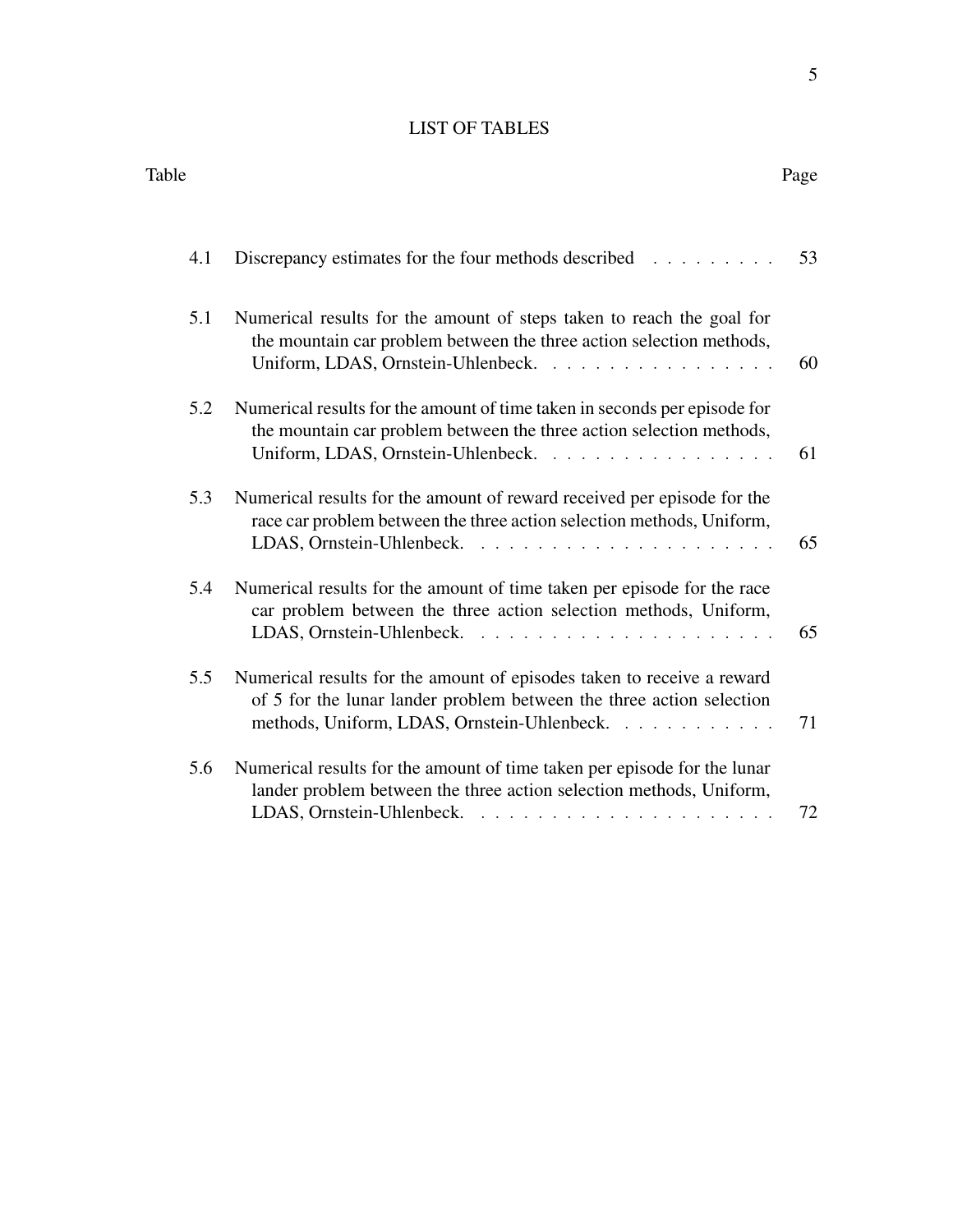# LIST OF TABLES

| Table | | Page |
|---|---|---|
| 4.1 | Discrepancy estimates for the four methods described | 53 |
| 5.1 | Numerical results for the amount of steps taken to reach the goal for the mountain car problem between the three action selection methods, Uniform, LDAS, Ornstein-Uhlenbeck. | 60 |
| 5.2 | Numerical results for the amount of time taken in seconds per episode for the mountain car problem between the three action selection methods, Uniform, LDAS, Ornstein-Uhlenbeck. | 61 |
| 5.3 | Numerical results for the amount of reward received per episode for the race car problem between the three action selection methods, Uniform, LDAS, Ornstein-Uhlenbeck. | 65 |
| 5.4 | Numerical results for the amount of time taken per episode for the race car problem between the three action selection methods, Uniform, LDAS, Ornstein-Uhlenbeck. | 65 |
| 5.5 | Numerical results for the amount of episodes taken to receive a reward of 5 for the lunar lander problem between the three action selection methods, Uniform, LDAS, Ornstein-Uhlenbeck. | 71 |
| 5.6 | Numerical results for the amount of time taken per episode for the lunar lander problem between the three action selection methods, Uniform, LDAS, Ornstein-Uhlenbeck. | 72 |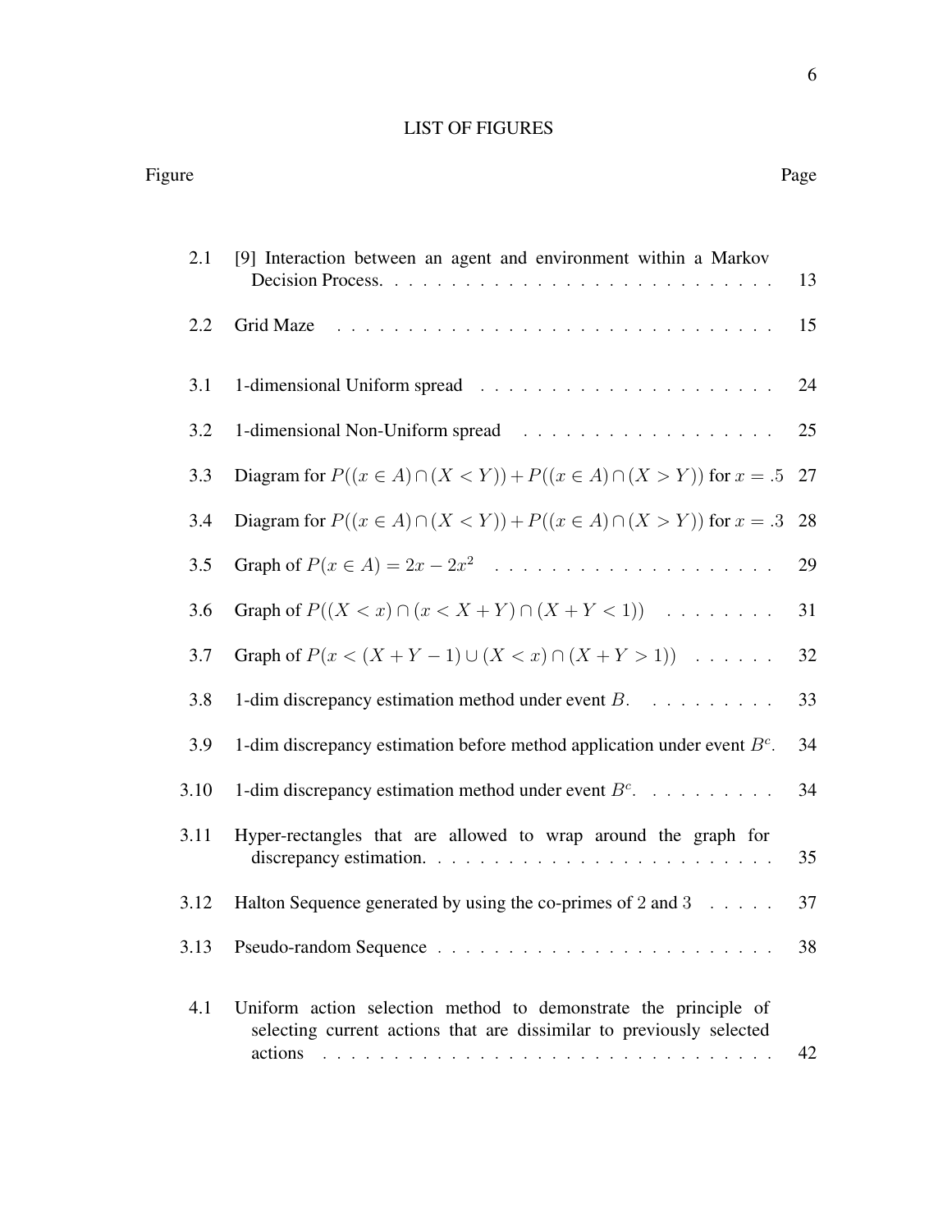# LIST OF FIGURES

| Figure | | Page |
|---|---|---|
| 2.1 | [9] Interaction between an agent and environment within a Markov Decision Process. | 13 |
| 2.2 | Grid Maze | 15 |
| 3.1 | 1-dimensional Uniform spread | 24 |
| 3.2 | 1-dimensional Non-Uniform spread | 25 |
| 3.3 | Diagram for $P((x \in A) \cap (X < Y)) + P((x \in A) \cap (X > Y))$ for $x = .5$ | 27 |
| 3.4 | Diagram for $P((x \in A) \cap (X < Y)) + P((x \in A) \cap (X > Y))$ for $x = .3$ | 28 |
| 3.5 | Graph of $P(x \in A) = 2x - 2x^2$ | 29 |
| 3.6 | Graph of $P((X < x) \cap (x < X + Y) \cap (X + Y < 1))$ | 31 |
| 3.7 | Graph of $P(x < (X + Y - 1) \cup (X < x) \cap (X + Y > 1))$ | 32 |
| 3.8 | 1-dim discrepancy estimation method under event $B$. | 33 |
| 3.9 | 1-dim discrepancy estimation before method application under event $B^c$. | 34 |
| 3.10 | 1-dim discrepancy estimation method under event $B^c$. | 34 |
| 3.11 | Hyper-rectangles that are allowed to wrap around the graph for discrepancy estimation. | 35 |
| 3.12 | Halton Sequence generated by using the co-primes of 2 and 3 | 37 |
| 3.13 | Pseudo-random Sequence | 38 |
| 4.1 | Uniform action selection method to demonstrate the principle of selecting current actions that are dissimilar to previously selected actions | 42 |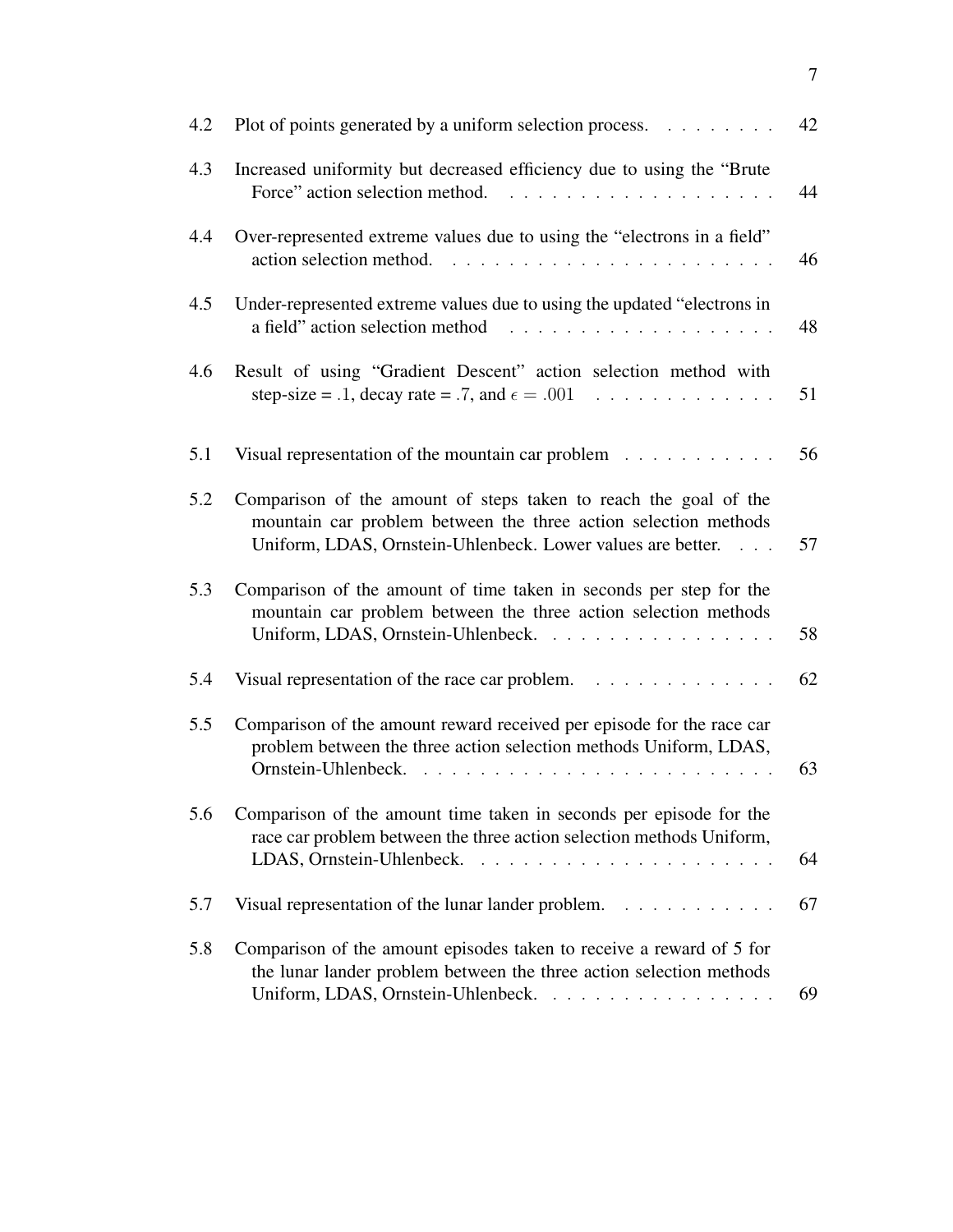| | | |
|---|---|---|
| 4.2 | Plot of points generated by a uniform selection process. | 42 |
| 4.3 | Increased uniformity but decreased efficiency due to using the "Brute Force" action selection method. | 44 |
| 4.4 | Over-represented extreme values due to using the "electrons in a field" action selection method. | 46 |
| 4.5 | Under-represented extreme values due to using the updated "electrons in a field" action selection method | 48 |
| 4.6 | Result of using "Gradient Descent" action selection method with step-size = .1, decay rate = .7, and $\epsilon = .001$ | 51 |
| 5.1 | Visual representation of the mountain car problem | 56 |
| 5.2 | Comparison of the amount of steps taken to reach the goal of the mountain car problem between the three action selection methods Uniform, LDAS, Ornstein-Uhlenbeck. Lower values are better. | 57 |
| 5.3 | Comparison of the amount of time taken in seconds per step for the mountain car problem between the three action selection methods Uniform, LDAS, Ornstein-Uhlenbeck. | 58 |
| 5.4 | Visual representation of the race car problem. | 62 |
| 5.5 | Comparison of the amount reward received per episode for the race car problem between the three action selection methods Uniform, LDAS, Ornstein-Uhlenbeck. | 63 |
| 5.6 | Comparison of the amount time taken in seconds per episode for the race car problem between the three action selection methods Uniform, LDAS, Ornstein-Uhlenbeck. | 64 |
| 5.7 | Visual representation of the lunar lander problem. | 67 |
| 5.8 | Comparison of the amount episodes taken to receive a reward of 5 for the lunar lander problem between the three action selection methods Uniform, LDAS, Ornstein-Uhlenbeck. | 69 |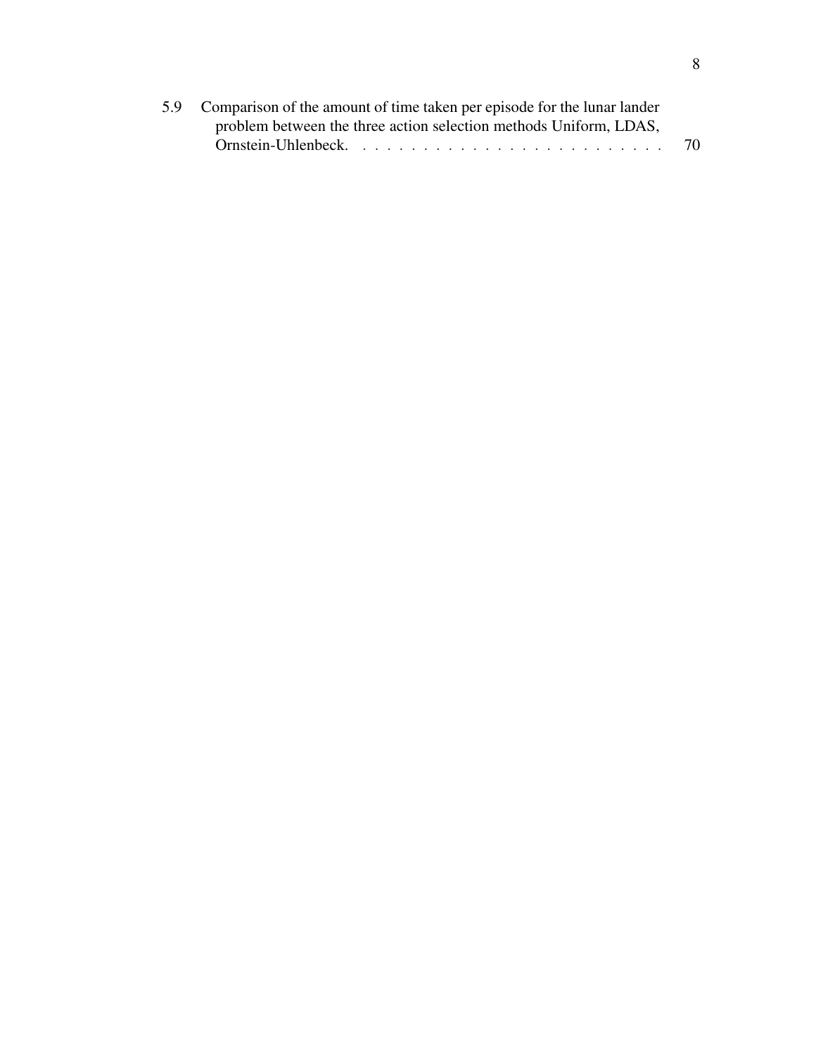5.9 Comparison of the amount of time taken per episode for the lunar lander problem between the three action selection methods Uniform, LDAS, Ornstein-Uhlenbeck. . . . . . . . . . . . . . . . . . . . . . . . . 70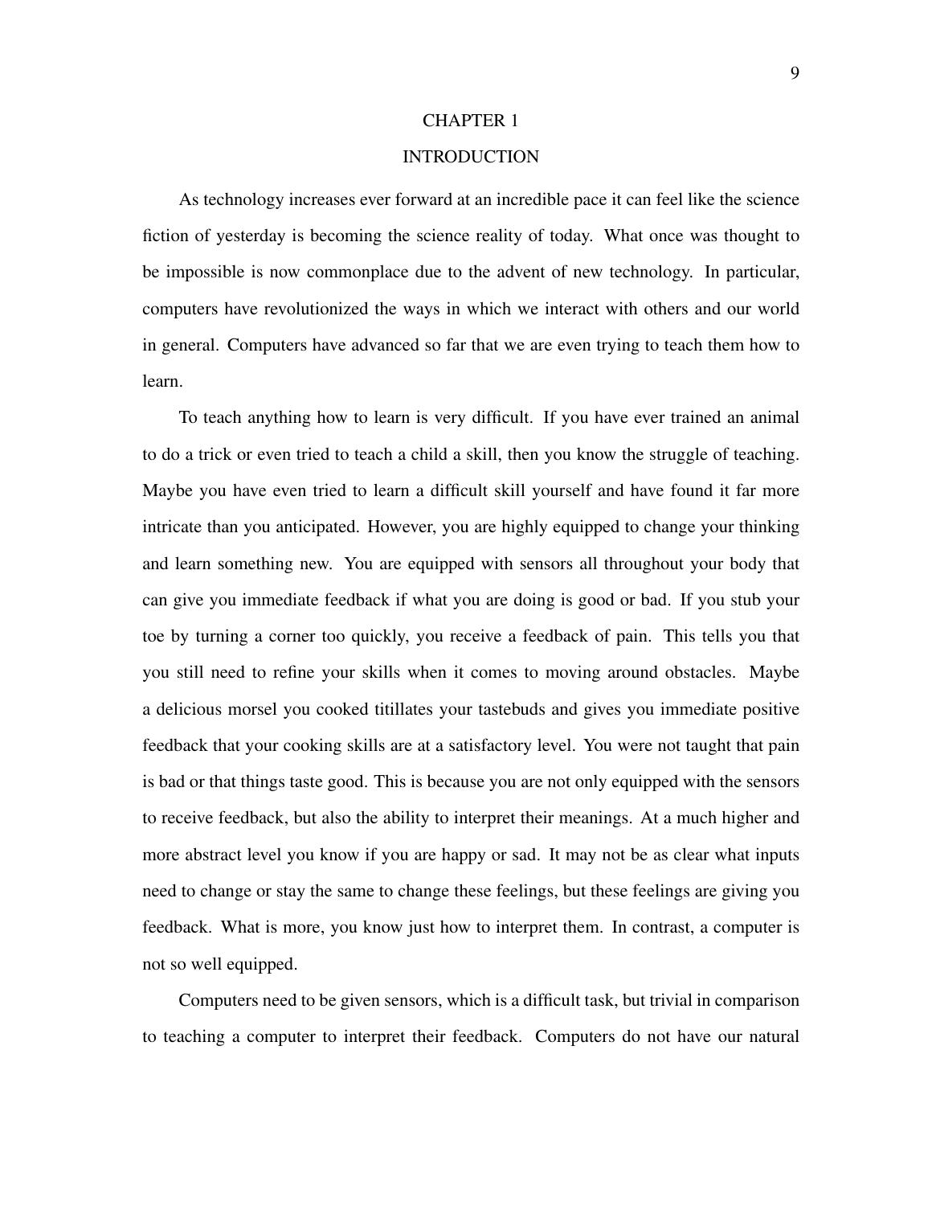# CHAPTER 1

# INTRODUCTION

As technology increases ever forward at an incredible pace it can feel like the science fiction of yesterday is becoming the science reality of today. What once was thought to be impossible is now commonplace due to the advent of new technology. In particular, computers have revolutionized the ways in which we interact with others and our world in general. Computers have advanced so far that we are even trying to teach them how to learn.

To teach anything how to learn is very difficult. If you have ever trained an animal to do a trick or even tried to teach a child a skill, then you know the struggle of teaching. Maybe you have even tried to learn a difficult skill yourself and have found it far more intricate than you anticipated. However, you are highly equipped to change your thinking and learn something new. You are equipped with sensors all throughout your body that can give you immediate feedback if what you are doing is good or bad. If you stub your toe by turning a corner too quickly, you receive a feedback of pain. This tells you that you still need to refine your skills when it comes to moving around obstacles. Maybe a delicious morsel you cooked titillates your tastebuds and gives you immediate positive feedback that your cooking skills are at a satisfactory level. You were not taught that pain is bad or that things taste good. This is because you are not only equipped with the sensors to receive feedback, but also the ability to interpret their meanings. At a much higher and more abstract level you know if you are happy or sad. It may not be as clear what inputs need to change or stay the same to change these feelings, but these feelings are giving you feedback. What is more, you know just how to interpret them. In contrast, a computer is not so well equipped.

Computers need to be given sensors, which is a difficult task, but trivial in comparison to teaching a computer to interpret their feedback. Computers do not have our natural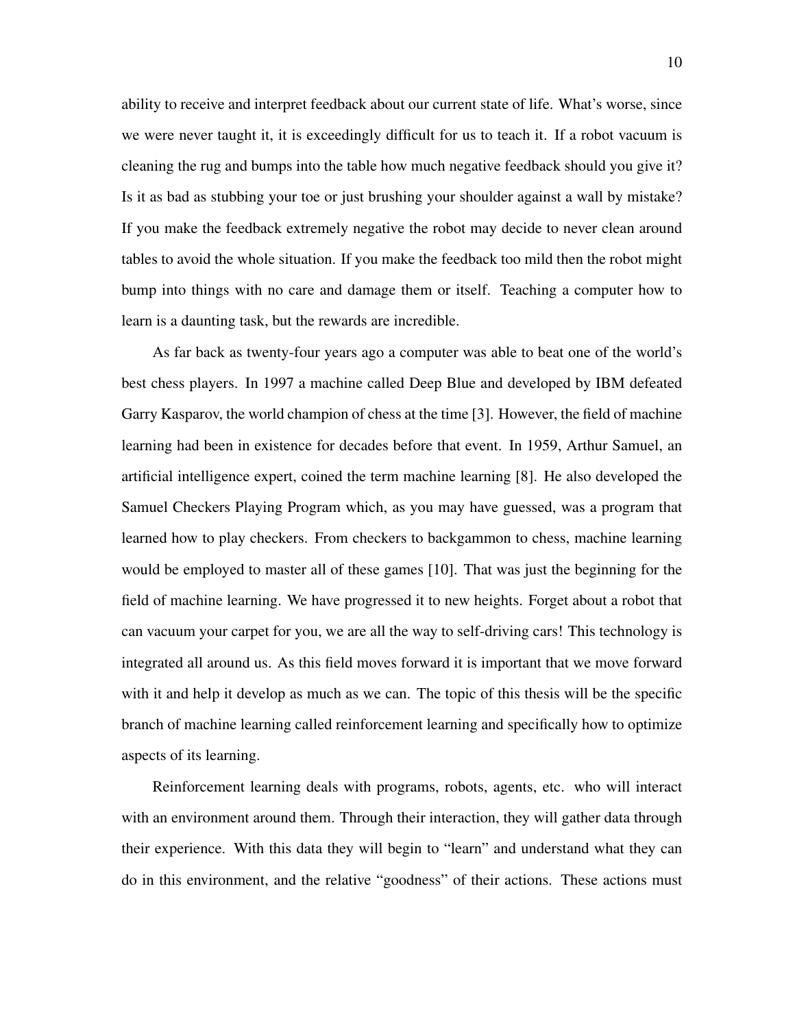ability to receive and interpret feedback about our current state of life. What's worse, since we were never taught it, it is exceedingly difficult for us to teach it. If a robot vacuum is cleaning the rug and bumps into the table how much negative feedback should you give it? Is it as bad as stubbing your toe or just brushing your shoulder against a wall by mistake? If you make the feedback extremely negative the robot may decide to never clean around tables to avoid the whole situation. If you make the feedback too mild then the robot might bump into things with no care and damage them or itself. Teaching a computer how to learn is a daunting task, but the rewards are incredible.

As far back as twenty-four years ago a computer was able to beat one of the world's best chess players. In 1997 a machine called Deep Blue and developed by IBM defeated Garry Kasparov, the world champion of chess at the time [3]. However, the field of machine learning had been in existence for decades before that event. In 1959, Arthur Samuel, an artificial intelligence expert, coined the term machine learning [8]. He also developed the Samuel Checkers Playing Program which, as you may have guessed, was a program that learned how to play checkers. From checkers to backgammon to chess, machine learning would be employed to master all of these games [10]. That was just the beginning for the field of machine learning. We have progressed it to new heights. Forget about a robot that can vacuum your carpet for you, we are all the way to self-driving cars! This technology is integrated all around us. As this field moves forward it is important that we move forward with it and help it develop as much as we can. The topic of this thesis will be the specific branch of machine learning called reinforcement learning and specifically how to optimize aspects of its learning.

Reinforcement learning deals with programs, robots, agents, etc. who will interact with an environment around them. Through their interaction, they will gather data through their experience. With this data they will begin to "learn" and understand what they can do in this environment, and the relative "goodness" of their actions. These actions must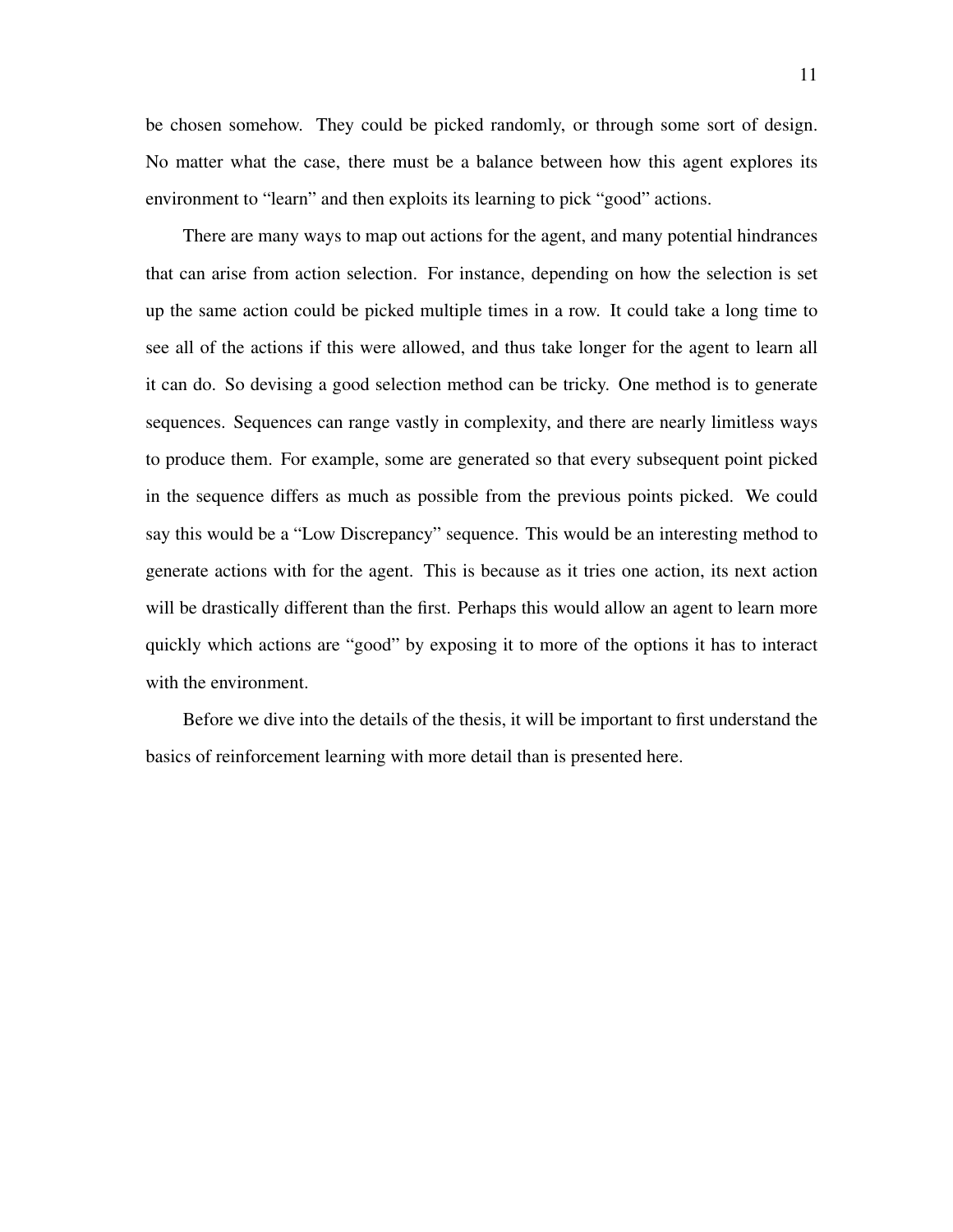be chosen somehow. They could be picked randomly, or through some sort of design. No matter what the case, there must be a balance between how this agent explores its environment to "learn" and then exploits its learning to pick "good" actions.

There are many ways to map out actions for the agent, and many potential hindrances that can arise from action selection. For instance, depending on how the selection is set up the same action could be picked multiple times in a row. It could take a long time to see all of the actions if this were allowed, and thus take longer for the agent to learn all it can do. So devising a good selection method can be tricky. One method is to generate sequences. Sequences can range vastly in complexity, and there are nearly limitless ways to produce them. For example, some are generated so that every subsequent point picked in the sequence differs as much as possible from the previous points picked. We could say this would be a "Low Discrepancy" sequence. This would be an interesting method to generate actions with for the agent. This is because as it tries one action, its next action will be drastically different than the first. Perhaps this would allow an agent to learn more quickly which actions are "good" by exposing it to more of the options it has to interact with the environment.

Before we dive into the details of the thesis, it will be important to first understand the basics of reinforcement learning with more detail than is presented here.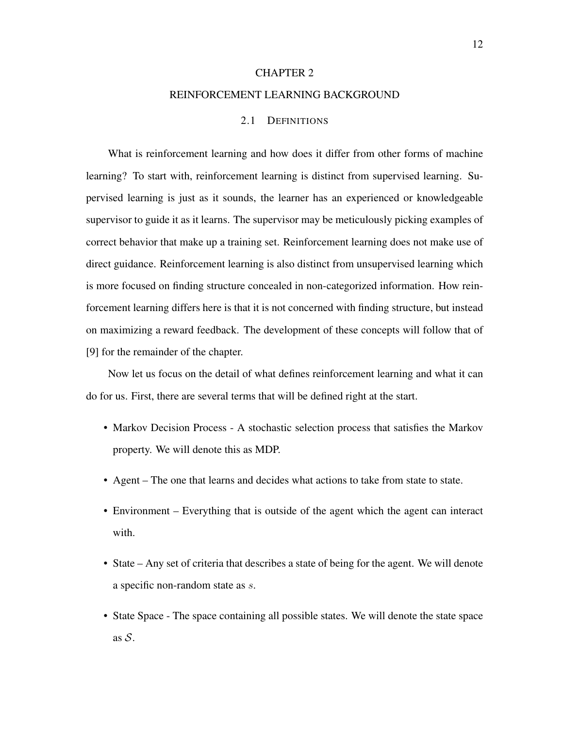# CHAPTER 2

# REINFORCEMENT LEARNING BACKGROUND

## 2.1 DEFINITIONS

What is reinforcement learning and how does it differ from other forms of machine learning? To start with, reinforcement learning is distinct from supervised learning. Supervised learning is just as it sounds, the learner has an experienced or knowledgeable supervisor to guide it as it learns. The supervisor may be meticulously picking examples of correct behavior that make up a training set. Reinforcement learning does not make use of direct guidance. Reinforcement learning is also distinct from unsupervised learning which is more focused on finding structure concealed in non-categorized information. How reinforcement learning differs here is that it is not concerned with finding structure, but instead on maximizing a reward feedback. The development of these concepts will follow that of [9] for the remainder of the chapter.

Now let us focus on the detail of what defines reinforcement learning and what it can do for us. First, there are several terms that will be defined right at the start.

- Markov Decision Process - A stochastic selection process that satisfies the Markov property. We will denote this as MDP.
- Agent – The one that learns and decides what actions to take from state to state.
- Environment – Everything that is outside of the agent which the agent can interact with.
- State – Any set of criteria that describes a state of being for the agent. We will denote a specific non-random state as $s$.
- State Space - The space containing all possible states. We will denote the state space as $\mathcal{S}$.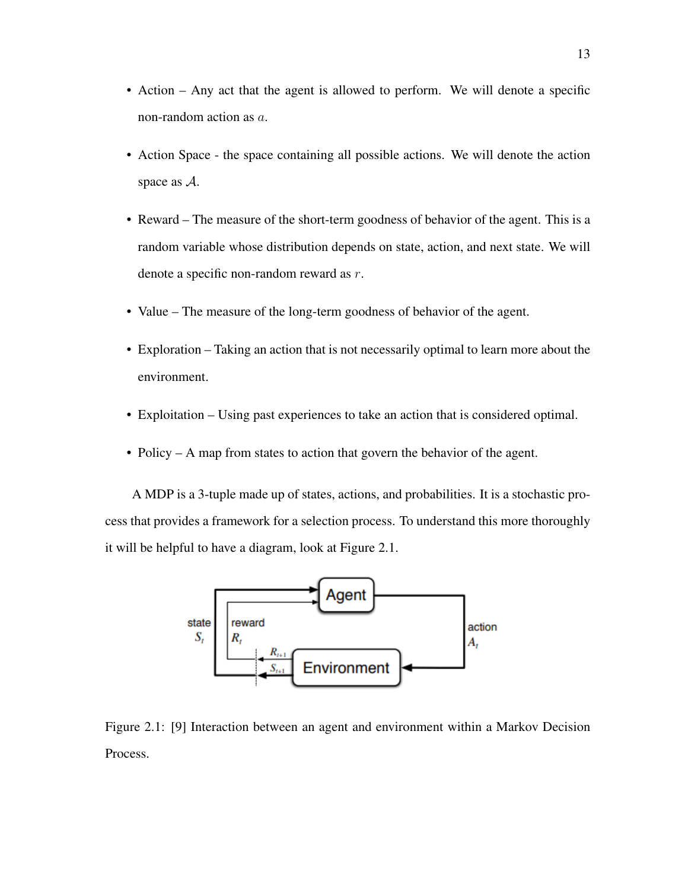- Action – Any act that the agent is allowed to perform. We will denote a specific non-random action as $a$.
- Action Space - the space containing all possible actions. We will denote the action space as $\mathcal{A}$.
- Reward – The measure of the short-term goodness of behavior of the agent. This is a random variable whose distribution depends on state, action, and next state. We will denote a specific non-random reward as $r$.
- Value – The measure of the long-term goodness of behavior of the agent.
- Exploration – Taking an action that is not necessarily optimal to learn more about the environment.
- Exploitation – Using past experiences to take an action that is considered optimal.
- Policy – A map from states to action that govern the behavior of the agent.

A MDP is a 3-tuple made up of states, actions, and probabilities. It is a stochastic process that provides a framework for a selection process. To understand this more thoroughly it will be helpful to have a diagram, look at Figure 2.1.

Figure 2.1: [9] Interaction between an agent and environment within a Markov Decision Process.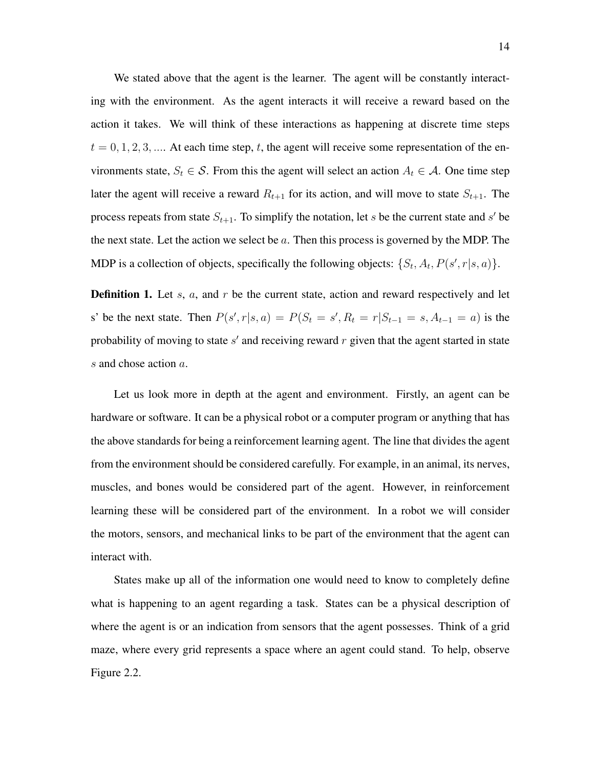We stated above that the agent is the learner. The agent will be constantly interacting with the environment. As the agent interacts it will receive a reward based on the action it takes. We will think of these interactions as happening at discrete time steps $t = 0, 1, 2, 3, ....$ At each time step, $t$, the agent will receive some representation of the environments state, $S_t \in \mathcal{S}$. From this the agent will select an action $A_t \in \mathcal{A}$. One time step later the agent will receive a reward $R_{t+1}$ for its action, and will move to state $S_{t+1}$. The process repeats from state $S_{t+1}$. To simplify the notation, let $s$ be the current state and $s'$ be the next state. Let the action we select be $a$. Then this process is governed by the MDP. The MDP is a collection of objects, specifically the following objects: $\{S_t, A_t, P(s', r|s, a)\}$.

**Definition 1.** Let $s$, $a$, and $r$ be the current state, action and reward respectively and let s' be the next state. Then $P(s', r|s, a) = P(S_t = s', R_t = r|S_{t-1} = s, A_{t-1} = a)$ is the probability of moving to state $s'$ and receiving reward $r$ given that the agent started in state $s$ and chose action $a$.

Let us look more in depth at the agent and environment. Firstly, an agent can be hardware or software. It can be a physical robot or a computer program or anything that has the above standards for being a reinforcement learning agent. The line that divides the agent from the environment should be considered carefully. For example, in an animal, its nerves, muscles, and bones would be considered part of the agent. However, in reinforcement learning these will be considered part of the environment. In a robot we will consider the motors, sensors, and mechanical links to be part of the environment that the agent can interact with.

States make up all of the information one would need to know to completely define what is happening to an agent regarding a task. States can be a physical description of where the agent is or an indication from sensors that the agent possesses. Think of a grid maze, where every grid represents a space where an agent could stand. To help, observe Figure 2.2.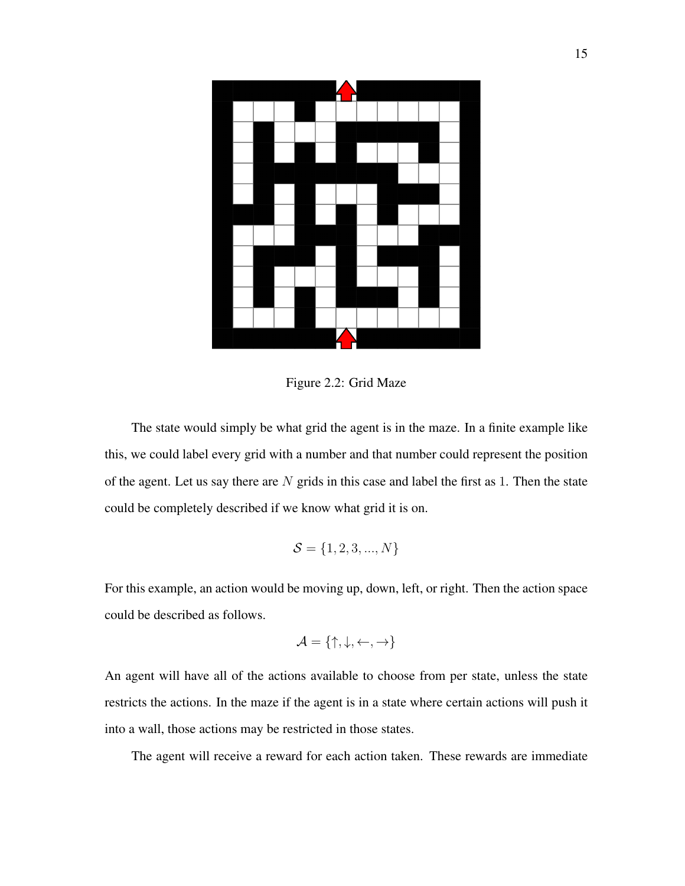Figure 2.2: Grid Maze

The state would simply be what grid the agent is in the maze. In a finite example like this, we could label every grid with a number and that number could represent the position of the agent. Let us say there are $N$ grids in this case and label the first as $1$. Then the state could be completely described if we know what grid it is on.

$$\mathcal{S} = \{1, 2, 3, ..., N\}$$

For this example, an action would be moving up, down, left, or right. Then the action space could be described as follows.

$$\mathcal{A} = \{\uparrow, \downarrow, \leftarrow, \rightarrow\}$$

An agent will have all of the actions available to choose from per state, unless the state restricts the actions. In the maze if the agent is in a state where certain actions will push it into a wall, those actions may be restricted in those states.

The agent will receive a reward for each action taken. These rewards are immediate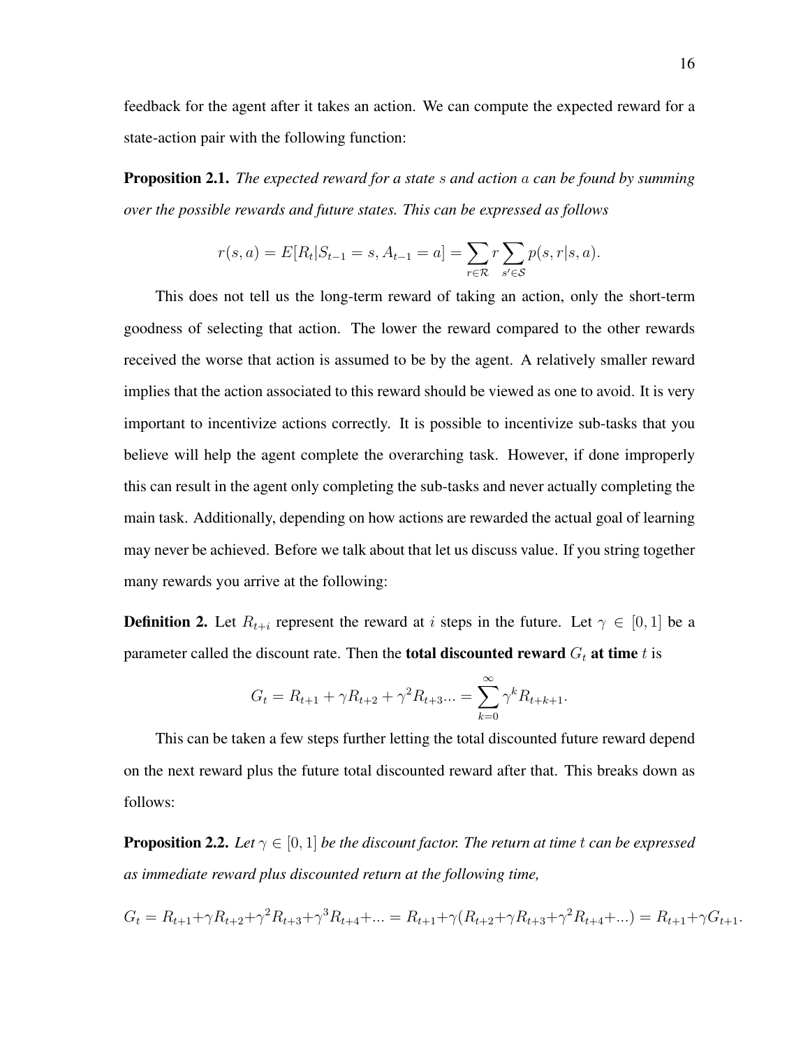feedback for the agent after it takes an action. We can compute the expected reward for a state-action pair with the following function:

**Proposition 2.1.** *The expected reward for a state $s$ and action $a$ can be found by summing over the possible rewards and future states. This can be expressed as follows*

$$r(s,a) = E[R_t|S_{t-1} = s, A_{t-1} = a] = \sum_{r \in \mathcal{R}} r \sum_{s' \in \mathcal{S}} p(s, r|s, a).$$

This does not tell us the long-term reward of taking an action, only the short-term goodness of selecting that action. The lower the reward compared to the other rewards received the worse that action is assumed to be by the agent. A relatively smaller reward implies that the action associated to this reward should be viewed as one to avoid. It is very important to incentivize actions correctly. It is possible to incentivize sub-tasks that you believe will help the agent complete the overarching task. However, if done improperly this can result in the agent only completing the sub-tasks and never actually completing the main task. Additionally, depending on how actions are rewarded the actual goal of learning may never be achieved. Before we talk about that let us discuss value. If you string together many rewards you arrive at the following:

**Definition 2.** Let $R_{t+i}$ represent the reward at $i$ steps in the future. Let $\gamma \in [0, 1]$ be a parameter called the discount rate. Then the **total discounted reward** $G_t$ **at time** $t$ is

$$G_t = R_{t+1} + \gamma R_{t+2} + \gamma^2 R_{t+3} ... = \sum_{k=0}^{\infty} \gamma^k R_{t+k+1}.$$

This can be taken a few steps further letting the total discounted future reward depend on the next reward plus the future total discounted reward after that. This breaks down as follows:

**Proposition 2.2.** *Let $\gamma \in [0, 1]$ be the discount factor. The return at time $t$ can be expressed as immediate reward plus discounted return at the following time,*

$$G_t = R_{t+1} + \gamma R_{t+2} + \gamma^2 R_{t+3} + \gamma^3 R_{t+4} + ... = R_{t+1} + \gamma(R_{t+2} + \gamma R_{t+3} + \gamma^2 R_{t+4} + ...) = R_{t+1} + \gamma G_{t+1}.$$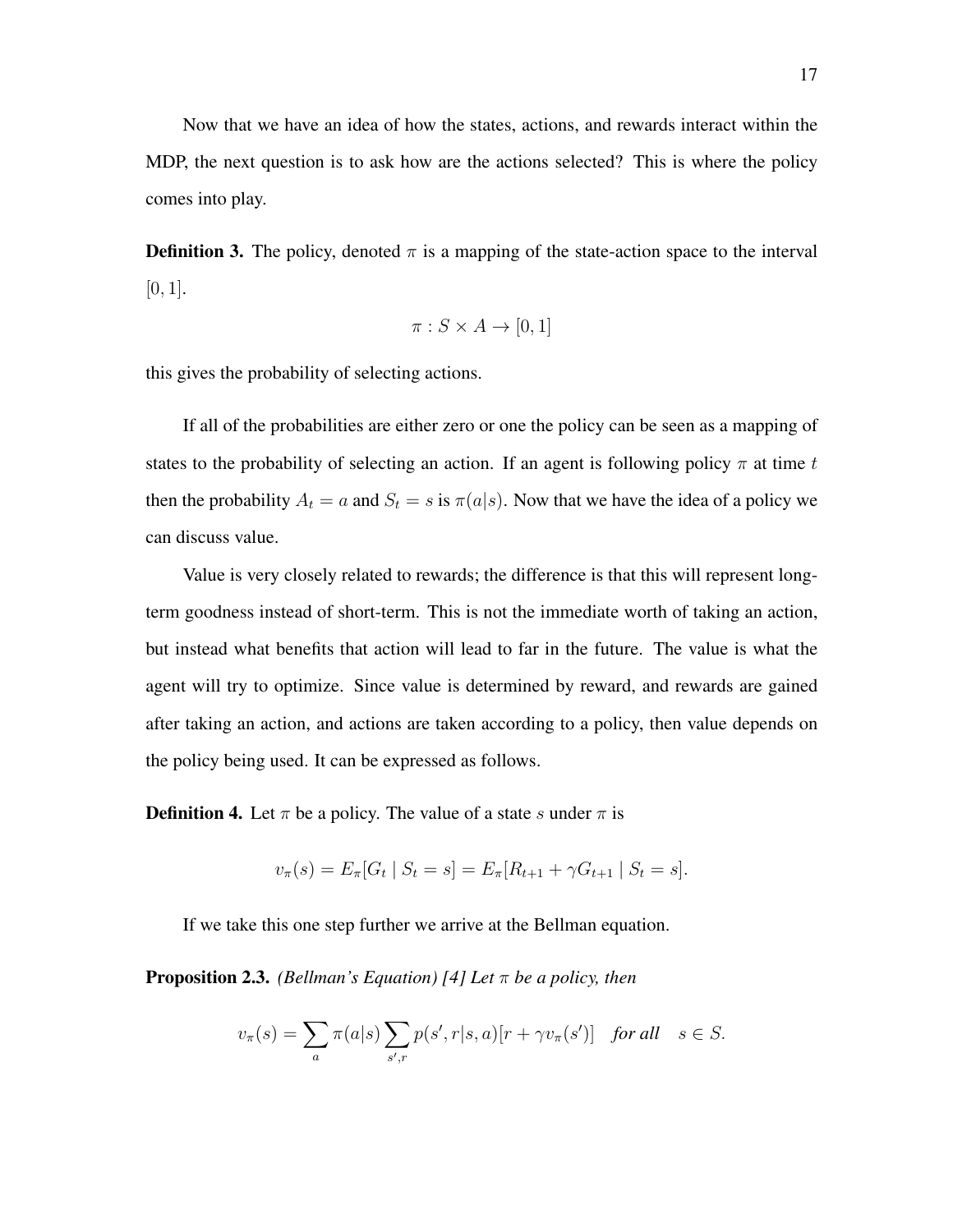Now that we have an idea of how the states, actions, and rewards interact within the MDP, the next question is to ask how are the actions selected? This is where the policy comes into play.

**Definition 3.** The policy, denoted $\pi$ is a mapping of the state-action space to the interval $[0, 1]$.

$$\pi : S \times A \to [0, 1]$$

this gives the probability of selecting actions.

If all of the probabilities are either zero or one the policy can be seen as a mapping of states to the probability of selecting an action. If an agent is following policy $\pi$ at time $t$ then the probability $A_t = a$ and $S_t = s$ is $\pi(a|s)$. Now that we have the idea of a policy we can discuss value.

Value is very closely related to rewards; the difference is that this will represent long-term goodness instead of short-term. This is not the immediate worth of taking an action, but instead what benefits that action will lead to far in the future. The value is what the agent will try to optimize. Since value is determined by reward, and rewards are gained after taking an action, and actions are taken according to a policy, then value depends on the policy being used. It can be expressed as follows.

**Definition 4.** Let $\pi$ be a policy. The value of a state $s$ under $\pi$ is

$$v_\pi(s) = E_\pi[G_t \mid S_t = s] = E_\pi[R_{t+1} + \gamma G_{t+1} \mid S_t = s].$$

If we take this one step further we arrive at the Bellman equation.

**Proposition 2.3.** *(Bellman's Equation) [4] Let $\pi$ be a policy, then*

$$v_\pi(s) = \sum_a \pi(a|s) \sum_{s',r} p(s', r|s, a)[r + \gamma v_\pi(s')] \quad \textit{for all} \quad s \in S.$$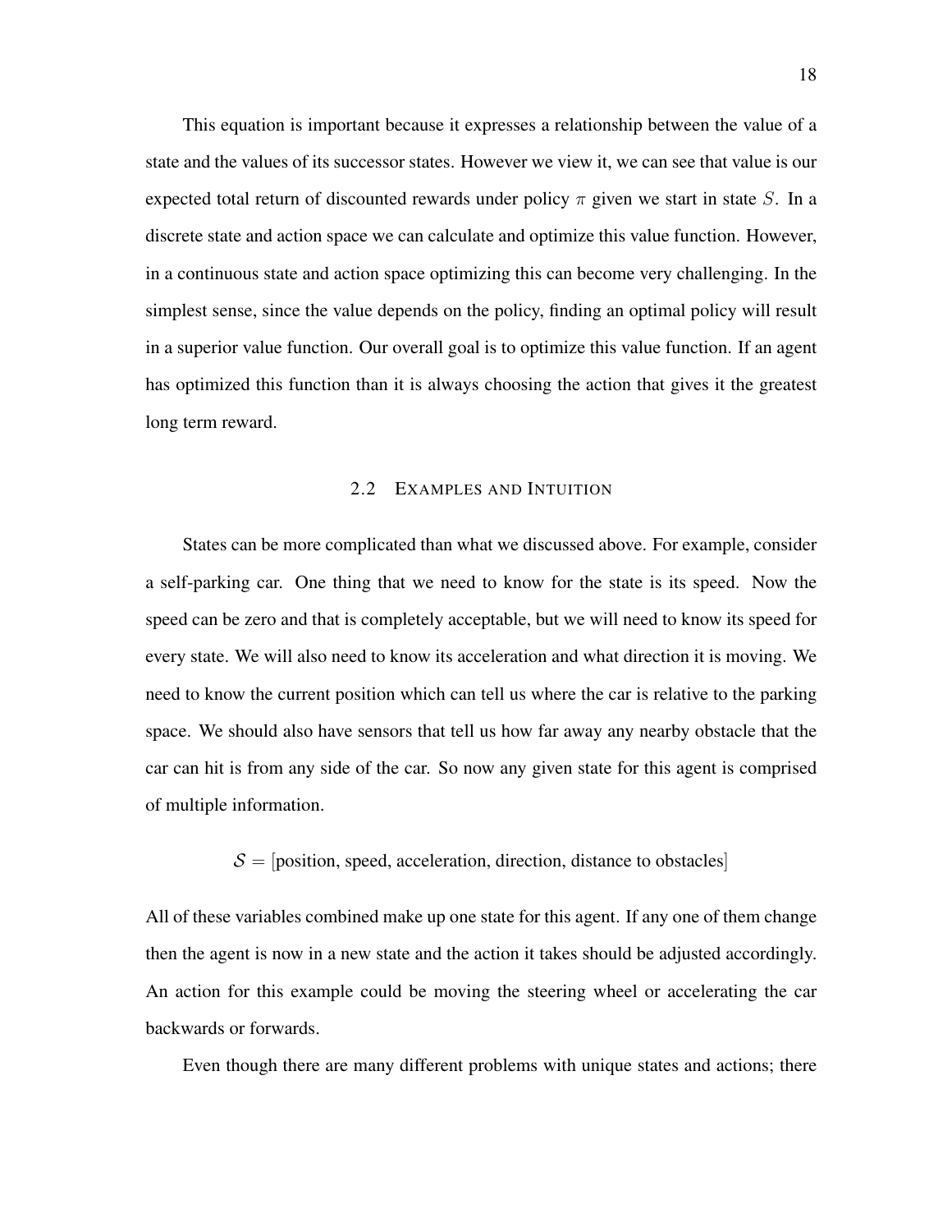This equation is important because it expresses a relationship between the value of a state and the values of its successor states. However we view it, we can see that value is our expected total return of discounted rewards under policy $\pi$ given we start in state $S$. In a discrete state and action space we can calculate and optimize this value function. However, in a continuous state and action space optimizing this can become very challenging. In the simplest sense, since the value depends on the policy, finding an optimal policy will result in a superior value function. Our overall goal is to optimize this value function. If an agent has optimized this function than it is always choosing the action that gives it the greatest long term reward.

## 2.2 Examples and Intuition

States can be more complicated than what we discussed above. For example, consider a self-parking car. One thing that we need to know for the state is its speed. Now the speed can be zero and that is completely acceptable, but we will need to know its speed for every state. We will also need to know its acceleration and what direction it is moving. We need to know the current position which can tell us where the car is relative to the parking space. We should also have sensors that tell us how far away any nearby obstacle that the car can hit is from any side of the car. So now any given state for this agent is comprised of multiple information.

$$\mathcal{S} = [\text{position, speed, acceleration, direction, distance to obstacles}]$$

All of these variables combined make up one state for this agent. If any one of them change then the agent is now in a new state and the action it takes should be adjusted accordingly. An action for this example could be moving the steering wheel or accelerating the car backwards or forwards.

Even though there are many different problems with unique states and actions; there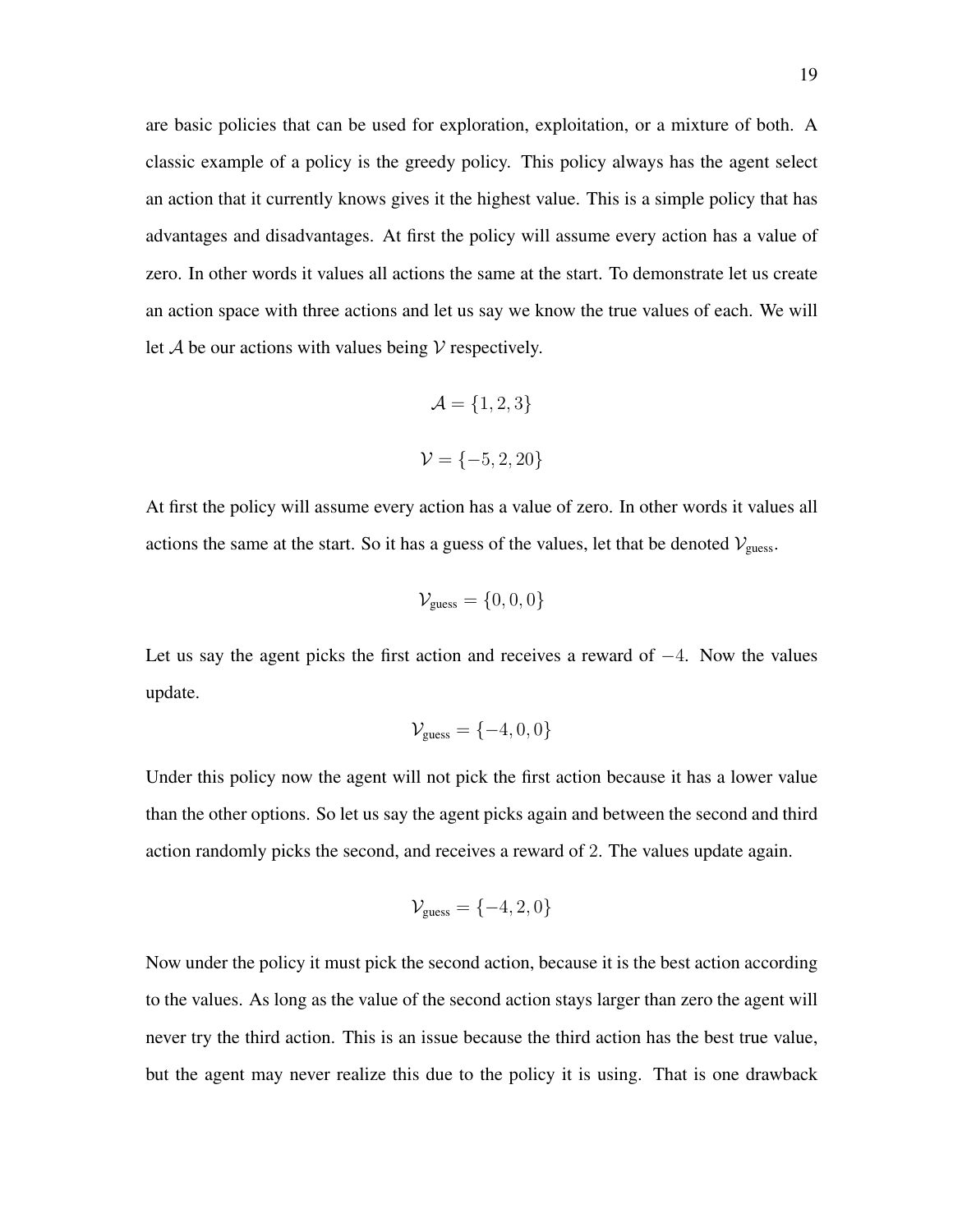are basic policies that can be used for exploration, exploitation, or a mixture of both. A classic example of a policy is the greedy policy. This policy always has the agent select an action that it currently knows gives it the highest value. This is a simple policy that has advantages and disadvantages. At first the policy will assume every action has a value of zero. In other words it values all actions the same at the start. To demonstrate let us create an action space with three actions and let us say we know the true values of each. We will let $\mathcal{A}$ be our actions with values being $\mathcal{V}$ respectively.

$$\mathcal{A} = \{1, 2, 3\}$$

$$\mathcal{V} = \{-5, 2, 20\}$$

At first the policy will assume every action has a value of zero. In other words it values all actions the same at the start. So it has a guess of the values, let that be denoted $\mathcal{V}_{\text{guess}}$.

$$\mathcal{V}_{\text{guess}} = \{0, 0, 0\}$$

Let us say the agent picks the first action and receives a reward of $-4$. Now the values update.

$$\mathcal{V}_{\text{guess}} = \{-4, 0, 0\}$$

Under this policy now the agent will not pick the first action because it has a lower value than the other options. So let us say the agent picks again and between the second and third action randomly picks the second, and receives a reward of $2$. The values update again.

$$\mathcal{V}_{\text{guess}} = \{-4, 2, 0\}$$

Now under the policy it must pick the second action, because it is the best action according to the values. As long as the value of the second action stays larger than zero the agent will never try the third action. This is an issue because the third action has the best true value, but the agent may never realize this due to the policy it is using. That is one drawback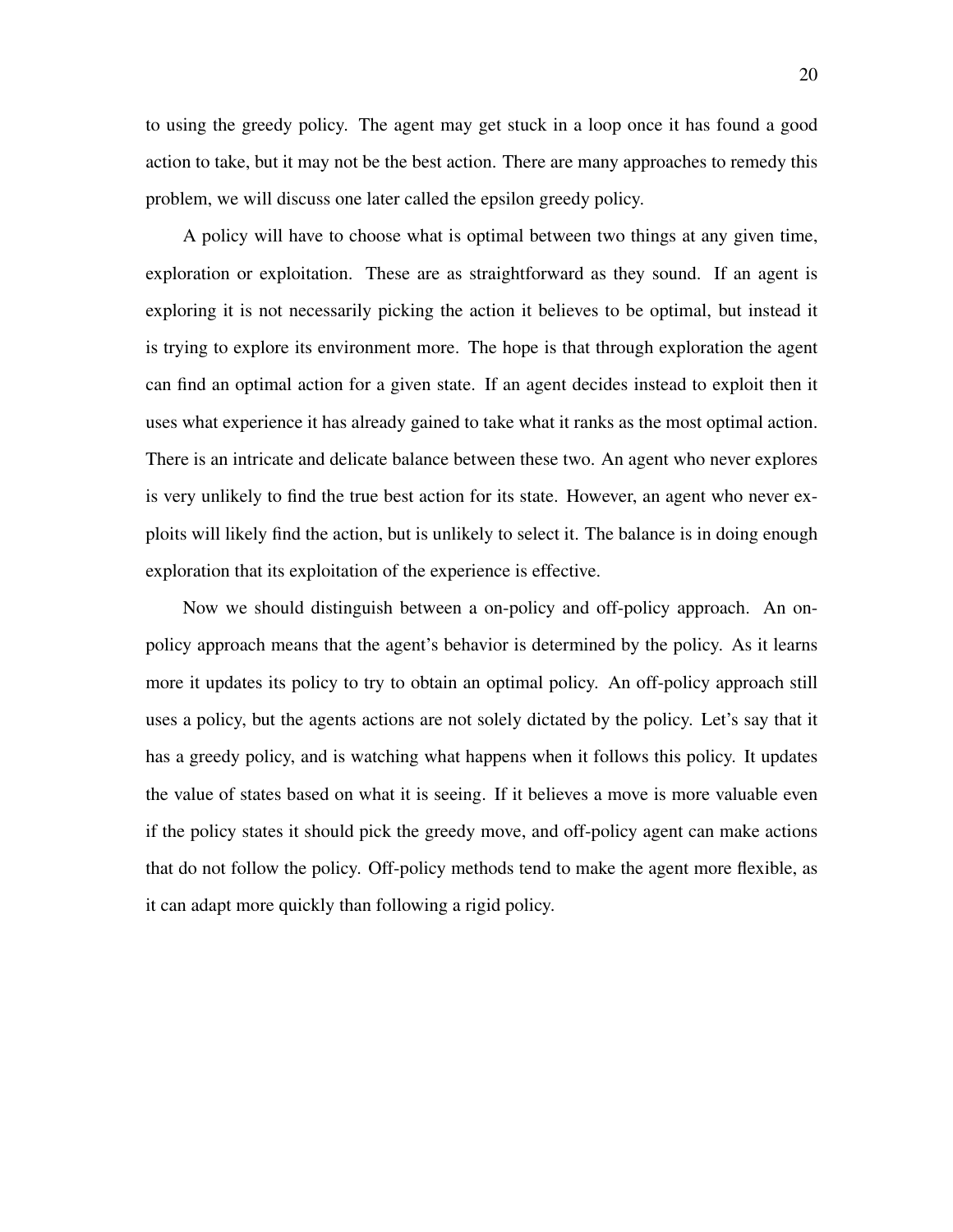to using the greedy policy. The agent may get stuck in a loop once it has found a good action to take, but it may not be the best action. There are many approaches to remedy this problem, we will discuss one later called the epsilon greedy policy.

A policy will have to choose what is optimal between two things at any given time, exploration or exploitation. These are as straightforward as they sound. If an agent is exploring it is not necessarily picking the action it believes to be optimal, but instead it is trying to explore its environment more. The hope is that through exploration the agent can find an optimal action for a given state. If an agent decides instead to exploit then it uses what experience it has already gained to take what it ranks as the most optimal action. There is an intricate and delicate balance between these two. An agent who never explores is very unlikely to find the true best action for its state. However, an agent who never exploits will likely find the action, but is unlikely to select it. The balance is in doing enough exploration that its exploitation of the experience is effective.

Now we should distinguish between a on-policy and off-policy approach. An on-policy approach means that the agent's behavior is determined by the policy. As it learns more it updates its policy to try to obtain an optimal policy. An off-policy approach still uses a policy, but the agents actions are not solely dictated by the policy. Let's say that it has a greedy policy, and is watching what happens when it follows this policy. It updates the value of states based on what it is seeing. If it believes a move is more valuable even if the policy states it should pick the greedy move, and off-policy agent can make actions that do not follow the policy. Off-policy methods tend to make the agent more flexible, as it can adapt more quickly than following a rigid policy.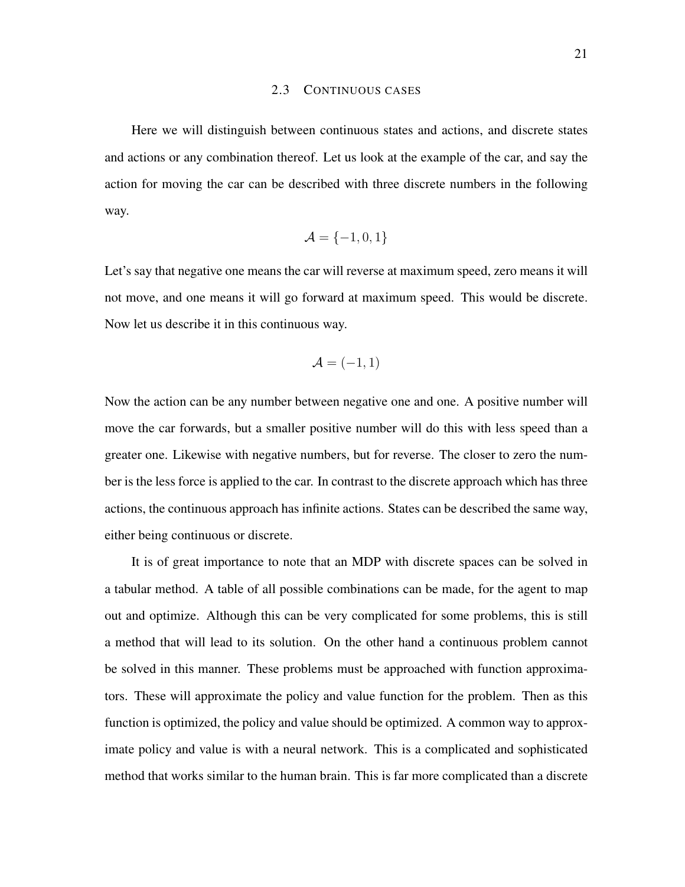## 2.3 Continuous cases

Here we will distinguish between continuous states and actions, and discrete states and actions or any combination thereof. Let us look at the example of the car, and say the action for moving the car can be described with three discrete numbers in the following way.

$$\mathcal{A} = \{-1, 0, 1\}$$

Let's say that negative one means the car will reverse at maximum speed, zero means it will not move, and one means it will go forward at maximum speed. This would be discrete. Now let us describe it in this continuous way.

$$\mathcal{A} = (-1, 1)$$

Now the action can be any number between negative one and one. A positive number will move the car forwards, but a smaller positive number will do this with less speed than a greater one. Likewise with negative numbers, but for reverse. The closer to zero the number is the less force is applied to the car. In contrast to the discrete approach which has three actions, the continuous approach has infinite actions. States can be described the same way, either being continuous or discrete.

It is of great importance to note that an MDP with discrete spaces can be solved in a tabular method. A table of all possible combinations can be made, for the agent to map out and optimize. Although this can be very complicated for some problems, this is still a method that will lead to its solution. On the other hand a continuous problem cannot be solved in this manner. These problems must be approached with function approximators. These will approximate the policy and value function for the problem. Then as this function is optimized, the policy and value should be optimized. A common way to approximate policy and value is with a neural network. This is a complicated and sophisticated method that works similar to the human brain. This is far more complicated than a discrete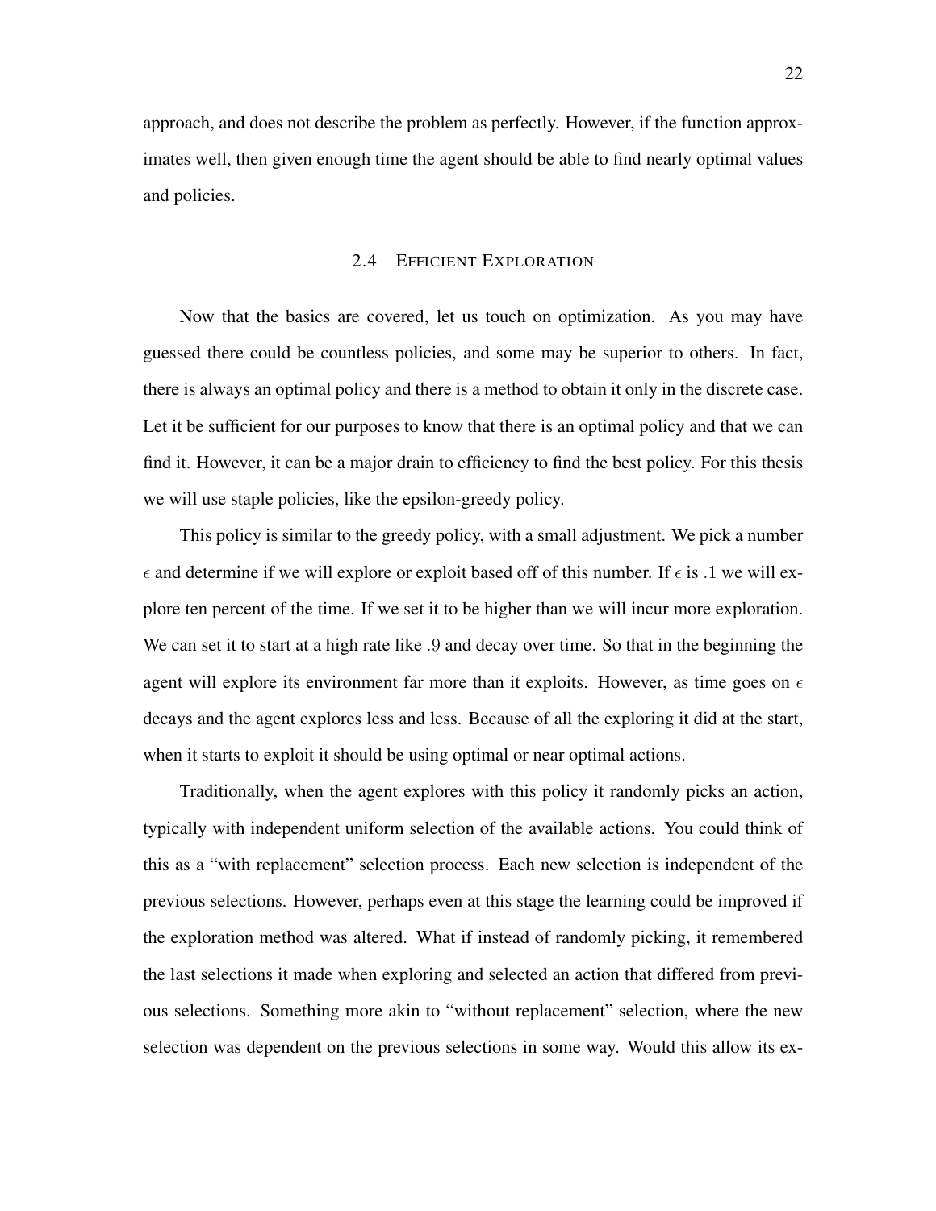approach, and does not describe the problem as perfectly. However, if the function approximates well, then given enough time the agent should be able to find nearly optimal values and policies.

## 2.4 Efficient Exploration

Now that the basics are covered, let us touch on optimization. As you may have guessed there could be countless policies, and some may be superior to others. In fact, there is always an optimal policy and there is a method to obtain it only in the discrete case. Let it be sufficient for our purposes to know that there is an optimal policy and that we can find it. However, it can be a major drain to efficiency to find the best policy. For this thesis we will use staple policies, like the epsilon-greedy policy.

This policy is similar to the greedy policy, with a small adjustment. We pick a number $\epsilon$ and determine if we will explore or exploit based off of this number. If $\epsilon$ is $.1$ we will explore ten percent of the time. If we set it to be higher than we will incur more exploration. We can set it to start at a high rate like $.9$ and decay over time. So that in the beginning the agent will explore its environment far more than it exploits. However, as time goes on $\epsilon$ decays and the agent explores less and less. Because of all the exploring it did at the start, when it starts to exploit it should be using optimal or near optimal actions.

Traditionally, when the agent explores with this policy it randomly picks an action, typically with independent uniform selection of the available actions. You could think of this as a "with replacement" selection process. Each new selection is independent of the previous selections. However, perhaps even at this stage the learning could be improved if the exploration method was altered. What if instead of randomly picking, it remembered the last selections it made when exploring and selected an action that differed from previous selections. Something more akin to "without replacement" selection, where the new selection was dependent on the previous selections in some way. Would this allow its ex-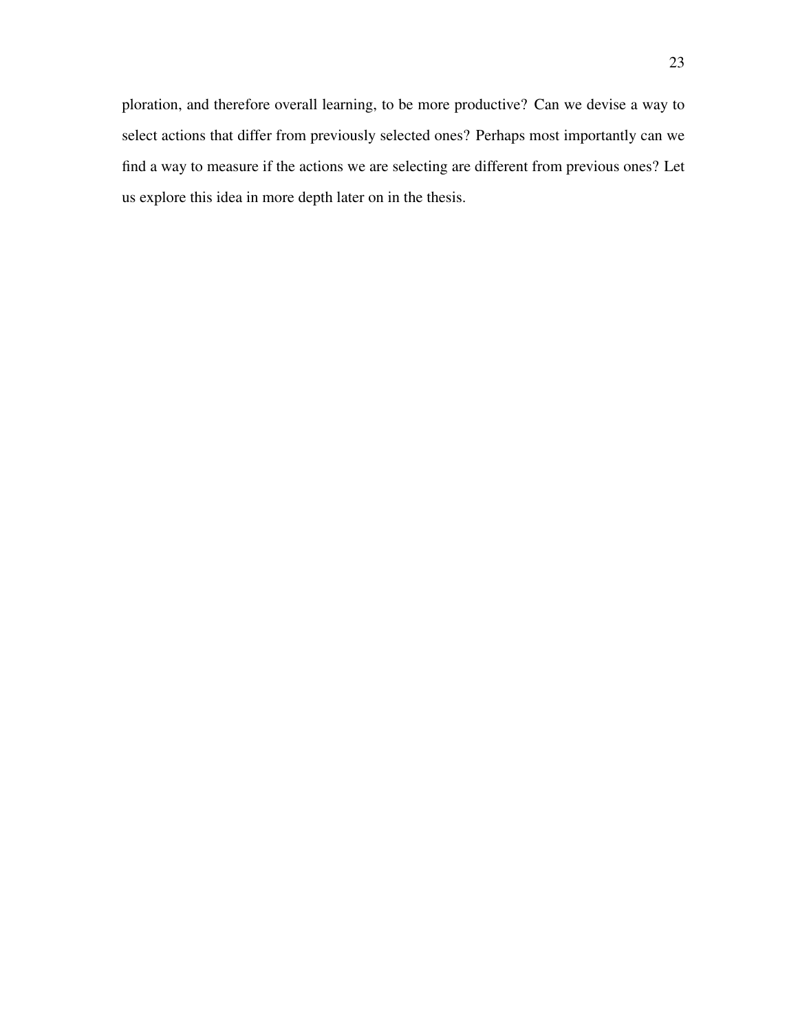ploration, and therefore overall learning, to be more productive? Can we devise a way to select actions that differ from previously selected ones? Perhaps most importantly can we find a way to measure if the actions we are selecting are different from previous ones? Let us explore this idea in more depth later on in the thesis.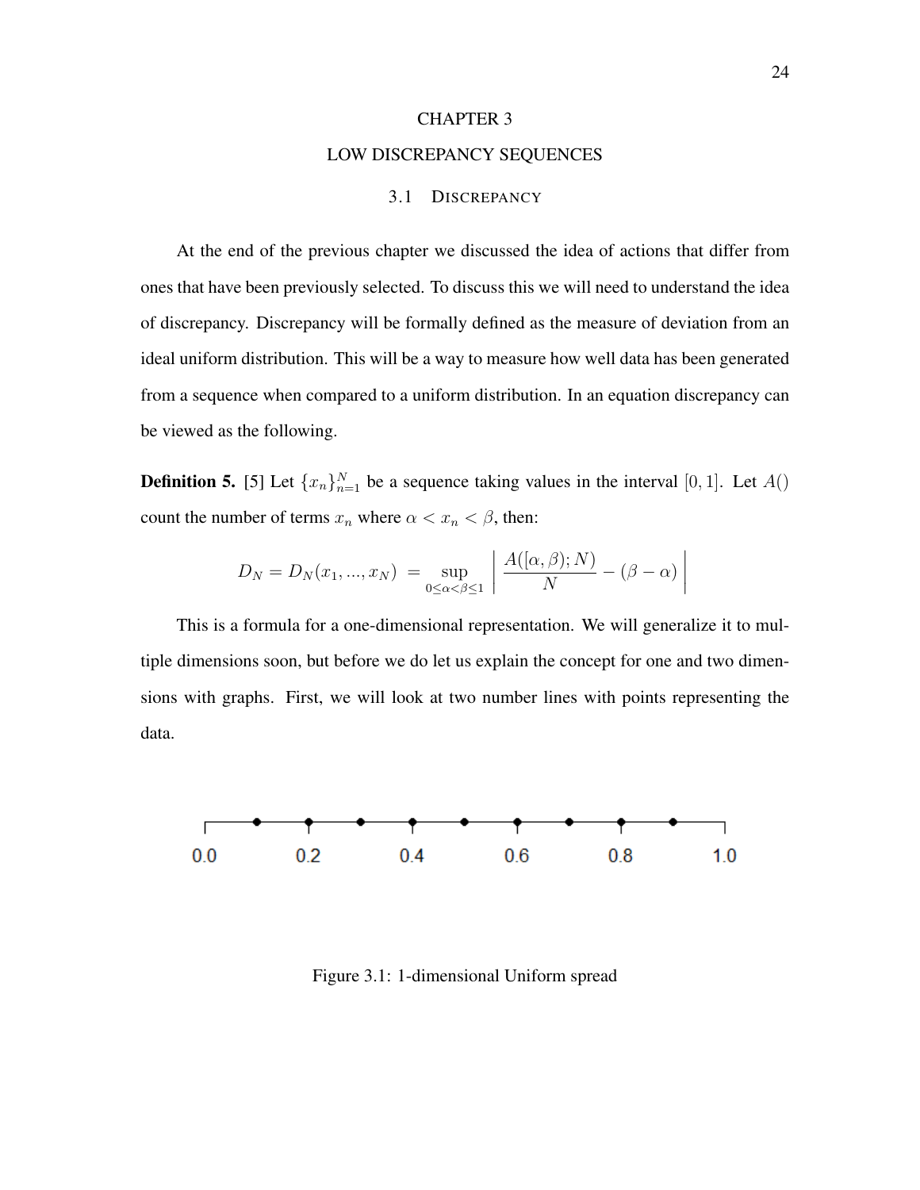# CHAPTER 3

# LOW DISCREPANCY SEQUENCES

## 3.1 DISCREPANCY

At the end of the previous chapter we discussed the idea of actions that differ from ones that have been previously selected. To discuss this we will need to understand the idea of discrepancy. Discrepancy will be formally defined as the measure of deviation from an ideal uniform distribution. This will be a way to measure how well data has been generated from a sequence when compared to a uniform distribution. In an equation discrepancy can be viewed as the following.

**Definition 5.** [5] Let $\{x_n\}_{n=1}^{N}$ be a sequence taking values in the interval $[0, 1]$. Let $A()$ count the number of terms $x_n$ where $\alpha < x_n < \beta$, then:

$$D_N = D_N(x_1, ..., x_N) \ = \sup_{0 \leq \alpha < \beta \leq 1} \left| \frac{A([\alpha, \beta); N)}{N} - (\beta - \alpha) \right|$$

This is a formula for a one-dimensional representation. We will generalize it to multiple dimensions soon, but before we do let us explain the concept for one and two dimensions with graphs. First, we will look at two number lines with points representing the data.

Figure 3.1: 1-dimensional Uniform spread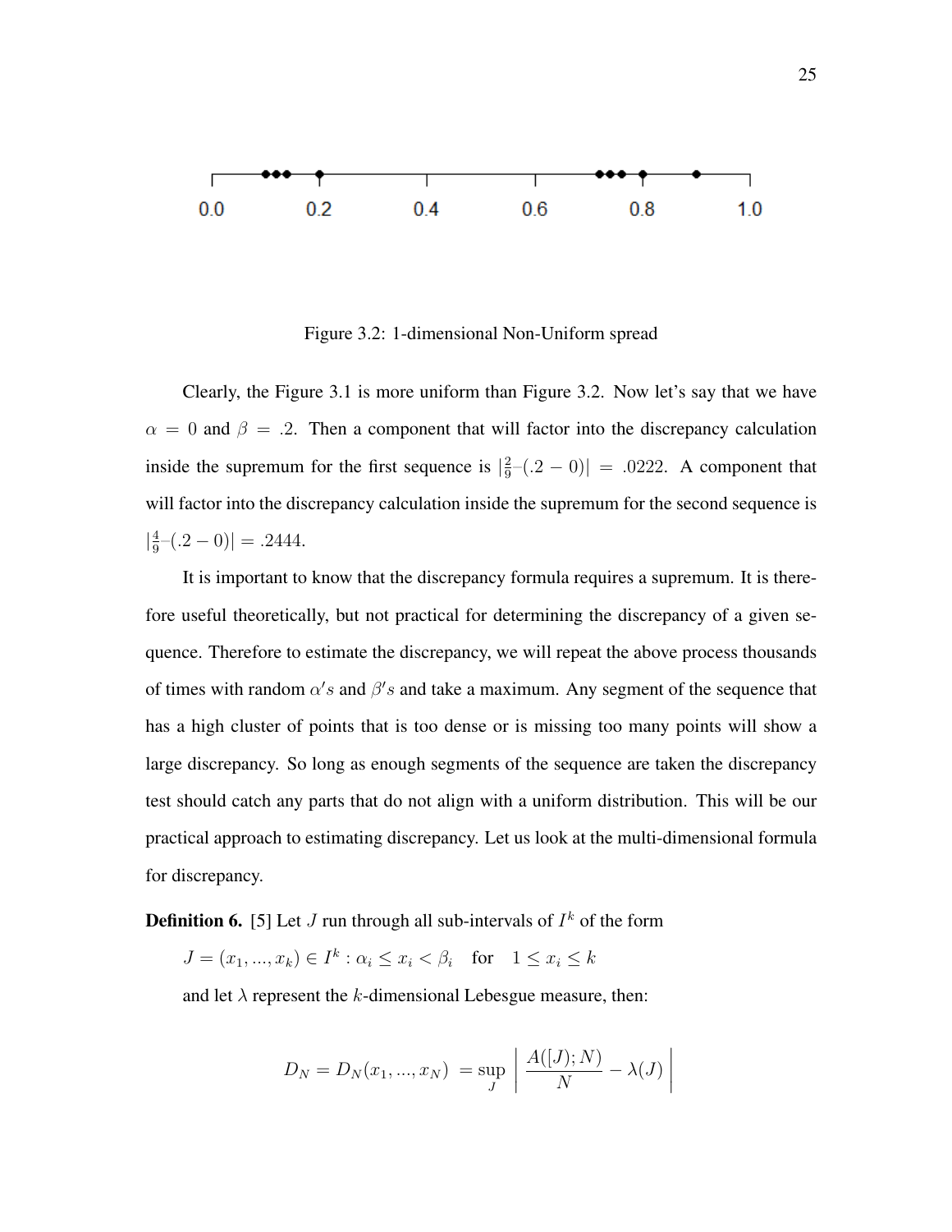Figure 3.2: 1-dimensional Non-Uniform spread

Clearly, the Figure 3.1 is more uniform than Figure 3.2. Now let's say that we have $\alpha = 0$ and $\beta = .2$. Then a component that will factor into the discrepancy calculation inside the supremum for the first sequence is $|\frac{2}{9}-(.2-0)| = .0222$. A component that will factor into the discrepancy calculation inside the supremum for the second sequence is $|\frac{4}{9}-(.2-0)| = .2444$.

It is important to know that the discrepancy formula requires a supremum. It is therefore useful theoretically, but not practical for determining the discrepancy of a given sequence. Therefore to estimate the discrepancy, we will repeat the above process thousands of times with random $\alpha's$ and $\beta's$ and take a maximum. Any segment of the sequence that has a high cluster of points that is too dense or is missing too many points will show a large discrepancy. So long as enough segments of the sequence are taken the discrepancy test should catch any parts that do not align with a uniform distribution. This will be our practical approach to estimating discrepancy. Let us look at the multi-dimensional formula for discrepancy.

**Definition 6.** [5] Let $J$ run through all sub-intervals of $I^k$ of the form

$J = (x_1, ..., x_k) \in I^k : \alpha_i \leq x_i < \beta_i \quad \text{for} \quad 1 \leq x_i \leq k$

and let $\lambda$ represent the $k$-dimensional Lebesgue measure, then:

$$D_N = D_N(x_1, ..., x_N) \ = \sup_J \left| \frac{A([J]; N)}{N} - \lambda(J) \right|$$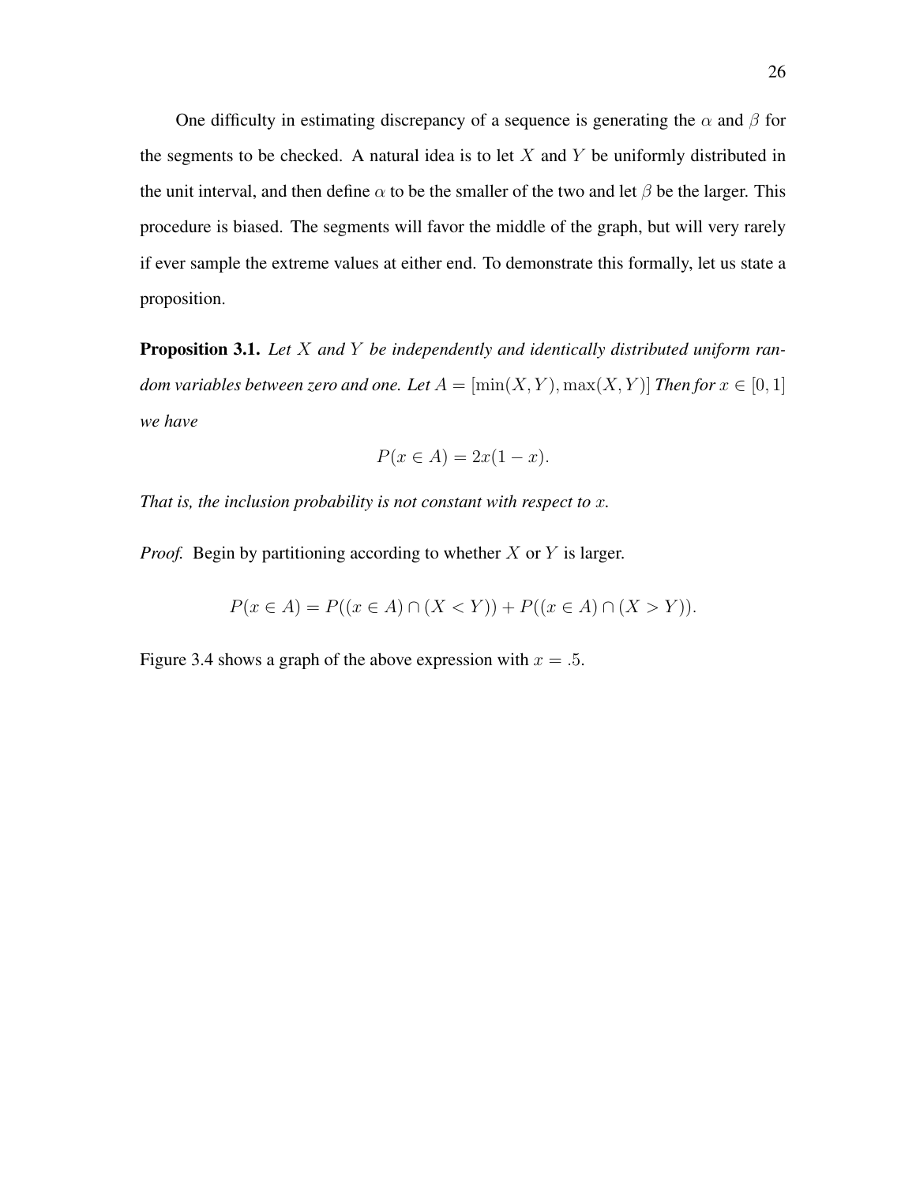One difficulty in estimating discrepancy of a sequence is generating the $\alpha$ and $\beta$ for the segments to be checked. A natural idea is to let $X$ and $Y$ be uniformly distributed in the unit interval, and then define $\alpha$ to be the smaller of the two and let $\beta$ be the larger. This procedure is biased. The segments will favor the middle of the graph, but will very rarely if ever sample the extreme values at either end. To demonstrate this formally, let us state a proposition.

**Proposition 3.1.** *Let $X$ and $Y$ be independently and identically distributed uniform random variables between zero and one. Let $A = [\min(X, Y), \max(X, Y)]$ Then for $x \in [0, 1]$ we have*

$$P(x \in A) = 2x(1 - x).$$

*That is, the inclusion probability is not constant with respect to $x$.*

*Proof.* Begin by partitioning according to whether $X$ or $Y$ is larger.

$$P(x \in A) = P((x \in A) \cap (X < Y)) + P((x \in A) \cap (X > Y)).$$

Figure 3.4 shows a graph of the above expression with $x = .5$.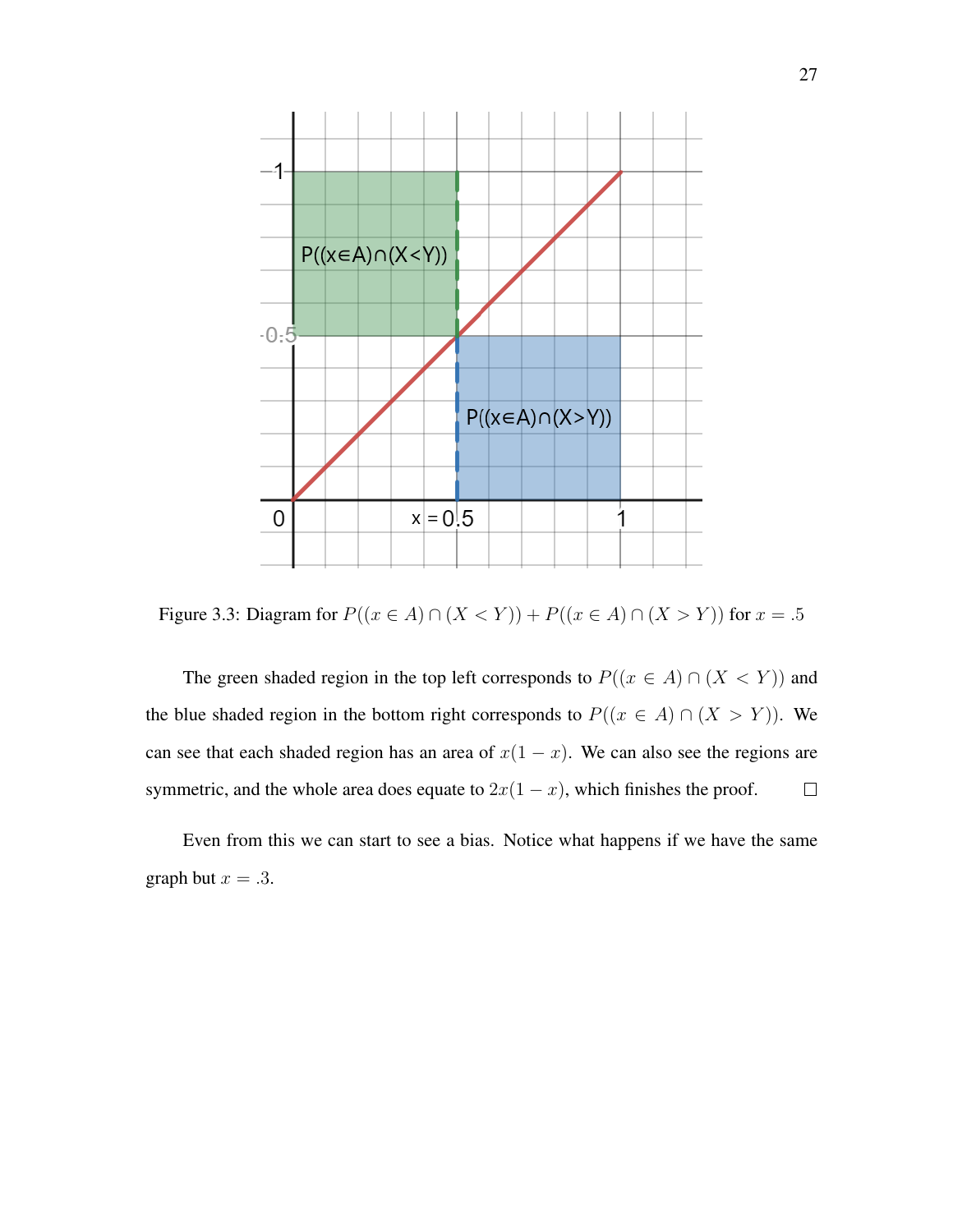Figure 3.3: Diagram for $P((x \in A) \cap (X < Y)) + P((x \in A) \cap (X > Y))$ for $x = .5$

The green shaded region in the top left corresponds to $P((x \in A) \cap (X < Y))$ and the blue shaded region in the bottom right corresponds to $P((x \in A) \cap (X > Y))$. We can see that each shaded region has an area of $x(1 - x)$. We can also see the regions are symmetric, and the whole area does equate to $2x(1 - x)$, which finishes the proof. □

Even from this we can start to see a bias. Notice what happens if we have the same graph but $x = .3$.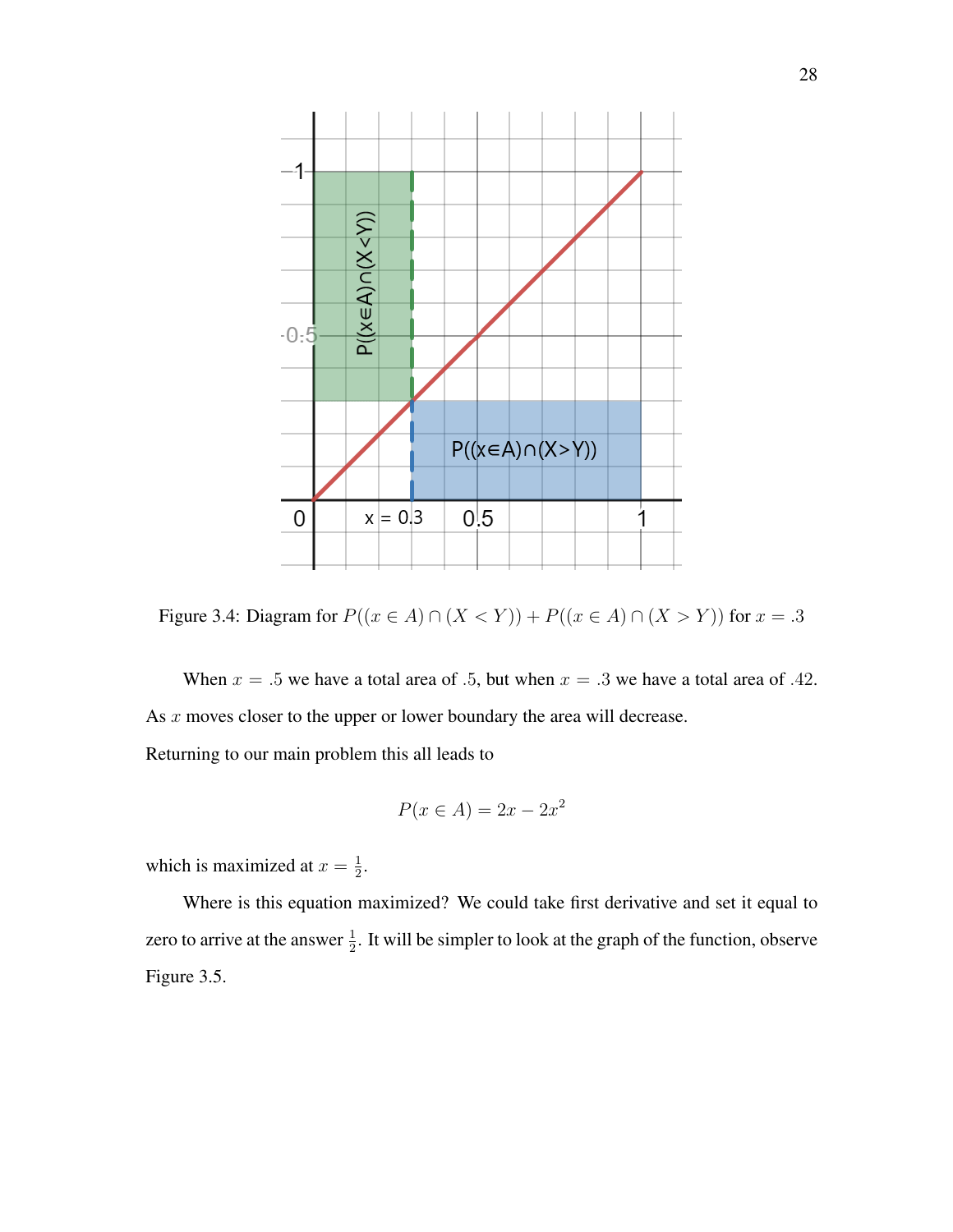Figure 3.4: Diagram for $P((x \in A) \cap (X < Y)) + P((x \in A) \cap (X > Y))$ for $x = .3$

When $x = .5$ we have a total area of $.5$, but when $x = .3$ we have a total area of $.42$. As $x$ moves closer to the upper or lower boundary the area will decrease.

Returning to our main problem this all leads to

$$P(x \in A) = 2x - 2x^2$$

which is maximized at $x = \frac{1}{2}$.

Where is this equation maximized? We could take first derivative and set it equal to zero to arrive at the answer $\frac{1}{2}$. It will be simpler to look at the graph of the function, observe Figure 3.5.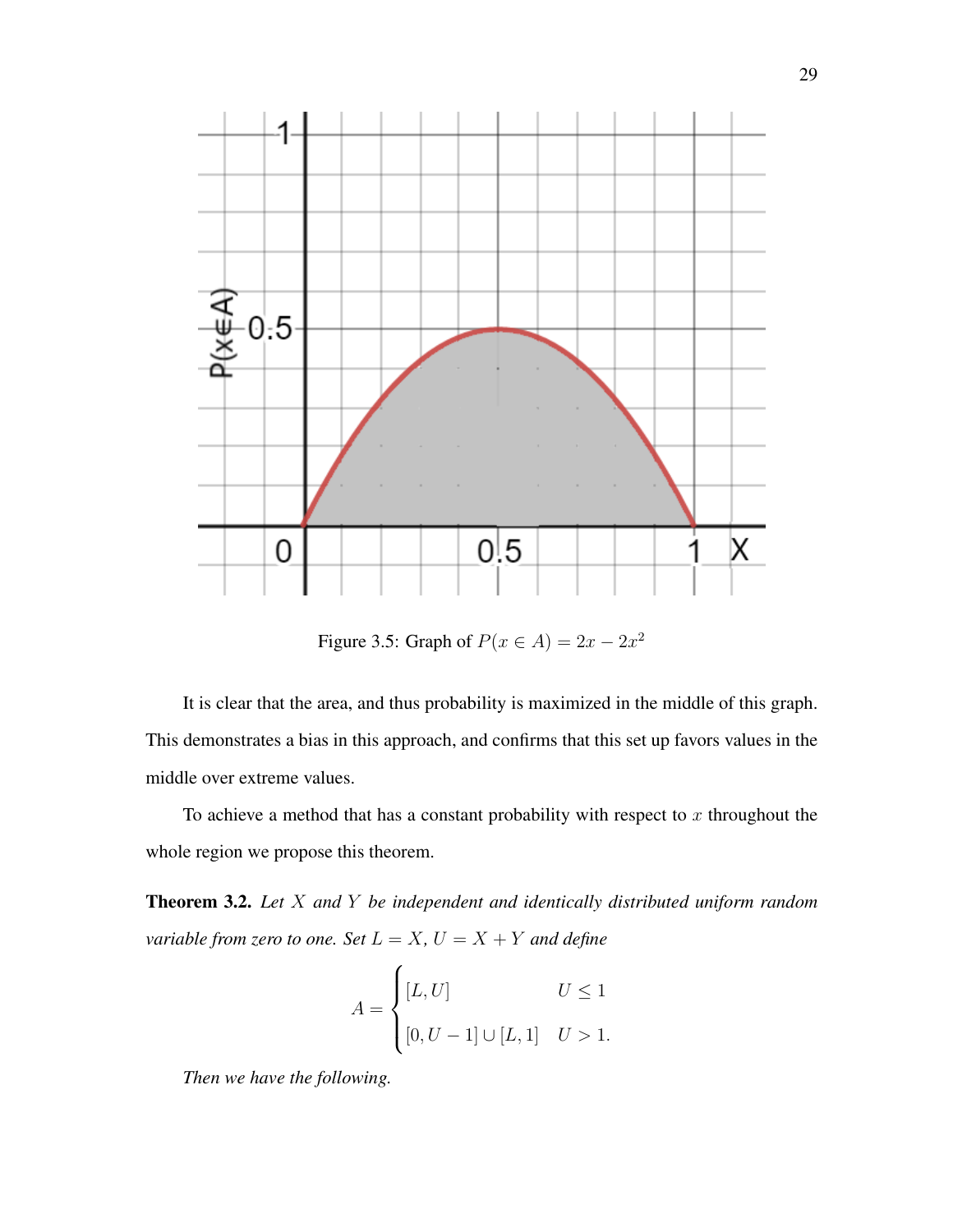Figure 3.5: Graph of $P(x \in A) = 2x - 2x^2$

It is clear that the area, and thus probability is maximized in the middle of this graph. This demonstrates a bias in this approach, and confirms that this set up favors values in the middle over extreme values.

To achieve a method that has a constant probability with respect to $x$ throughout the whole region we propose this theorem.

**Theorem 3.2.** *Let $X$ and $Y$ be independent and identically distributed uniform random variable from zero to one. Set $L = X$, $U = X + Y$ and define*

$$A = \begin{cases} [L, U] & U \leq 1 \\ [0, U-1] \cup [L, 1] & U > 1. \end{cases}$$

*Then we have the following.*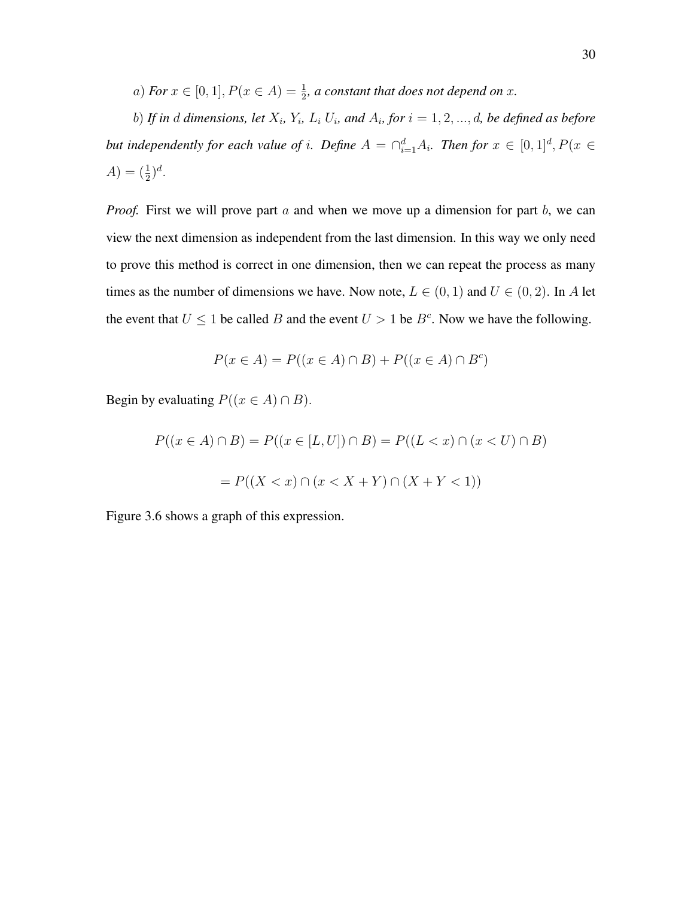*a) For $x \in [0, 1], P(x \in A) = \frac{1}{2}$, a constant that does not depend on $x$.*

*b) If in $d$ dimensions, let $X_i$, $Y_i$, $L_i$ $U_i$, and $A_i$, for $i = 1, 2, ..., d$, be defined as before but independently for each value of $i$. Define $A = \cap_{i=1}^{d} A_i$. Then for $x \in [0, 1]^d, P(x \in A) = (\frac{1}{2})^d$.*

*Proof.* First we will prove part $a$ and when we move up a dimension for part $b$, we can view the next dimension as independent from the last dimension. In this way we only need to prove this method is correct in one dimension, then we can repeat the process as many times as the number of dimensions we have. Now note, $L \in (0, 1)$ and $U \in (0, 2)$. In $A$ let the event that $U \leq 1$ be called $B$ and the event $U > 1$ be $B^c$. Now we have the following.

$$P(x \in A) = P((x \in A) \cap B) + P((x \in A) \cap B^c)$$

Begin by evaluating $P((x \in A) \cap B)$.

$$P((x \in A) \cap B) = P((x \in [L, U]) \cap B) = P((L < x) \cap (x < U) \cap B)$$

$$= P((X < x) \cap (x < X + Y) \cap (X + Y < 1))$$

Figure 3.6 shows a graph of this expression.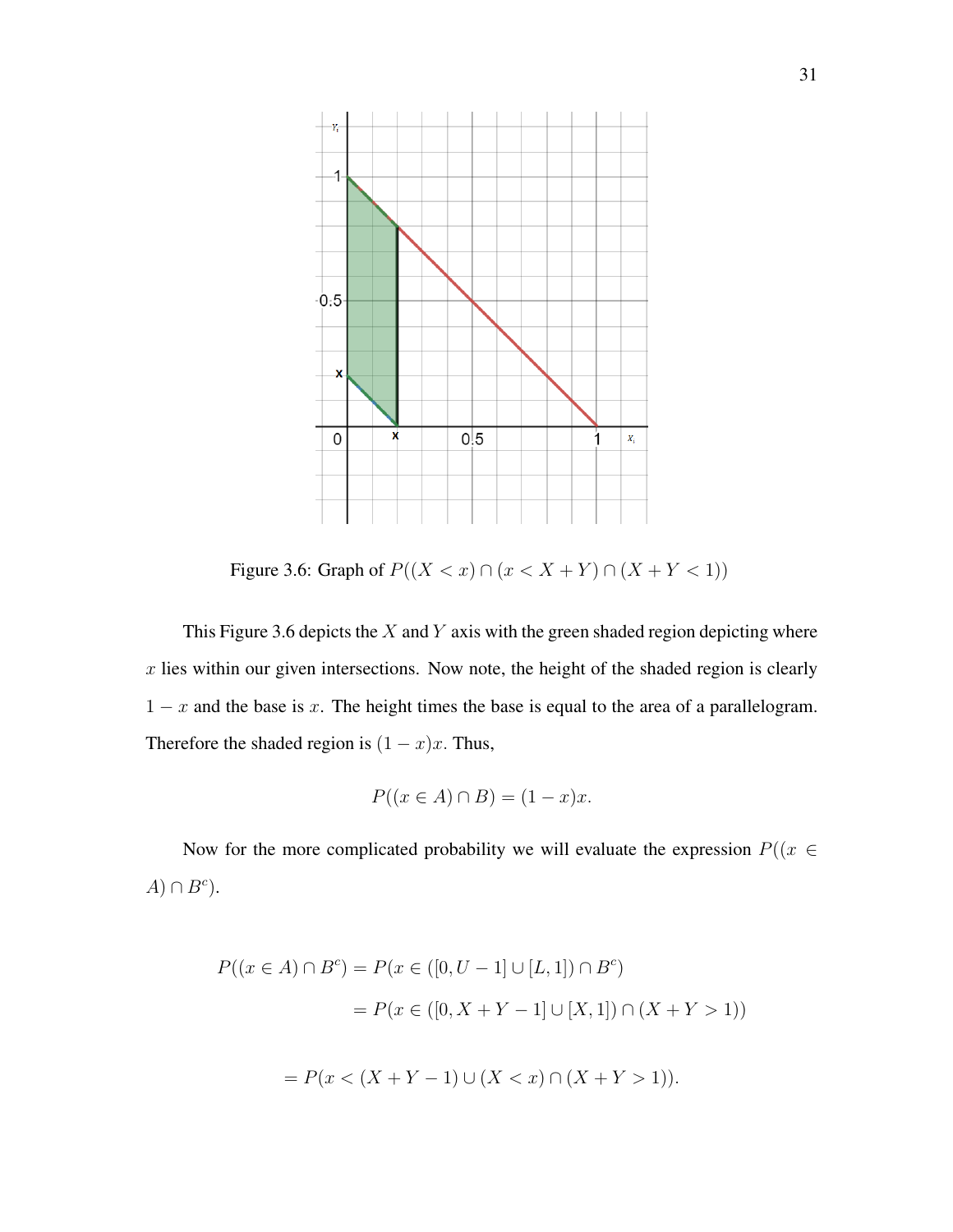Figure 3.6: Graph of $P((X < x) \cap (x < X + Y) \cap (X + Y < 1))$

This Figure 3.6 depicts the $X$ and $Y$ axis with the green shaded region depicting where $x$ lies within our given intersections. Now note, the height of the shaded region is clearly $1 - x$ and the base is $x$. The height times the base is equal to the area of a parallelogram. Therefore the shaded region is $(1 - x)x$. Thus,

$$P((x \in A) \cap B) = (1 - x)x.$$

Now for the more complicated probability we will evaluate the expression $P((x \in A) \cap B^c)$.

$$P((x \in A) \cap B^c) = P(x \in ([0, U - 1] \cup [L, 1]) \cap B^c)$$

$$= P(x \in ([0, X + Y - 1] \cup [X, 1]) \cap (X + Y > 1))$$

$$= P(x < (X + Y - 1) \cup (X < x) \cap (X + Y > 1)).$$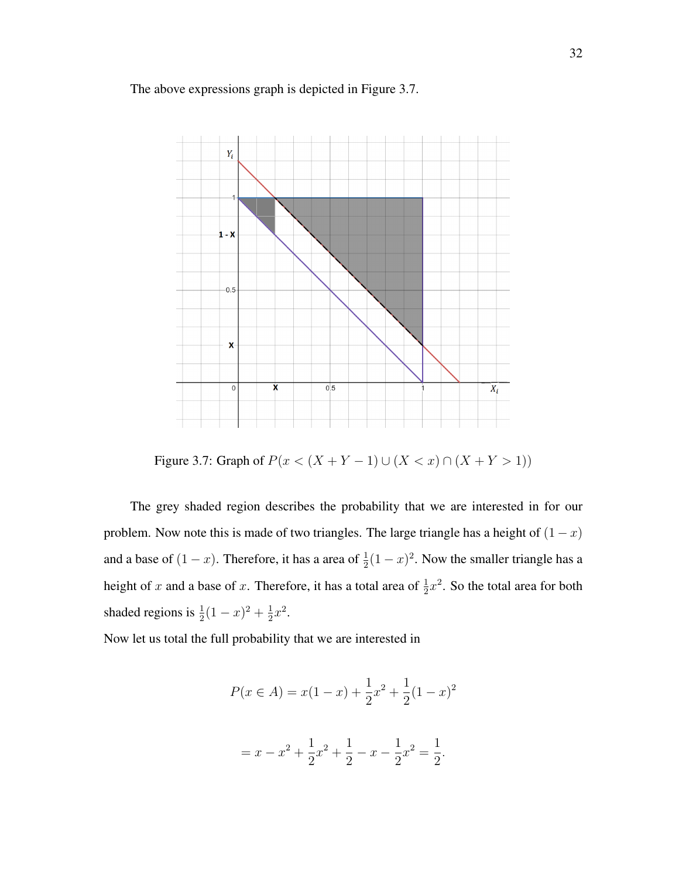The above expressions graph is depicted in Figure 3.7.

Figure 3.7: Graph of $P(x < (X + Y - 1) \cup (X < x) \cap (X + Y > 1))$

The grey shaded region describes the probability that we are interested in for our problem. Now note this is made of two triangles. The large triangle has a height of $(1-x)$ and a base of $(1-x)$. Therefore, it has a area of $\frac{1}{2}(1-x)^2$. Now the smaller triangle has a height of $x$ and a base of $x$. Therefore, it has a total area of $\frac{1}{2}x^2$. So the total area for both shaded regions is $\frac{1}{2}(1-x)^2 + \frac{1}{2}x^2$.

Now let us total the full probability that we are interested in

$$P(x \in A) = x(1-x) + \frac{1}{2}x^2 + \frac{1}{2}(1-x)^2$$

$$= x - x^2 + \frac{1}{2}x^2 + \frac{1}{2} - x - \frac{1}{2}x^2 = \frac{1}{2}.$$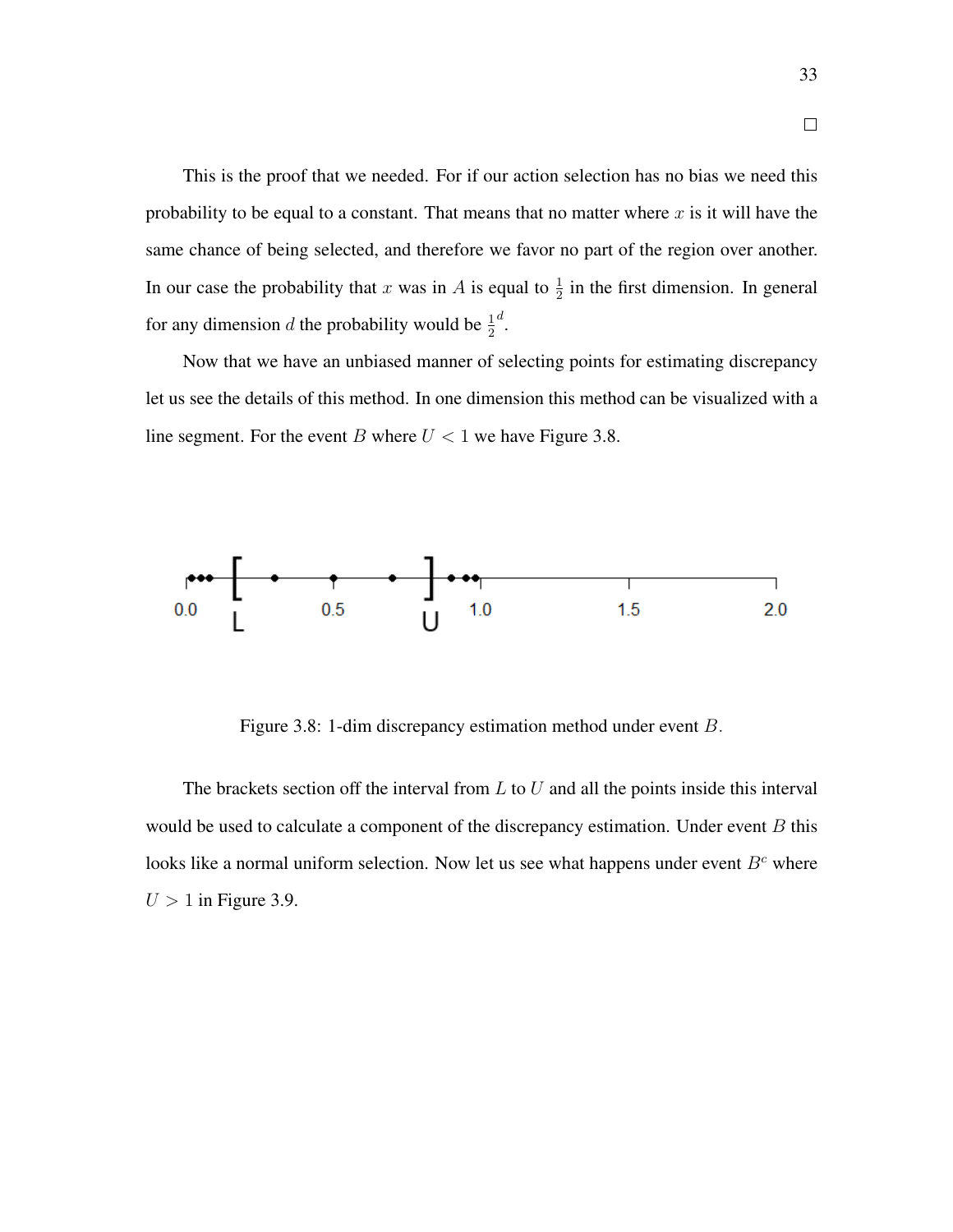□

This is the proof that we needed. For if our action selection has no bias we need this probability to be equal to a constant. That means that no matter where $x$ is it will have the same chance of being selected, and therefore we favor no part of the region over another. In our case the probability that $x$ was in $A$ is equal to $\frac{1}{2}$ in the first dimension. In general for any dimension $d$ the probability would be $\frac{1}{2}^d$.

Now that we have an unbiased manner of selecting points for estimating discrepancy let us see the details of this method. In one dimension this method can be visualized with a line segment. For the event $B$ where $U < 1$ we have Figure 3.8.

Figure 3.8: 1-dim discrepancy estimation method under event $B$.

The brackets section off the interval from $L$ to $U$ and all the points inside this interval would be used to calculate a component of the discrepancy estimation. Under event $B$ this looks like a normal uniform selection. Now let us see what happens under event $B^c$ where $U > 1$ in Figure 3.9.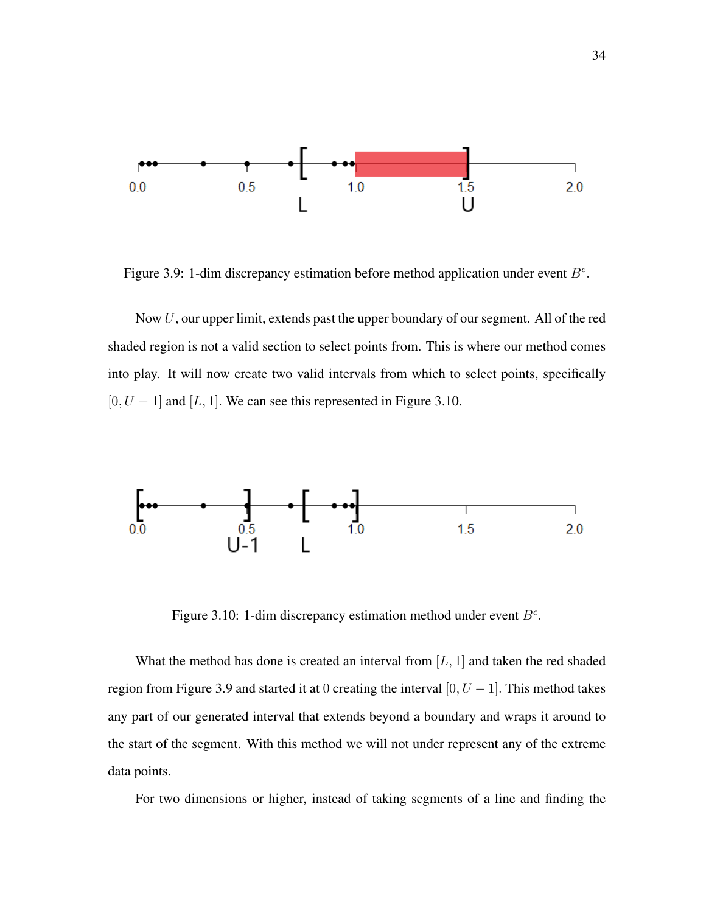Figure 3.9: 1-dim discrepancy estimation before method application under event $B^c$.

Now $U$, our upper limit, extends past the upper boundary of our segment. All of the red shaded region is not a valid section to select points from. This is where our method comes into play. It will now create two valid intervals from which to select points, specifically $[0, U - 1]$ and $[L, 1]$. We can see this represented in Figure 3.10.

Figure 3.10: 1-dim discrepancy estimation method under event $B^c$.

What the method has done is created an interval from $[L, 1]$ and taken the red shaded region from Figure 3.9 and started it at $0$ creating the interval $[0, U - 1]$. This method takes any part of our generated interval that extends beyond a boundary and wraps it around to the start of the segment. With this method we will not under represent any of the extreme data points.

For two dimensions or higher, instead of taking segments of a line and finding the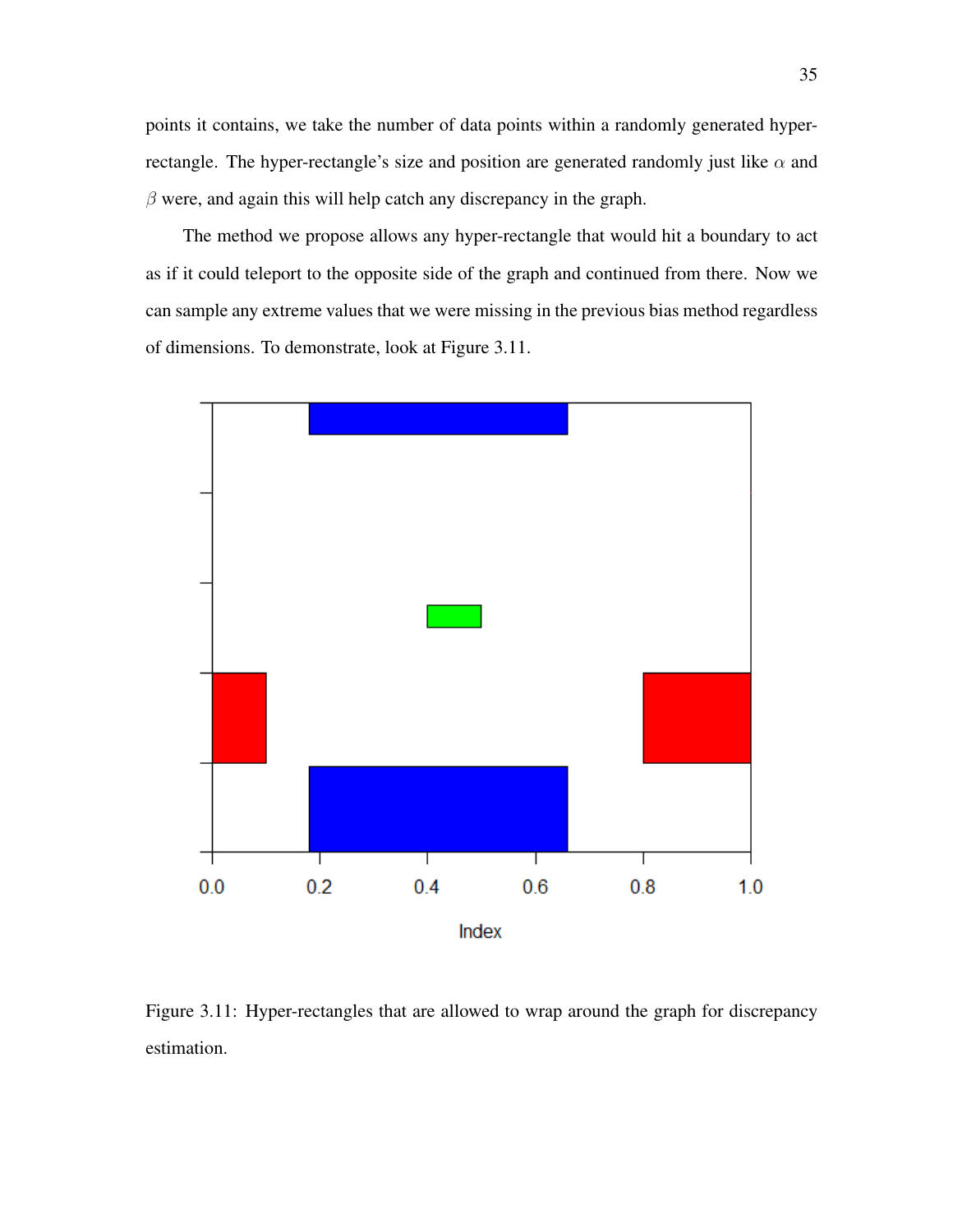points it contains, we take the number of data points within a randomly generated hyper-rectangle. The hyper-rectangle's size and position are generated randomly just like $\alpha$ and $\beta$ were, and again this will help catch any discrepancy in the graph.

The method we propose allows any hyper-rectangle that would hit a boundary to act as if it could teleport to the opposite side of the graph and continued from there. Now we can sample any extreme values that we were missing in the previous bias method regardless of dimensions. To demonstrate, look at Figure 3.11.

Figure 3.11: Hyper-rectangles that are allowed to wrap around the graph for discrepancy estimation.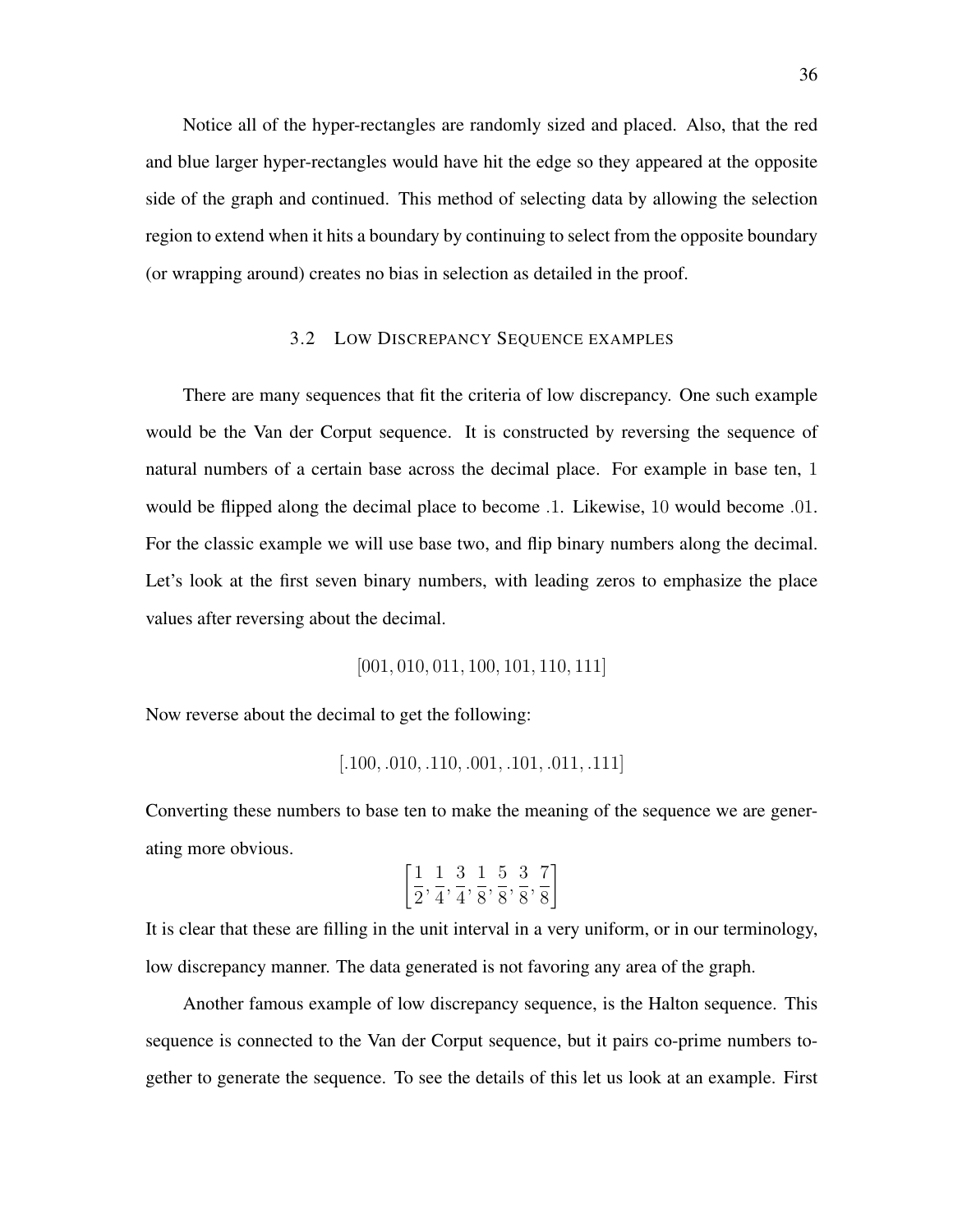Notice all of the hyper-rectangles are randomly sized and placed. Also, that the red and blue larger hyper-rectangles would have hit the edge so they appeared at the opposite side of the graph and continued. This method of selecting data by allowing the selection region to extend when it hits a boundary by continuing to select from the opposite boundary (or wrapping around) creates no bias in selection as detailed in the proof.

## 3.2 Low Discrepancy Sequence examples

There are many sequences that fit the criteria of low discrepancy. One such example would be the Van der Corput sequence. It is constructed by reversing the sequence of natural numbers of a certain base across the decimal place. For example in base ten, $1$ would be flipped along the decimal place to become $.1$. Likewise, $10$ would become $.01$. For the classic example we will use base two, and flip binary numbers along the decimal. Let's look at the first seven binary numbers, with leading zeros to emphasize the place values after reversing about the decimal.

$$[001, 010, 011, 100, 101, 110, 111]$$

Now reverse about the decimal to get the following:

$$[.100, .010, .110, .001, .101, .011, .111]$$

Converting these numbers to base ten to make the meaning of the sequence we are generating more obvious.

$$\left[\frac{1}{2}, \frac{1}{4}, \frac{3}{4}, \frac{1}{8}, \frac{5}{8}, \frac{3}{8}, \frac{7}{8}\right]$$

It is clear that these are filling in the unit interval in a very uniform, or in our terminology, low discrepancy manner. The data generated is not favoring any area of the graph.

Another famous example of low discrepancy sequence, is the Halton sequence. This sequence is connected to the Van der Corput sequence, but it pairs co-prime numbers together to generate the sequence. To see the details of this let us look at an example. First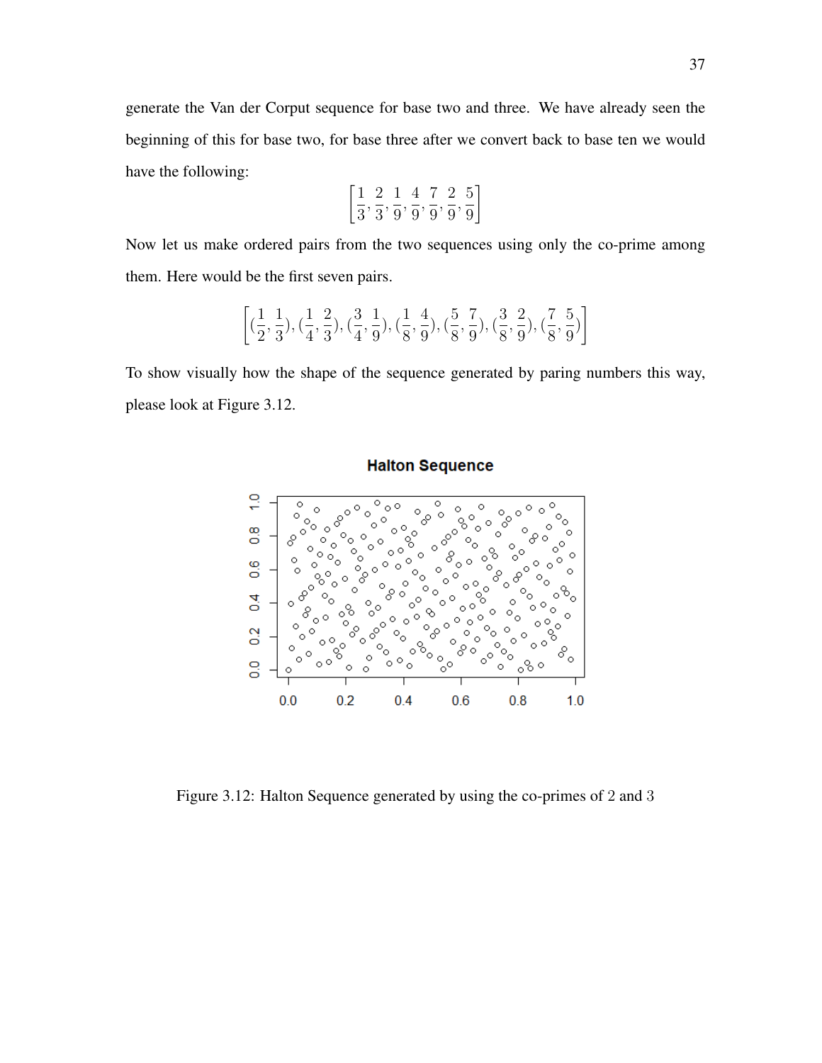generate the Van der Corput sequence for base two and three. We have already seen the beginning of this for base two, for base three after we convert back to base ten we would have the following:

$$\left[\frac{1}{3}, \frac{2}{3}, \frac{1}{9}, \frac{4}{9}, \frac{7}{9}, \frac{2}{9}, \frac{5}{9}\right]$$

Now let us make ordered pairs from the two sequences using only the co-prime among them. Here would be the first seven pairs.

$$\left[(\frac{1}{2}, \frac{1}{3}), (\frac{1}{4}, \frac{2}{3}), (\frac{3}{4}, \frac{1}{9}), (\frac{1}{8}, \frac{4}{9}), (\frac{5}{8}, \frac{7}{9}), (\frac{3}{8}, \frac{2}{9}), (\frac{7}{8}, \frac{5}{9})\right]$$

To show visually how the shape of the sequence generated by paring numbers this way, please look at Figure 3.12.

Figure 3.12: Halton Sequence generated by using the co-primes of 2 and 3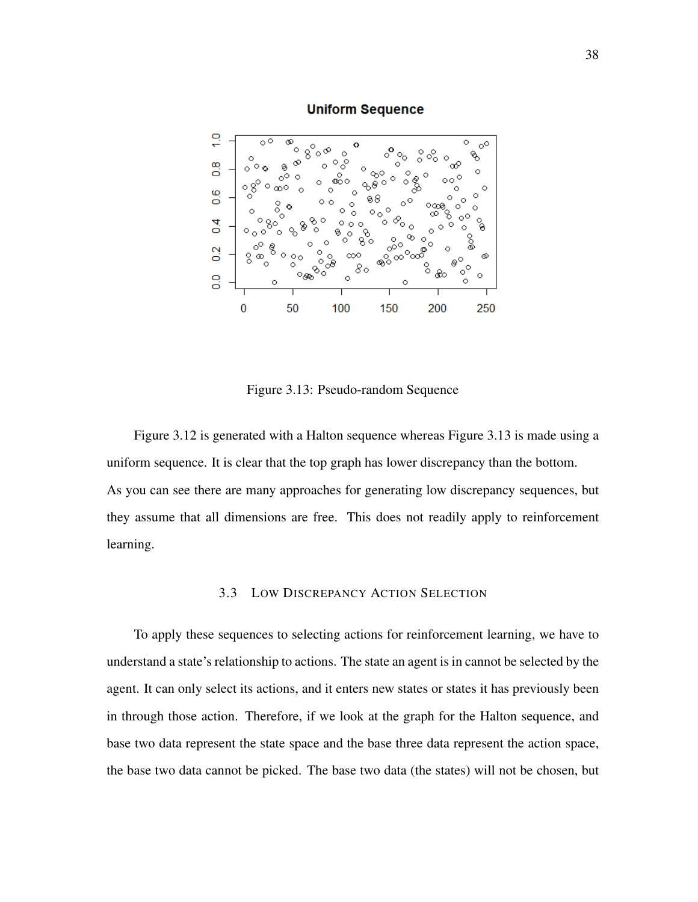Figure 3.13: Pseudo-random Sequence

Figure 3.12 is generated with a Halton sequence whereas Figure 3.13 is made using a uniform sequence. It is clear that the top graph has lower discrepancy than the bottom. As you can see there are many approaches for generating low discrepancy sequences, but they assume that all dimensions are free. This does not readily apply to reinforcement learning.

## 3.3 Low Discrepancy Action Selection

To apply these sequences to selecting actions for reinforcement learning, we have to understand a state's relationship to actions. The state an agent is in cannot be selected by the agent. It can only select its actions, and it enters new states or states it has previously been in through those action. Therefore, if we look at the graph for the Halton sequence, and base two data represent the state space and the base three data represent the action space, the base two data cannot be picked. The base two data (the states) will not be chosen, but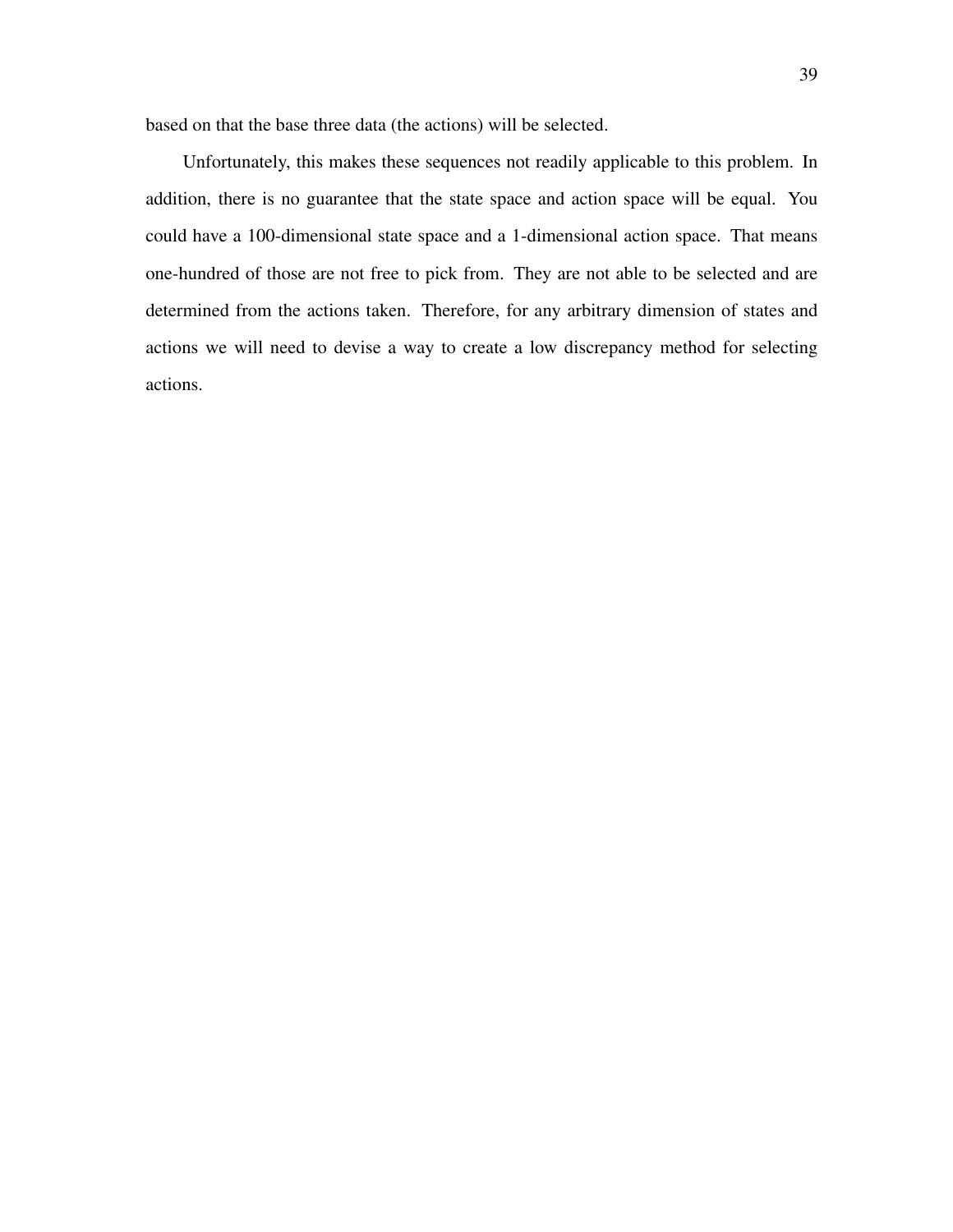based on that the base three data (the actions) will be selected.

Unfortunately, this makes these sequences not readily applicable to this problem. In addition, there is no guarantee that the state space and action space will be equal. You could have a 100-dimensional state space and a 1-dimensional action space. That means one-hundred of those are not free to pick from. They are not able to be selected and are determined from the actions taken. Therefore, for any arbitrary dimension of states and actions we will need to devise a way to create a low discrepancy method for selecting actions.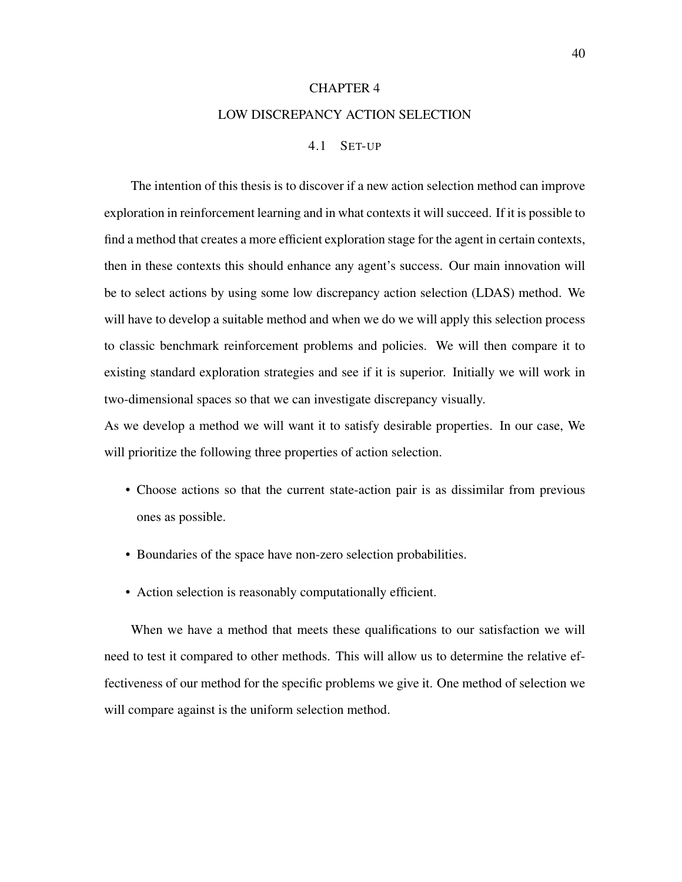# CHAPTER 4

# LOW DISCREPANCY ACTION SELECTION

## 4.1 Set-up

The intention of this thesis is to discover if a new action selection method can improve exploration in reinforcement learning and in what contexts it will succeed. If it is possible to find a method that creates a more efficient exploration stage for the agent in certain contexts, then in these contexts this should enhance any agent's success. Our main innovation will be to select actions by using some low discrepancy action selection (LDAS) method. We will have to develop a suitable method and when we do we will apply this selection process to classic benchmark reinforcement problems and policies. We will then compare it to existing standard exploration strategies and see if it is superior. Initially we will work in two-dimensional spaces so that we can investigate discrepancy visually.

As we develop a method we will want it to satisfy desirable properties. In our case, We will prioritize the following three properties of action selection.

- Choose actions so that the current state-action pair is as dissimilar from previous ones as possible.
- Boundaries of the space have non-zero selection probabilities.
- Action selection is reasonably computationally efficient.

When we have a method that meets these qualifications to our satisfaction we will need to test it compared to other methods. This will allow us to determine the relative effectiveness of our method for the specific problems we give it. One method of selection we will compare against is the uniform selection method.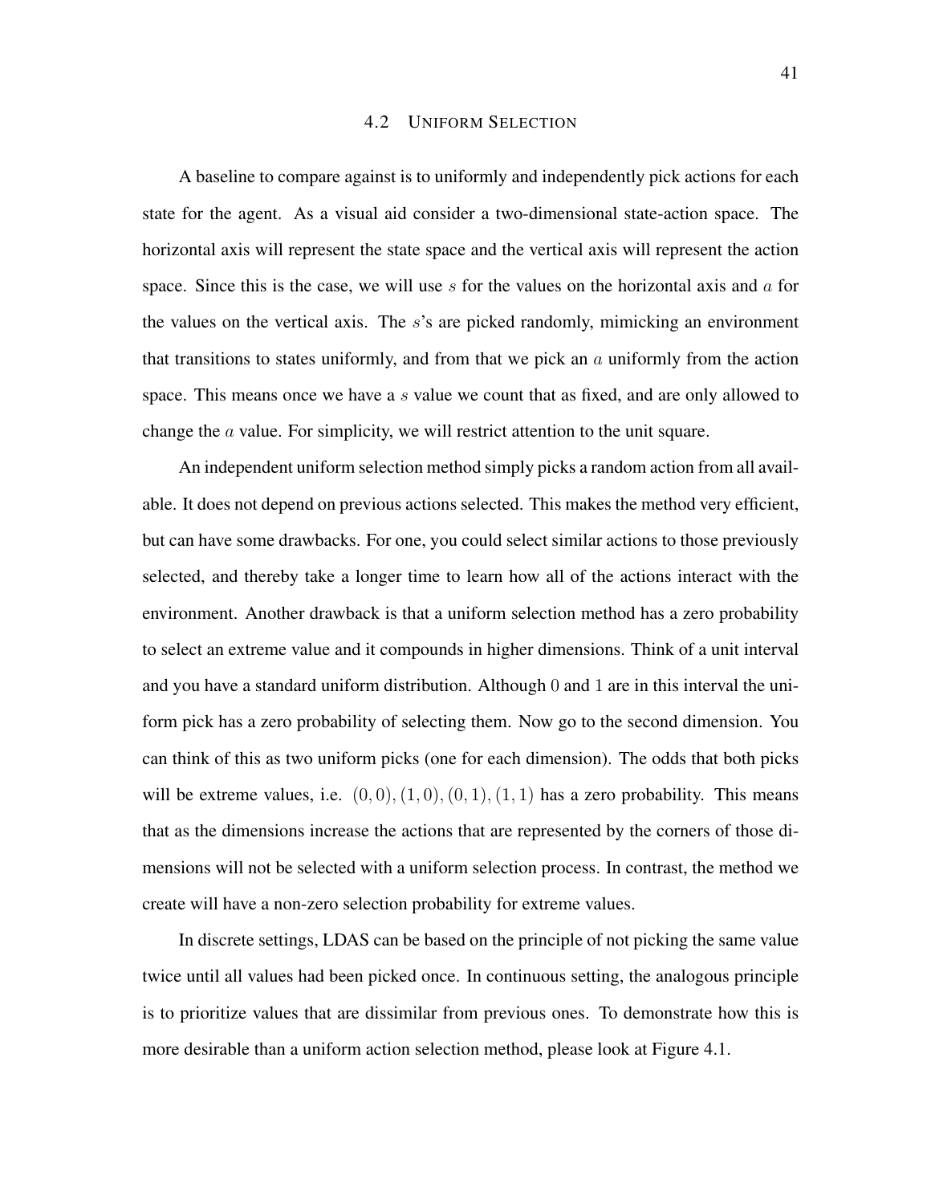## 4.2 Uniform Selection

A baseline to compare against is to uniformly and independently pick actions for each state for the agent. As a visual aid consider a two-dimensional state-action space. The horizontal axis will represent the state space and the vertical axis will represent the action space. Since this is the case, we will use $s$ for the values on the horizontal axis and $a$ for the values on the vertical axis. The $s$'s are picked randomly, mimicking an environment that transitions to states uniformly, and from that we pick an $a$ uniformly from the action space. This means once we have a $s$ value we count that as fixed, and are only allowed to change the $a$ value. For simplicity, we will restrict attention to the unit square.

An independent uniform selection method simply picks a random action from all available. It does not depend on previous actions selected. This makes the method very efficient, but can have some drawbacks. For one, you could select similar actions to those previously selected, and thereby take a longer time to learn how all of the actions interact with the environment. Another drawback is that a uniform selection method has a zero probability to select an extreme value and it compounds in higher dimensions. Think of a unit interval and you have a standard uniform distribution. Although $0$ and $1$ are in this interval the uniform pick has a zero probability of selecting them. Now go to the second dimension. You can think of this as two uniform picks (one for each dimension). The odds that both picks will be extreme values, i.e. $(0, 0), (1, 0), (0, 1), (1, 1)$ has a zero probability. This means that as the dimensions increase the actions that are represented by the corners of those dimensions will not be selected with a uniform selection process. In contrast, the method we create will have a non-zero selection probability for extreme values.

In discrete settings, LDAS can be based on the principle of not picking the same value twice until all values had been picked once. In continuous setting, the analogous principle is to prioritize values that are dissimilar from previous ones. To demonstrate how this is more desirable than a uniform action selection method, please look at Figure 4.1.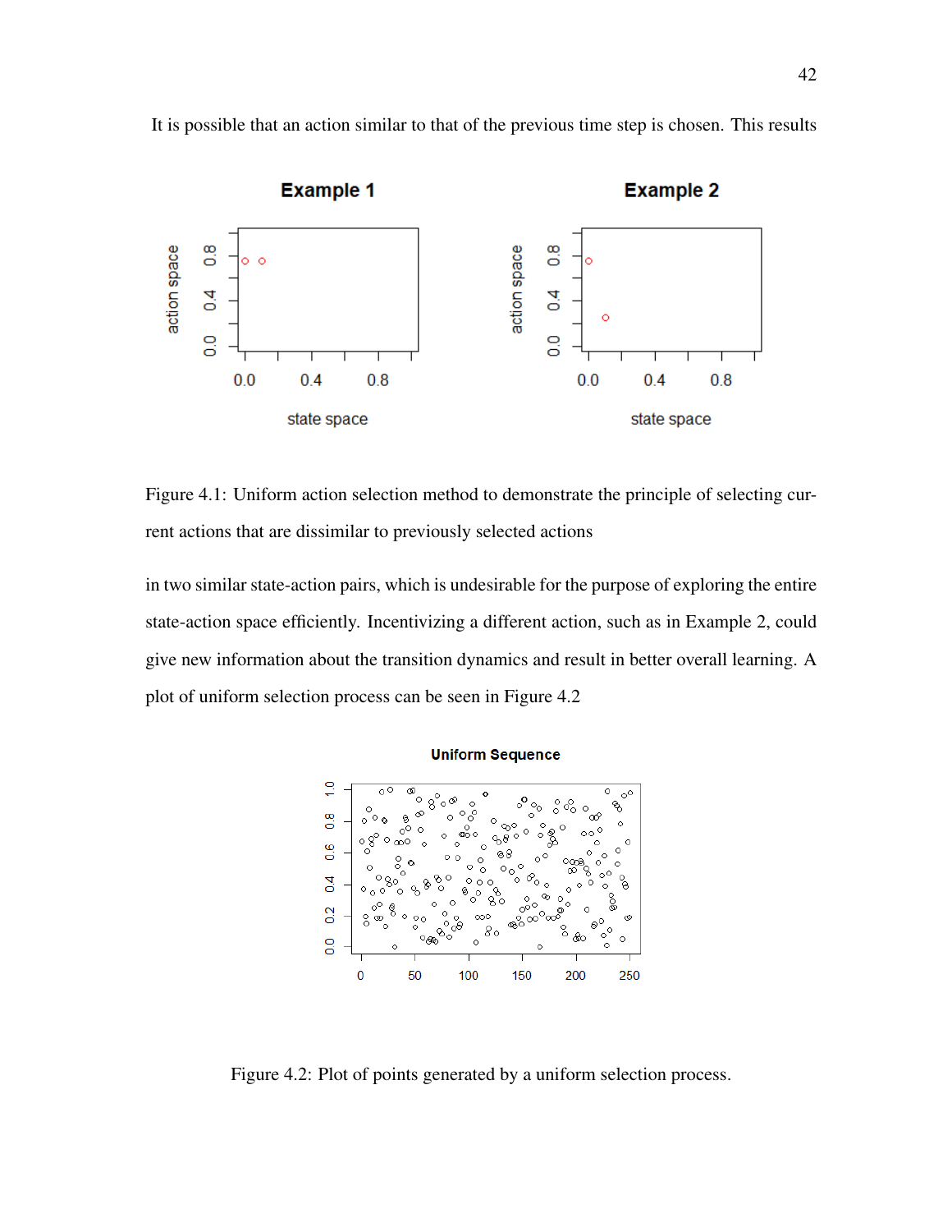It is possible that an action similar to that of the previous time step is chosen. This results

Figure 4.1: Uniform action selection method to demonstrate the principle of selecting current actions that are dissimilar to previously selected actions

in two similar state-action pairs, which is undesirable for the purpose of exploring the entire state-action space efficiently. Incentivizing a different action, such as in Example 2, could give new information about the transition dynamics and result in better overall learning. A plot of uniform selection process can be seen in Figure 4.2

Figure 4.2: Plot of points generated by a uniform selection process.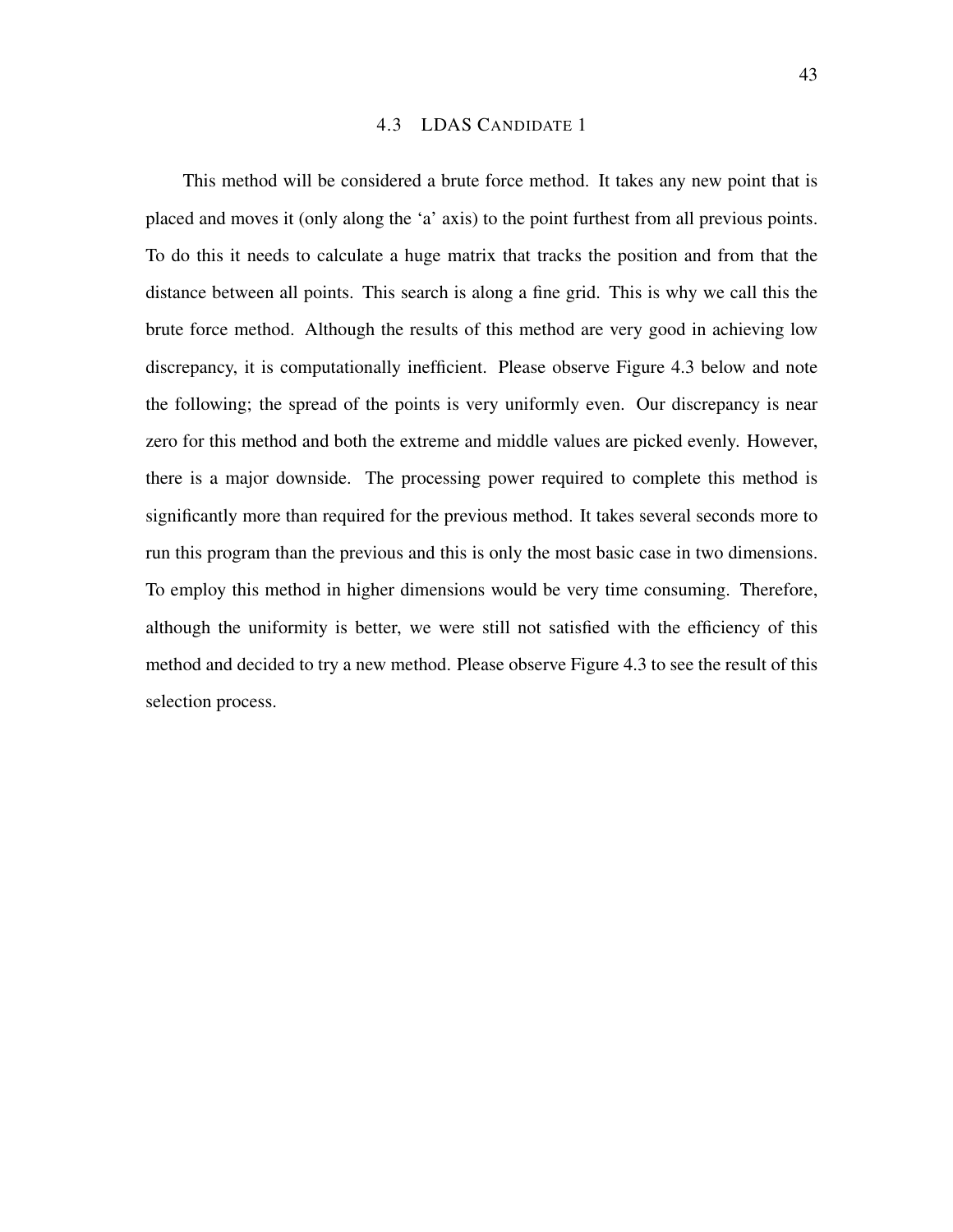## 4.3 LDAS CANDIDATE 1

This method will be considered a brute force method. It takes any new point that is placed and moves it (only along the 'a' axis) to the point furthest from all previous points. To do this it needs to calculate a huge matrix that tracks the position and from that the distance between all points. This search is along a fine grid. This is why we call this the brute force method. Although the results of this method are very good in achieving low discrepancy, it is computationally inefficient. Please observe Figure 4.3 below and note the following; the spread of the points is very uniformly even. Our discrepancy is near zero for this method and both the extreme and middle values are picked evenly. However, there is a major downside. The processing power required to complete this method is significantly more than required for the previous method. It takes several seconds more to run this program than the previous and this is only the most basic case in two dimensions. To employ this method in higher dimensions would be very time consuming. Therefore, although the uniformity is better, we were still not satisfied with the efficiency of this method and decided to try a new method. Please observe Figure 4.3 to see the result of this selection process.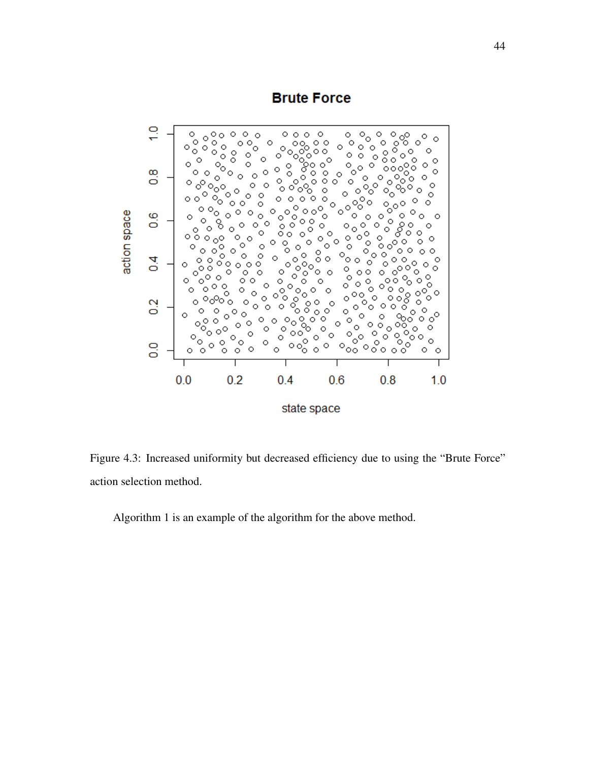Figure 4.3: Increased uniformity but decreased efficiency due to using the “Brute Force” action selection method.

Algorithm 1 is an example of the algorithm for the above method.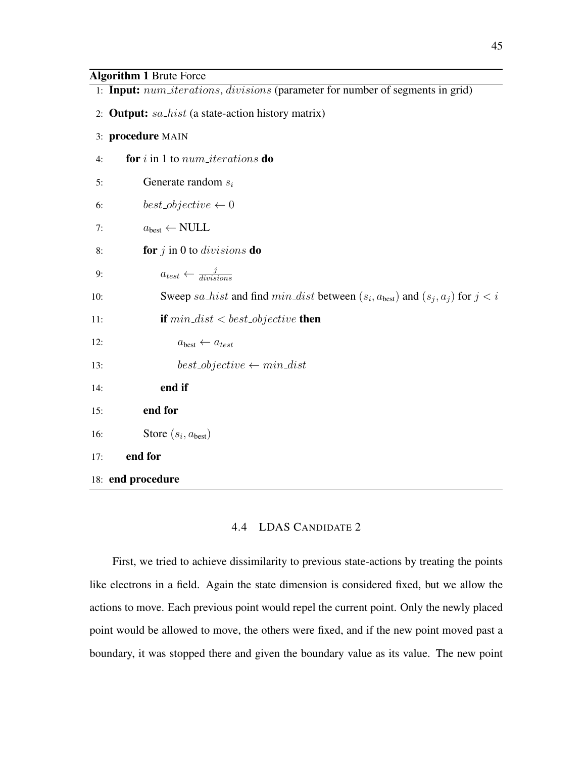**Algorithm 1** Brute Force

```
1: Input: num_iterations, divisions (parameter for number of segments in grid)
2: Output: sa_hist (a state-action history matrix)
3: procedure MAIN
4:     for i in 1 to num_iterations do
5:         Generate random s_i
6:         best_objective ← 0
7:         a_best ← NULL
8:         for j in 0 to divisions do
9:             a_test ← j / divisions
10:            Sweep sa_hist and find min_dist between (s_i, a_best) and (s_j, a_j) for j < i
11:            if min_dist < best_objective then
12:                a_best ← a_test
13:                best_objective ← min_dist
14:            end if
15:        end for
16:        Store (s_i, a_best)
17:    end for
18: end procedure
```

## 4.4 LDAS Candidate 2

First, we tried to achieve dissimilarity to previous state-actions by treating the points like electrons in a field. Again the state dimension is considered fixed, but we allow the actions to move. Each previous point would repel the current point. Only the newly placed point would be allowed to move, the others were fixed, and if the new point moved past a boundary, it was stopped there and given the boundary value as its value. The new point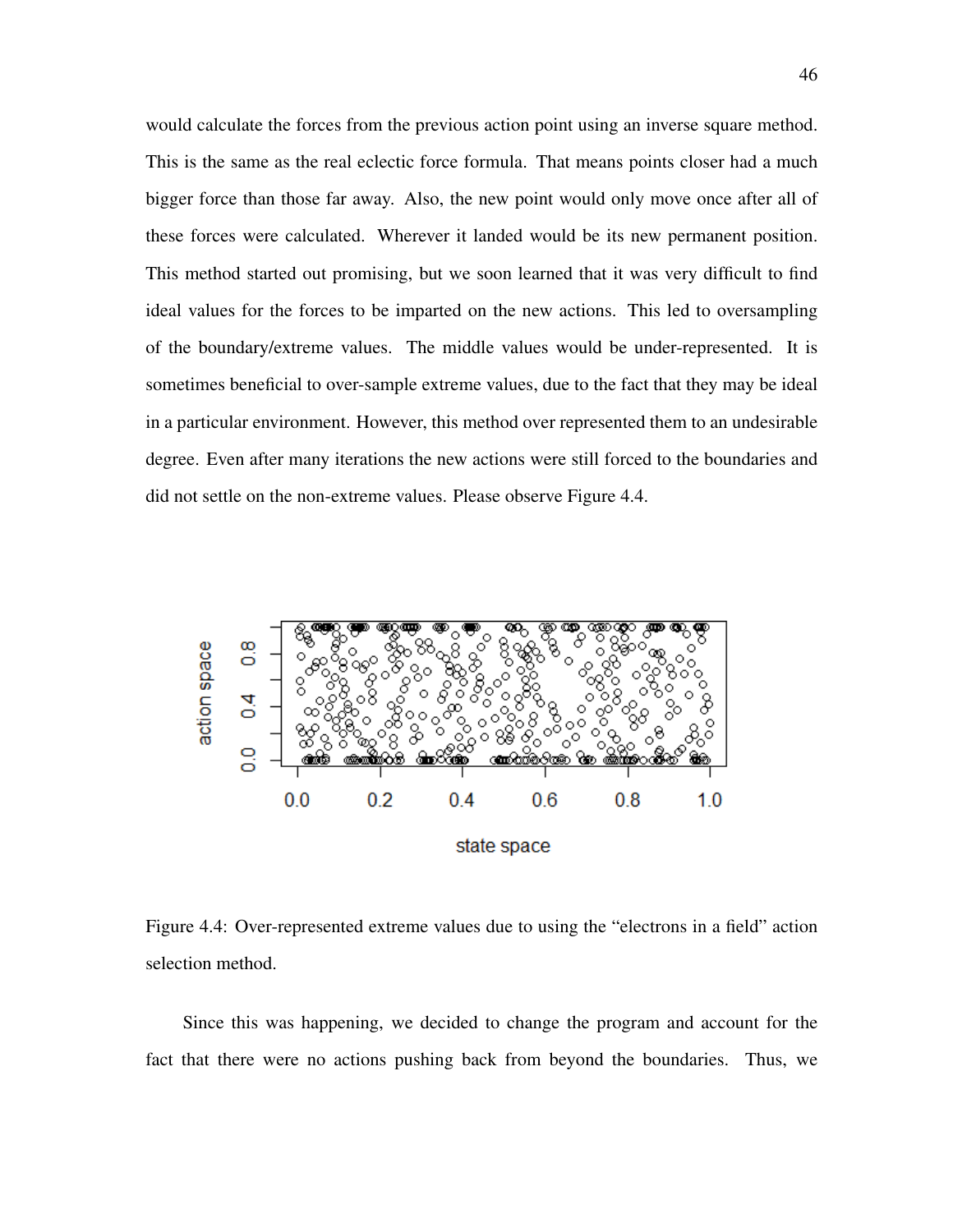would calculate the forces from the previous action point using an inverse square method. This is the same as the real eclectic force formula. That means points closer had a much bigger force than those far away. Also, the new point would only move once after all of these forces were calculated. Wherever it landed would be its new permanent position. This method started out promising, but we soon learned that it was very difficult to find ideal values for the forces to be imparted on the new actions. This led to oversampling of the boundary/extreme values. The middle values would be under-represented. It is sometimes beneficial to over-sample extreme values, due to the fact that they may be ideal in a particular environment. However, this method over represented them to an undesirable degree. Even after many iterations the new actions were still forced to the boundaries and did not settle on the non-extreme values. Please observe Figure 4.4.

Figure 4.4: Over-represented extreme values due to using the "electrons in a field" action selection method.

Since this was happening, we decided to change the program and account for the fact that there were no actions pushing back from beyond the boundaries. Thus, we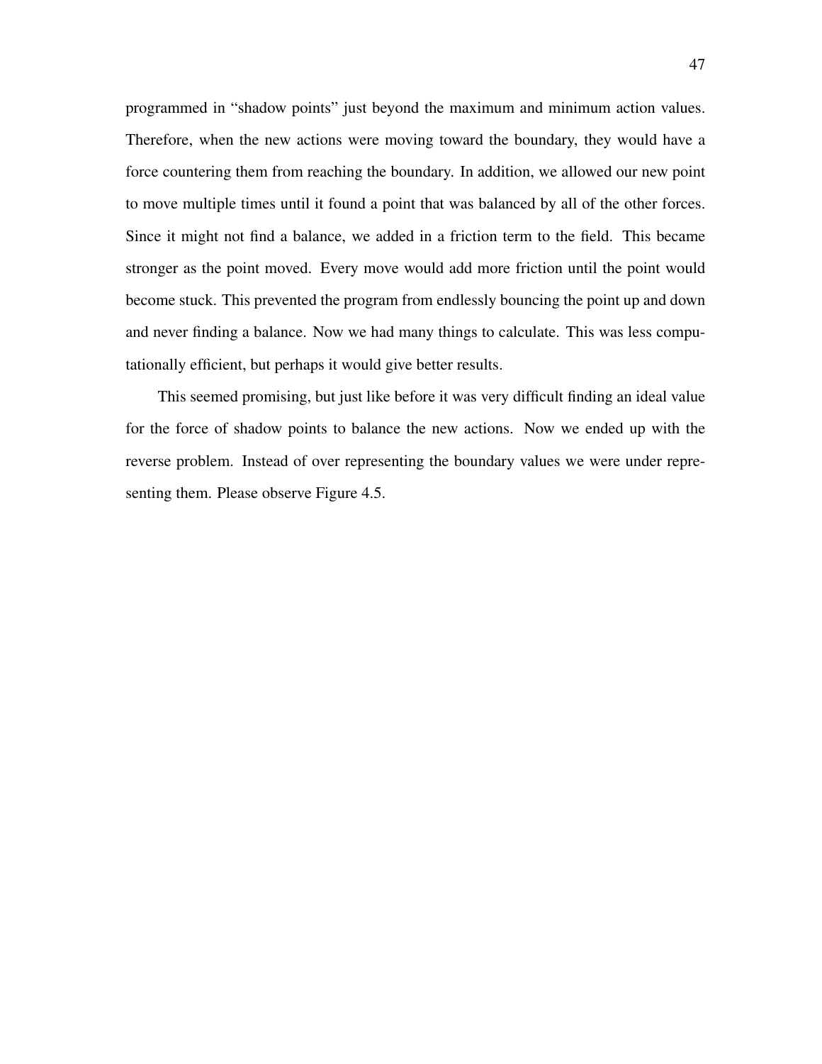programmed in “shadow points” just beyond the maximum and minimum action values. Therefore, when the new actions were moving toward the boundary, they would have a force countering them from reaching the boundary. In addition, we allowed our new point to move multiple times until it found a point that was balanced by all of the other forces. Since it might not find a balance, we added in a friction term to the field. This became stronger as the point moved. Every move would add more friction until the point would become stuck. This prevented the program from endlessly bouncing the point up and down and never finding a balance. Now we had many things to calculate. This was less computationally efficient, but perhaps it would give better results.

This seemed promising, but just like before it was very difficult finding an ideal value for the force of shadow points to balance the new actions. Now we ended up with the reverse problem. Instead of over representing the boundary values we were under representing them. Please observe Figure 4.5.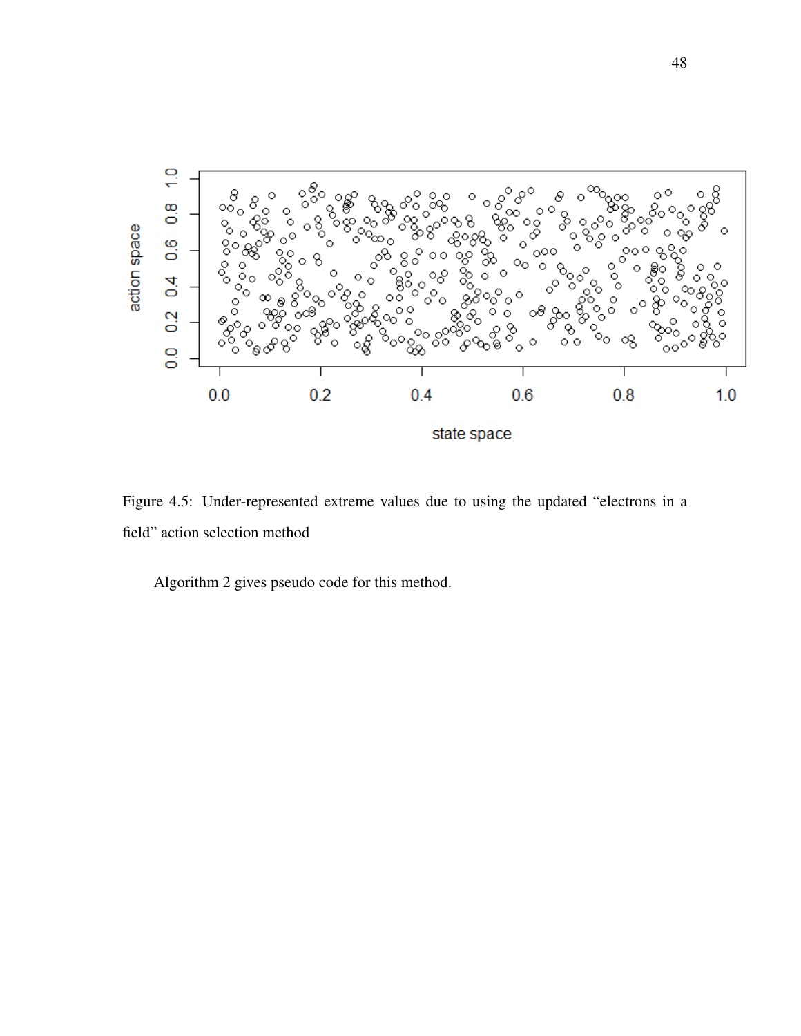Figure 4.5: Under-represented extreme values due to using the updated "electrons in a field" action selection method

Algorithm 2 gives pseudo code for this method.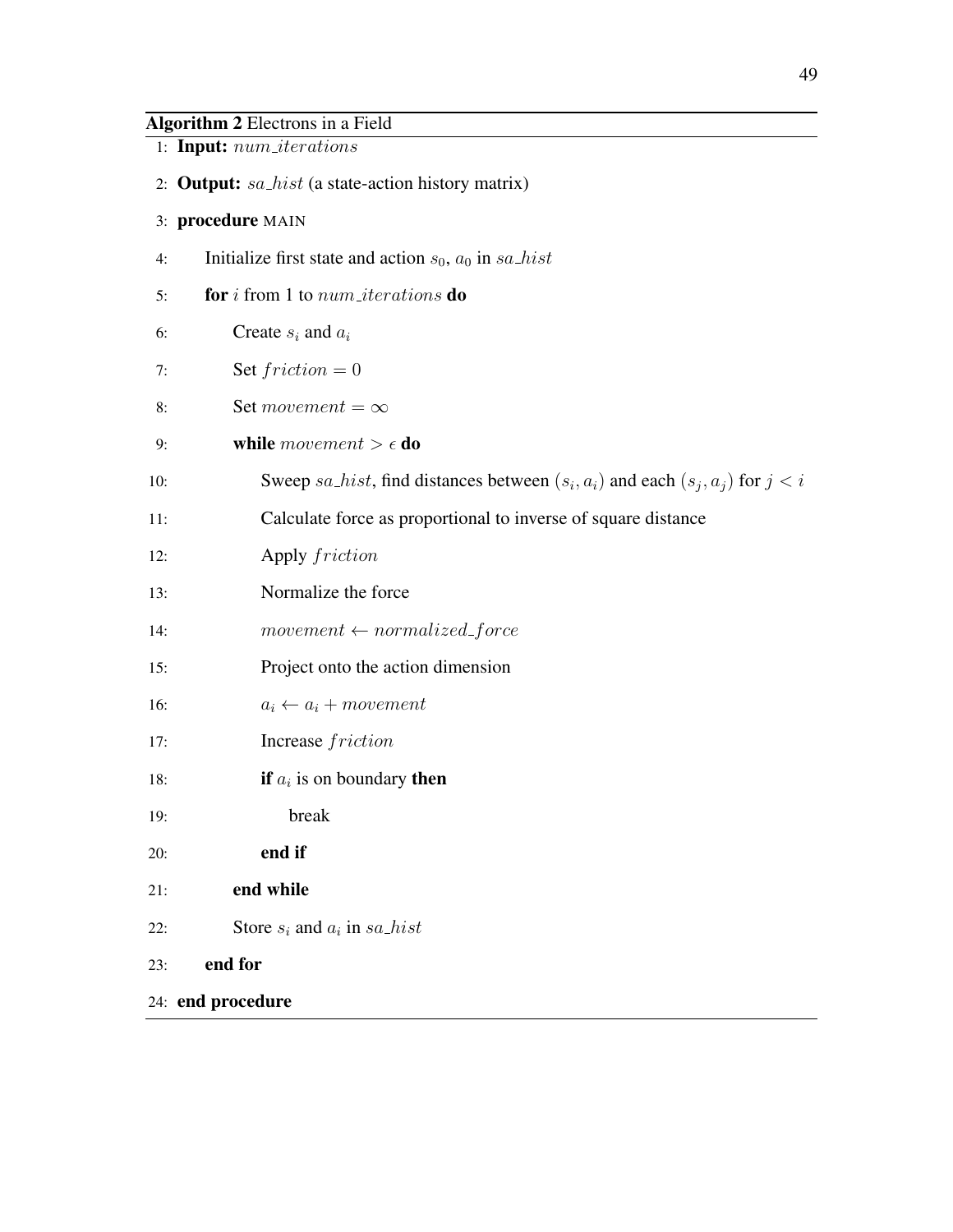**Algorithm 2** Electrons in a Field

1: **Input:** $num\_iterations$

2: **Output:** $sa\_hist$ (a state-action history matrix)

3: **procedure** MAIN

4: Initialize first state and action $s_0$, $a_0$ in $sa\_hist$

5: **for** $i$ from 1 to $num\_iterations$ **do**

6: Create $s_i$ and $a_i$

7: Set $friction = 0$

8: Set $movement = \infty$

9: **while** $movement > \epsilon$ **do**

10: Sweep $sa\_hist$, find distances between $(s_i, a_i)$ and each $(s_j, a_j)$ for $j < i$

11: Calculate force as proportional to inverse of square distance

12: Apply $friction$

13: Normalize the force

14: $movement \leftarrow normalized\_force$

15: Project onto the action dimension

16: $a_i \leftarrow a_i + movement$

17: Increase $friction$

18: **if** $a_i$ is on boundary **then**

19: break

20: **end if**

21: **end while**

22: Store $s_i$ and $a_i$ in $sa\_hist$

23: **end for**

24: **end procedure**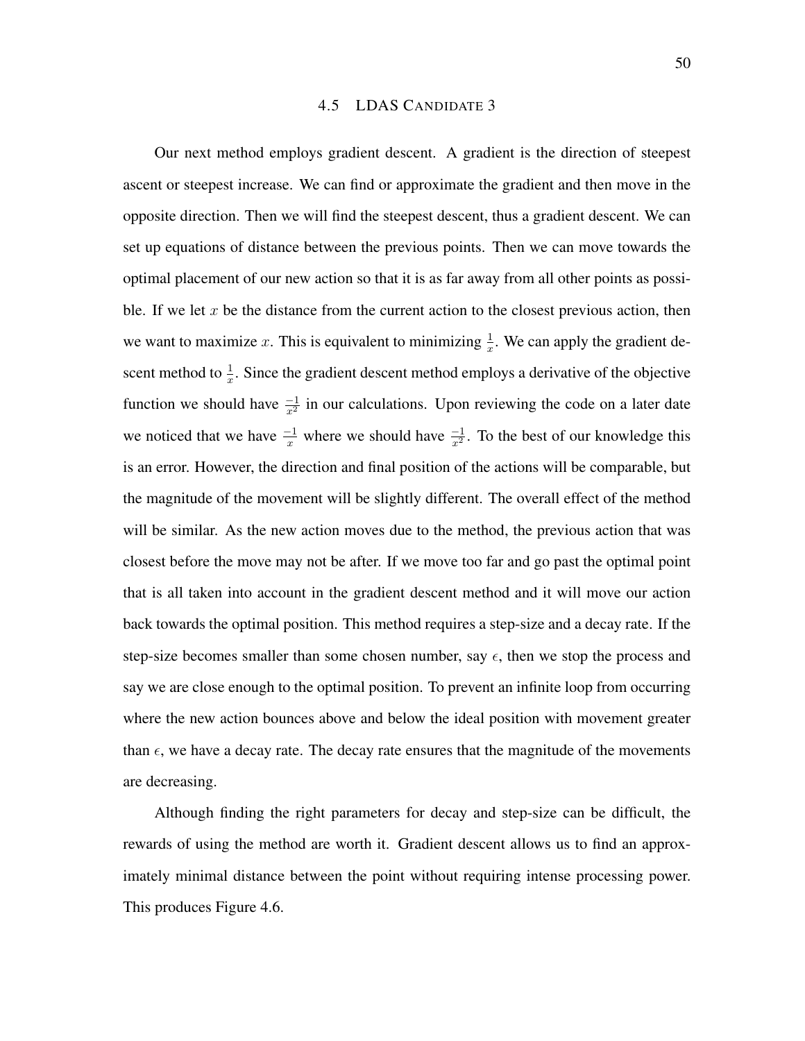## 4.5 LDAS Candidate 3

Our next method employs gradient descent. A gradient is the direction of steepest ascent or steepest increase. We can find or approximate the gradient and then move in the opposite direction. Then we will find the steepest descent, thus a gradient descent. We can set up equations of distance between the previous points. Then we can move towards the optimal placement of our new action so that it is as far away from all other points as possible. If we let $x$ be the distance from the current action to the closest previous action, then we want to maximize $x$. This is equivalent to minimizing $\frac{1}{x}$. We can apply the gradient descent method to $\frac{1}{x}$. Since the gradient descent method employs a derivative of the objective function we should have $\frac{-1}{x^2}$ in our calculations. Upon reviewing the code on a later date we noticed that we have $\frac{-1}{x}$ where we should have $\frac{-1}{x^2}$. To the best of our knowledge this is an error. However, the direction and final position of the actions will be comparable, but the magnitude of the movement will be slightly different. The overall effect of the method will be similar. As the new action moves due to the method, the previous action that was closest before the move may not be after. If we move too far and go past the optimal point that is all taken into account in the gradient descent method and it will move our action back towards the optimal position. This method requires a step-size and a decay rate. If the step-size becomes smaller than some chosen number, say $\epsilon$, then we stop the process and say we are close enough to the optimal position. To prevent an infinite loop from occurring where the new action bounces above and below the ideal position with movement greater than $\epsilon$, we have a decay rate. The decay rate ensures that the magnitude of the movements are decreasing.

Although finding the right parameters for decay and step-size can be difficult, the rewards of using the method are worth it. Gradient descent allows us to find an approximately minimal distance between the point without requiring intense processing power. This produces Figure 4.6.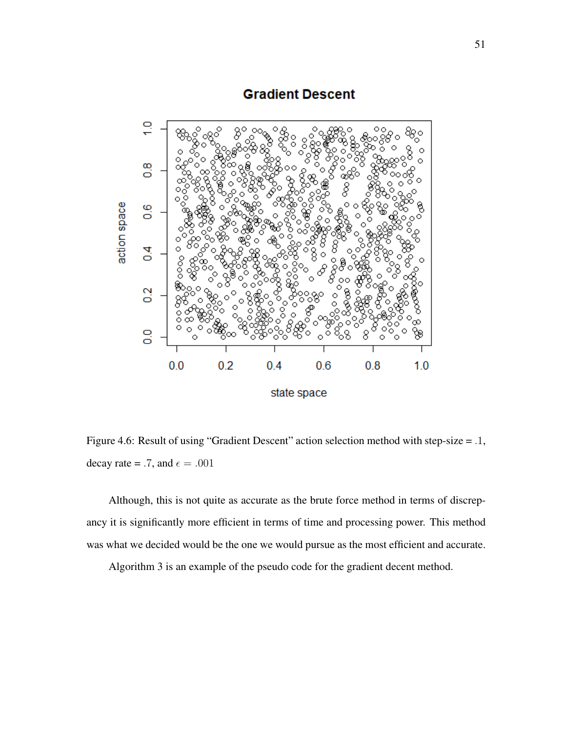Figure 4.6: Result of using "Gradient Descent" action selection method with step-size = .1, decay rate = .7, and $\epsilon = .001$

Although, this is not quite as accurate as the brute force method in terms of discrepancy it is significantly more efficient in terms of time and processing power. This method was what we decided would be the one we would pursue as the most efficient and accurate.

Algorithm 3 is an example of the pseudo code for the gradient decent method.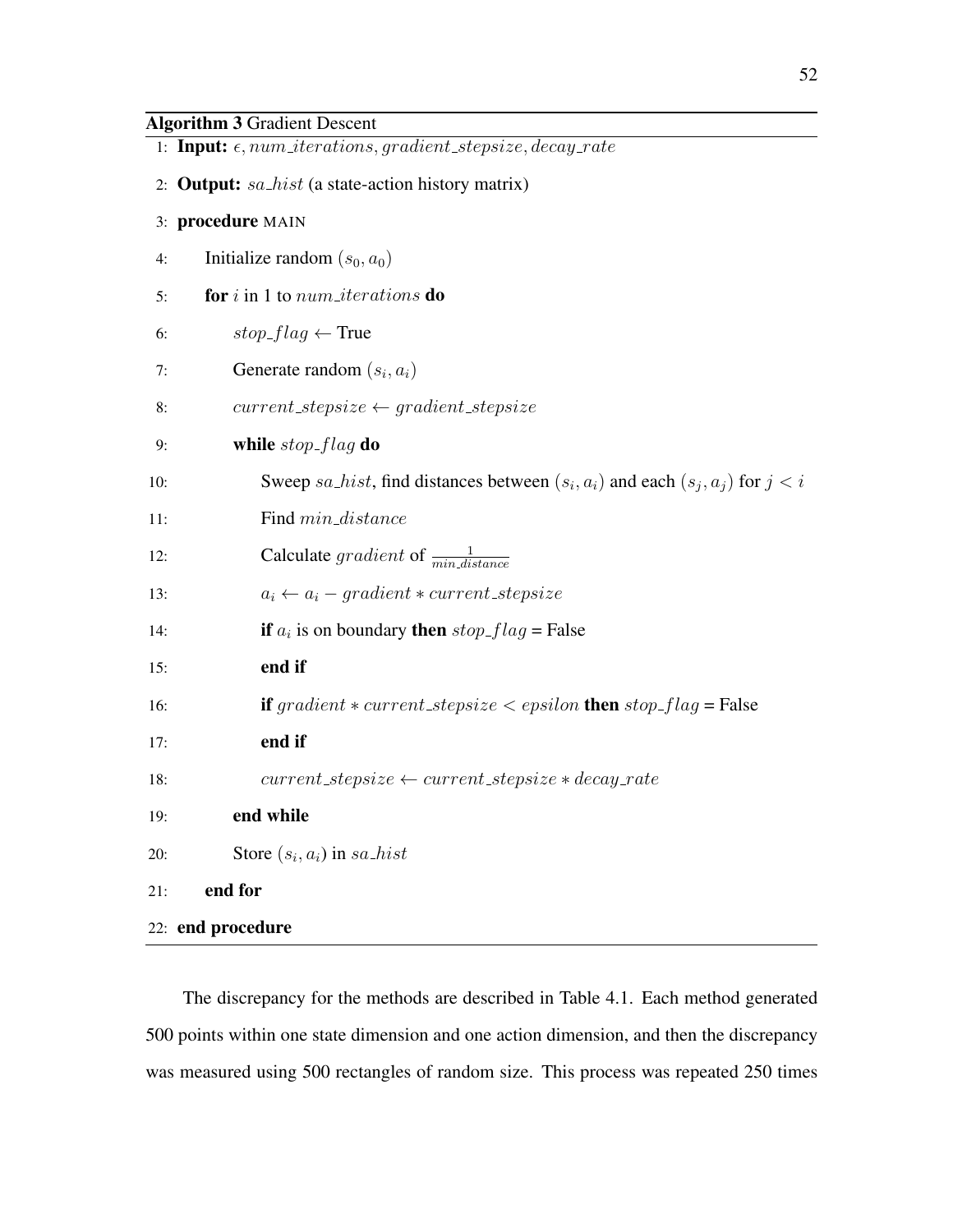**Algorithm 3** Gradient Descent

```
1:  Input: ϵ, num_iterations, gradient_stepsize, decay_rate
2:  Output: sa_hist (a state-action history matrix)
3:  procedure MAIN
4:      Initialize random (s_0, a_0)
5:      for i in 1 to num_iterations do
6:          stop_flag ← True
7:          Generate random (s_i, a_i)
8:          current_stepsize ← gradient_stepsize
9:          while stop_flag do
10:             Sweep sa_hist, find distances between (s_i, a_i) and each (s_j, a_j) for j < i
11:             Find min_distance
12:             Calculate gradient of 1/min_distance
13:             a_i ← a_i − gradient ∗ current_stepsize
14:             if a_i is on boundary then stop_flag = False
15:             end if
16:             if gradient ∗ current_stepsize < epsilon then stop_flag = False
17:             end if
18:             current_stepsize ← current_stepsize ∗ decay_rate
19:         end while
20:         Store (s_i, a_i) in sa_hist
21:     end for
22: end procedure
```

The discrepancy for the methods are described in Table 4.1. Each method generated 500 points within one state dimension and one action dimension, and then the discrepancy was measured using 500 rectangles of random size. This process was repeated 250 times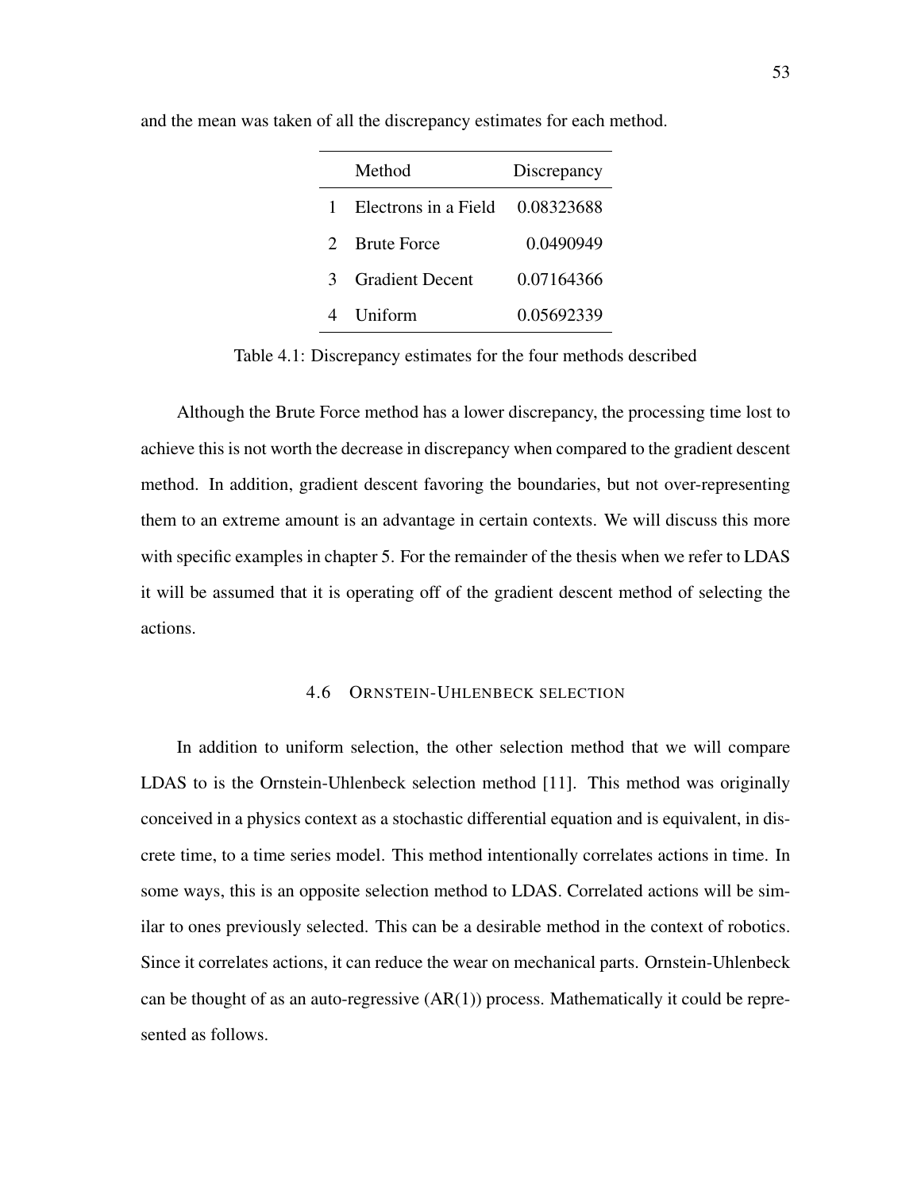and the mean was taken of all the discrepancy estimates for each method.

| | Method | Discrepancy |
|---|---|---|
| 1 | Electrons in a Field | 0.08323688 |
| 2 | Brute Force | 0.0490949 |
| 3 | Gradient Decent | 0.07164366 |
| 4 | Uniform | 0.05692339 |

Table 4.1: Discrepancy estimates for the four methods described

Although the Brute Force method has a lower discrepancy, the processing time lost to achieve this is not worth the decrease in discrepancy when compared to the gradient descent method. In addition, gradient descent favoring the boundaries, but not over-representing them to an extreme amount is an advantage in certain contexts. We will discuss this more with specific examples in chapter 5. For the remainder of the thesis when we refer to LDAS it will be assumed that it is operating off of the gradient descent method of selecting the actions.

### 4.6 ORNSTEIN-UHLENBECK SELECTION

In addition to uniform selection, the other selection method that we will compare LDAS to is the Ornstein-Uhlenbeck selection method [11]. This method was originally conceived in a physics context as a stochastic differential equation and is equivalent, in discrete time, to a time series model. This method intentionally correlates actions in time. In some ways, this is an opposite selection method to LDAS. Correlated actions will be similar to ones previously selected. This can be a desirable method in the context of robotics. Since it correlates actions, it can reduce the wear on mechanical parts. Ornstein-Uhlenbeck can be thought of as an auto-regressive (AR(1)) process. Mathematically it could be represented as follows.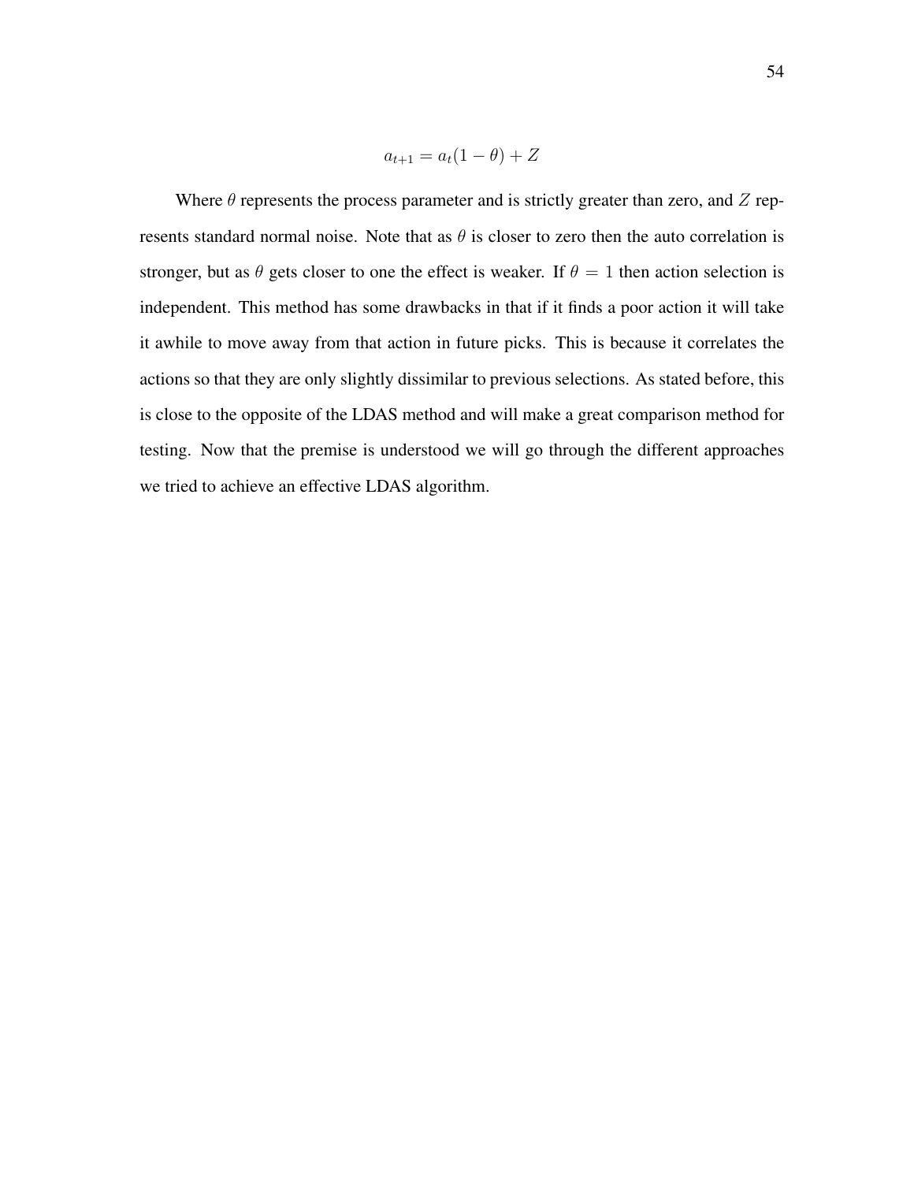$$a_{t+1} = a_t(1 - \theta) + Z$$

Where $\theta$ represents the process parameter and is strictly greater than zero, and $Z$ represents standard normal noise. Note that as $\theta$ is closer to zero then the auto correlation is stronger, but as $\theta$ gets closer to one the effect is weaker. If $\theta = 1$ then action selection is independent. This method has some drawbacks in that if it finds a poor action it will take it awhile to move away from that action in future picks. This is because it correlates the actions so that they are only slightly dissimilar to previous selections. As stated before, this is close to the opposite of the LDAS method and will make a great comparison method for testing. Now that the premise is understood we will go through the different approaches we tried to achieve an effective LDAS algorithm.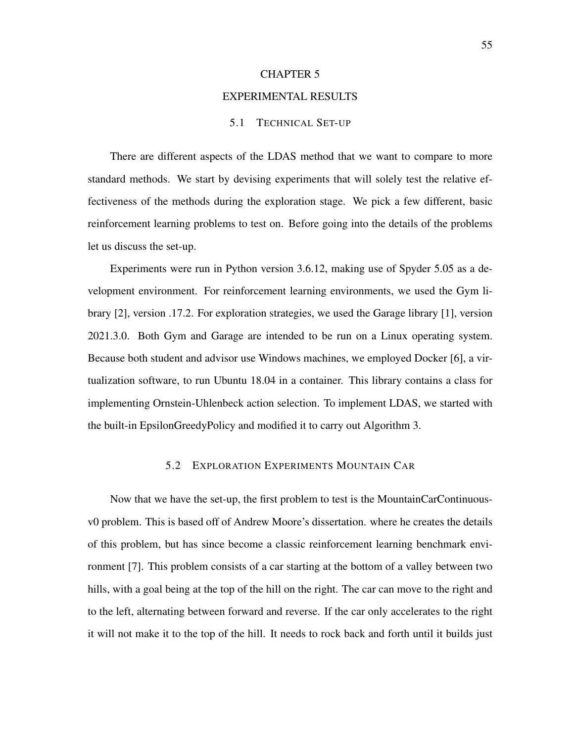# CHAPTER 5

# EXPERIMENTAL RESULTS

## 5.1 Technical Set-up

There are different aspects of the LDAS method that we want to compare to more standard methods. We start by devising experiments that will solely test the relative effectiveness of the methods during the exploration stage. We pick a few different, basic reinforcement learning problems to test on. Before going into the details of the problems let us discuss the set-up.

Experiments were run in Python version 3.6.12, making use of Spyder 5.05 as a development environment. For reinforcement learning environments, we used the Gym library [2], version .17.2. For exploration strategies, we used the Garage library [1], version 2021.3.0. Both Gym and Garage are intended to be run on a Linux operating system. Because both student and advisor use Windows machines, we employed Docker [6], a virtualization software, to run Ubuntu 18.04 in a container. This library contains a class for implementing Ornstein-Uhlenbeck action selection. To implement LDAS, we started with the built-in EpsilonGreedyPolicy and modified it to carry out Algorithm 3.

## 5.2 Exploration Experiments Mountain Car

Now that we have the set-up, the first problem to test is the MountainCarContinuous-v0 problem. This is based off of Andrew Moore's dissertation. where he creates the details of this problem, but has since become a classic reinforcement learning benchmark environment [7]. This problem consists of a car starting at the bottom of a valley between two hills, with a goal being at the top of the hill on the right. The car can move to the right and to the left, alternating between forward and reverse. If the car only accelerates to the right it will not make it to the top of the hill. It needs to rock back and forth until it builds just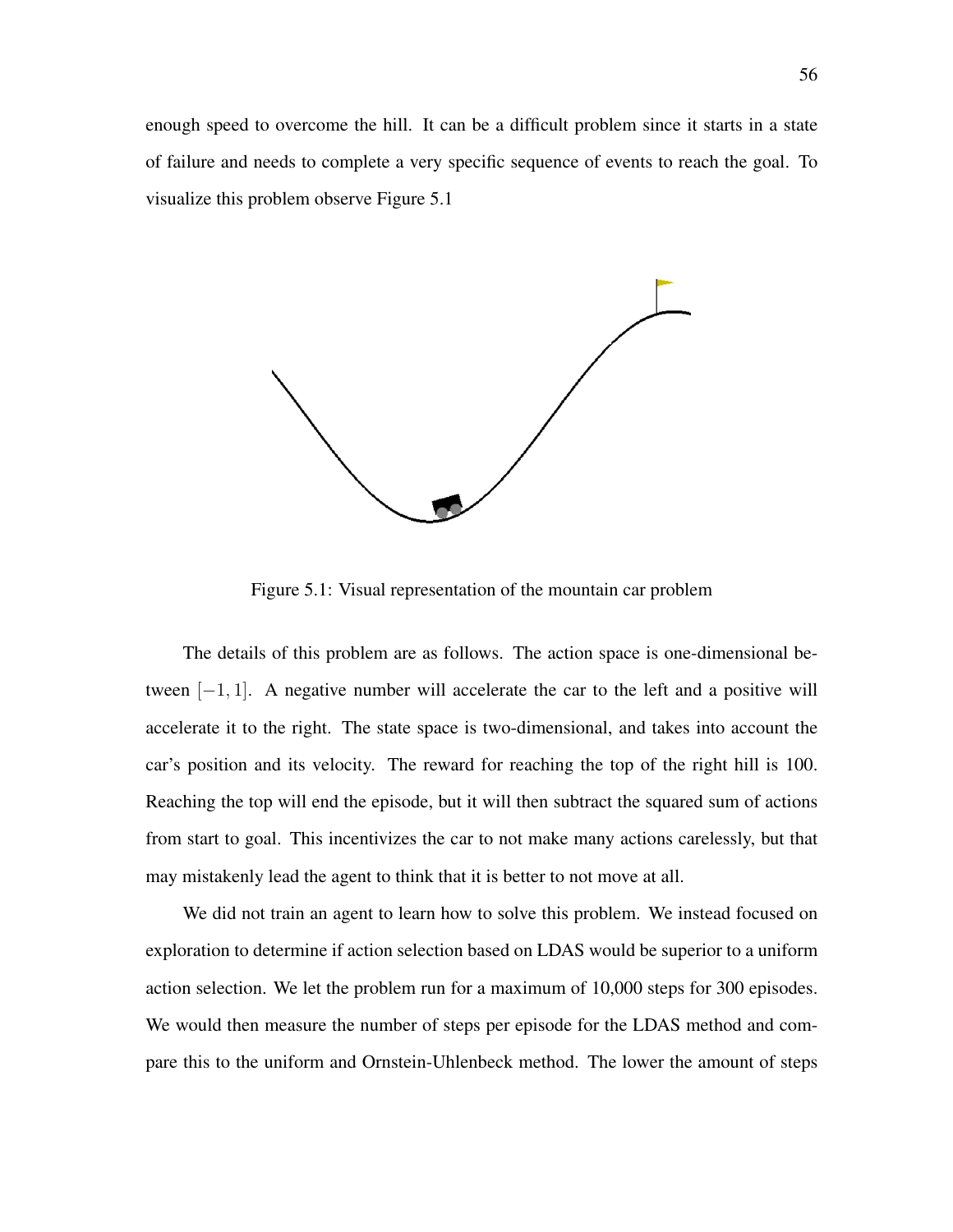enough speed to overcome the hill. It can be a difficult problem since it starts in a state of failure and needs to complete a very specific sequence of events to reach the goal. To visualize this problem observe Figure 5.1

Figure 5.1: Visual representation of the mountain car problem

The details of this problem are as follows. The action space is one-dimensional between $[-1, 1]$. A negative number will accelerate the car to the left and a positive will accelerate it to the right. The state space is two-dimensional, and takes into account the car's position and its velocity. The reward for reaching the top of the right hill is 100. Reaching the top will end the episode, but it will then subtract the squared sum of actions from start to goal. This incentivizes the car to not make many actions carelessly, but that may mistakenly lead the agent to think that it is better to not move at all.

We did not train an agent to learn how to solve this problem. We instead focused on exploration to determine if action selection based on LDAS would be superior to a uniform action selection. We let the problem run for a maximum of 10,000 steps for 300 episodes. We would then measure the number of steps per episode for the LDAS method and compare this to the uniform and Ornstein-Uhlenbeck method. The lower the amount of steps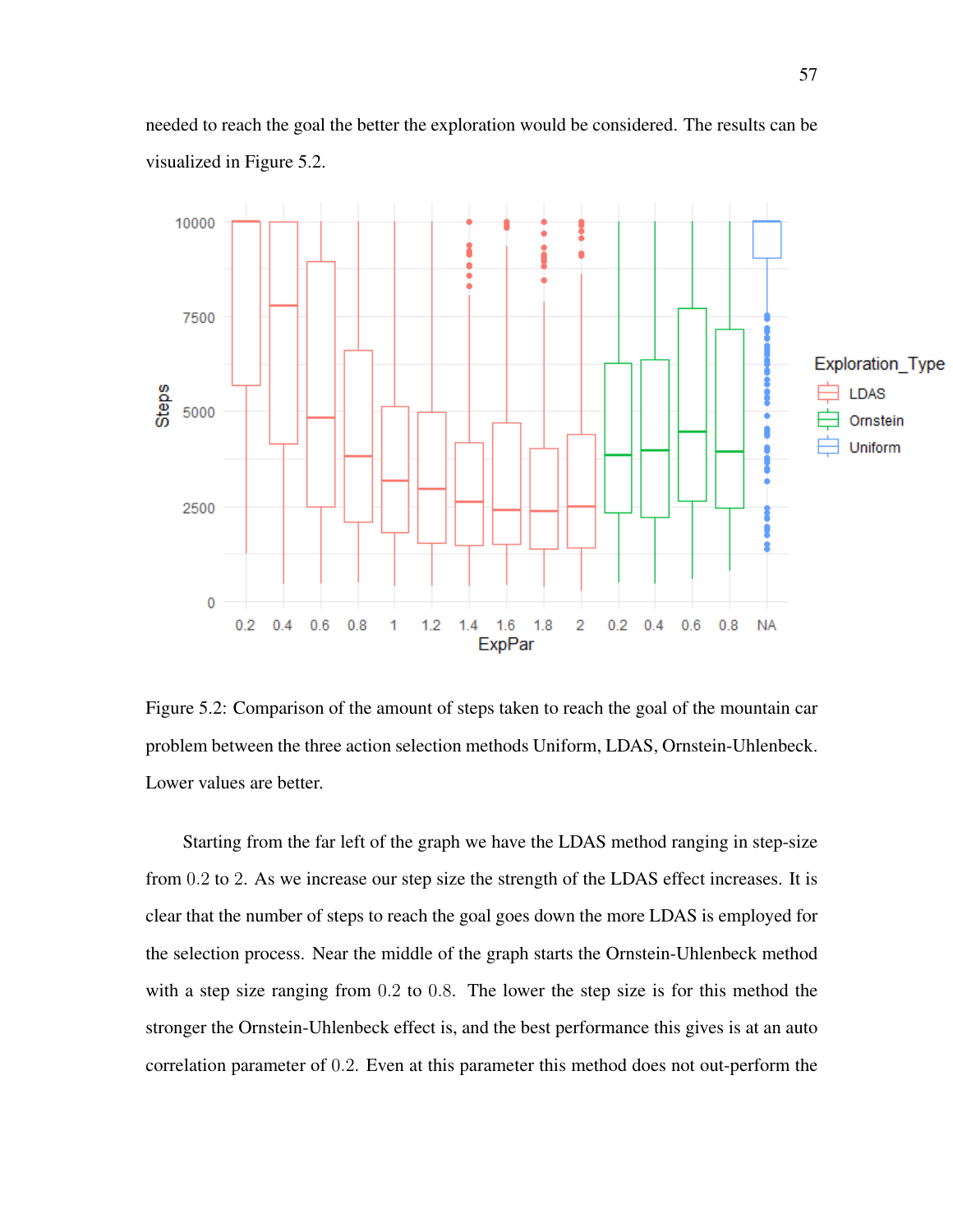needed to reach the goal the better the exploration would be considered. The results can be visualized in Figure 5.2.

Figure 5.2: Comparison of the amount of steps taken to reach the goal of the mountain car problem between the three action selection methods Uniform, LDAS, Ornstein-Uhlenbeck. Lower values are better.

Starting from the far left of the graph we have the LDAS method ranging in step-size from 0.2 to 2. As we increase our step size the strength of the LDAS effect increases. It is clear that the number of steps to reach the goal goes down the more LDAS is employed for the selection process. Near the middle of the graph starts the Ornstein-Uhlenbeck method with a step size ranging from 0.2 to 0.8. The lower the step size is for this method the stronger the Ornstein-Uhlenbeck effect is, and the best performance this gives is at an auto correlation parameter of 0.2. Even at this parameter this method does not out-perform the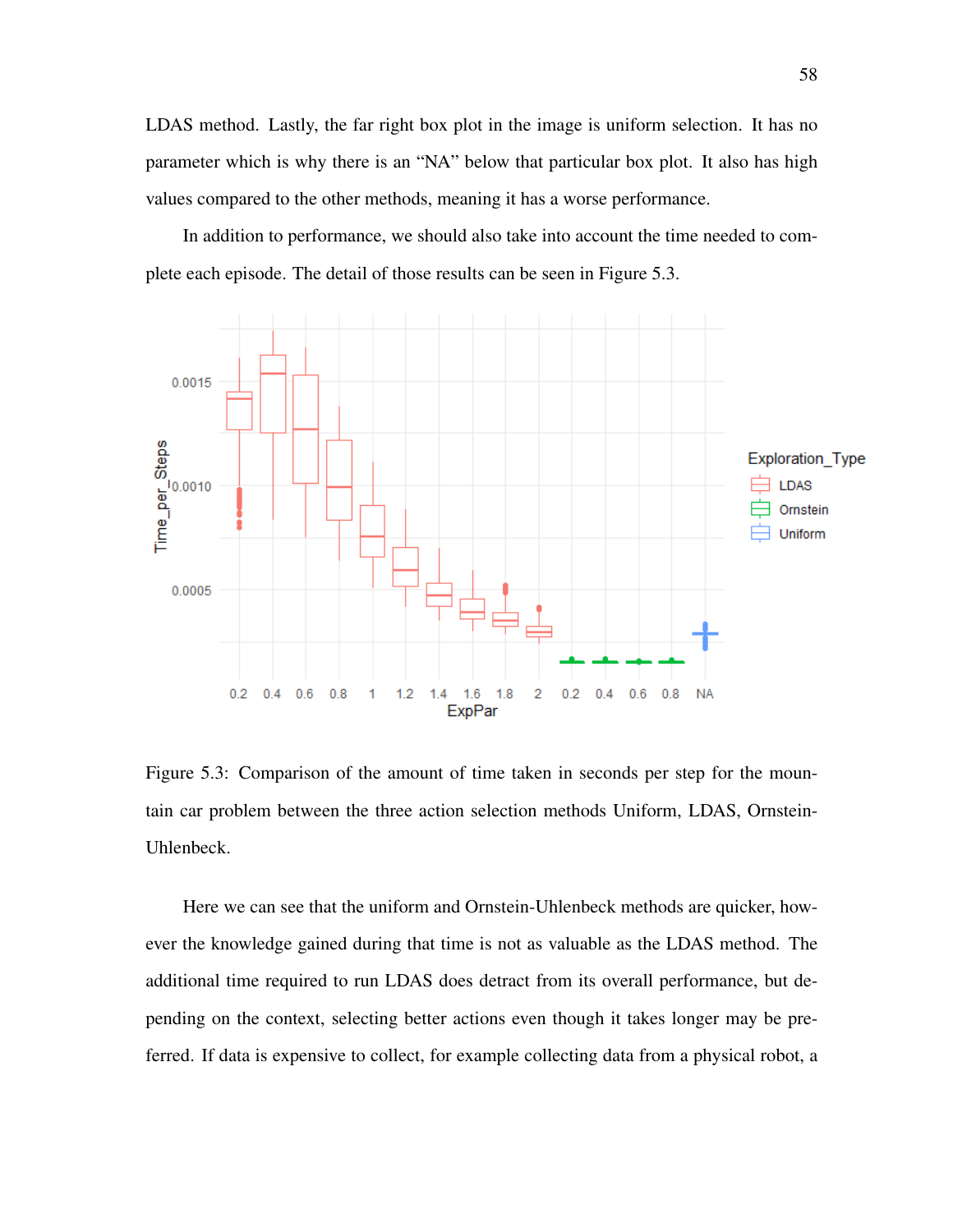LDAS method. Lastly, the far right box plot in the image is uniform selection. It has no parameter which is why there is an "NA" below that particular box plot. It also has high values compared to the other methods, meaning it has a worse performance.

In addition to performance, we should also take into account the time needed to complete each episode. The detail of those results can be seen in Figure 5.3.

Figure 5.3: Comparison of the amount of time taken in seconds per step for the mountain car problem between the three action selection methods Uniform, LDAS, Ornstein-Uhlenbeck.

Here we can see that the uniform and Ornstein-Uhlenbeck methods are quicker, however the knowledge gained during that time is not as valuable as the LDAS method. The additional time required to run LDAS does detract from its overall performance, but depending on the context, selecting better actions even though it takes longer may be preferred. If data is expensive to collect, for example collecting data from a physical robot, a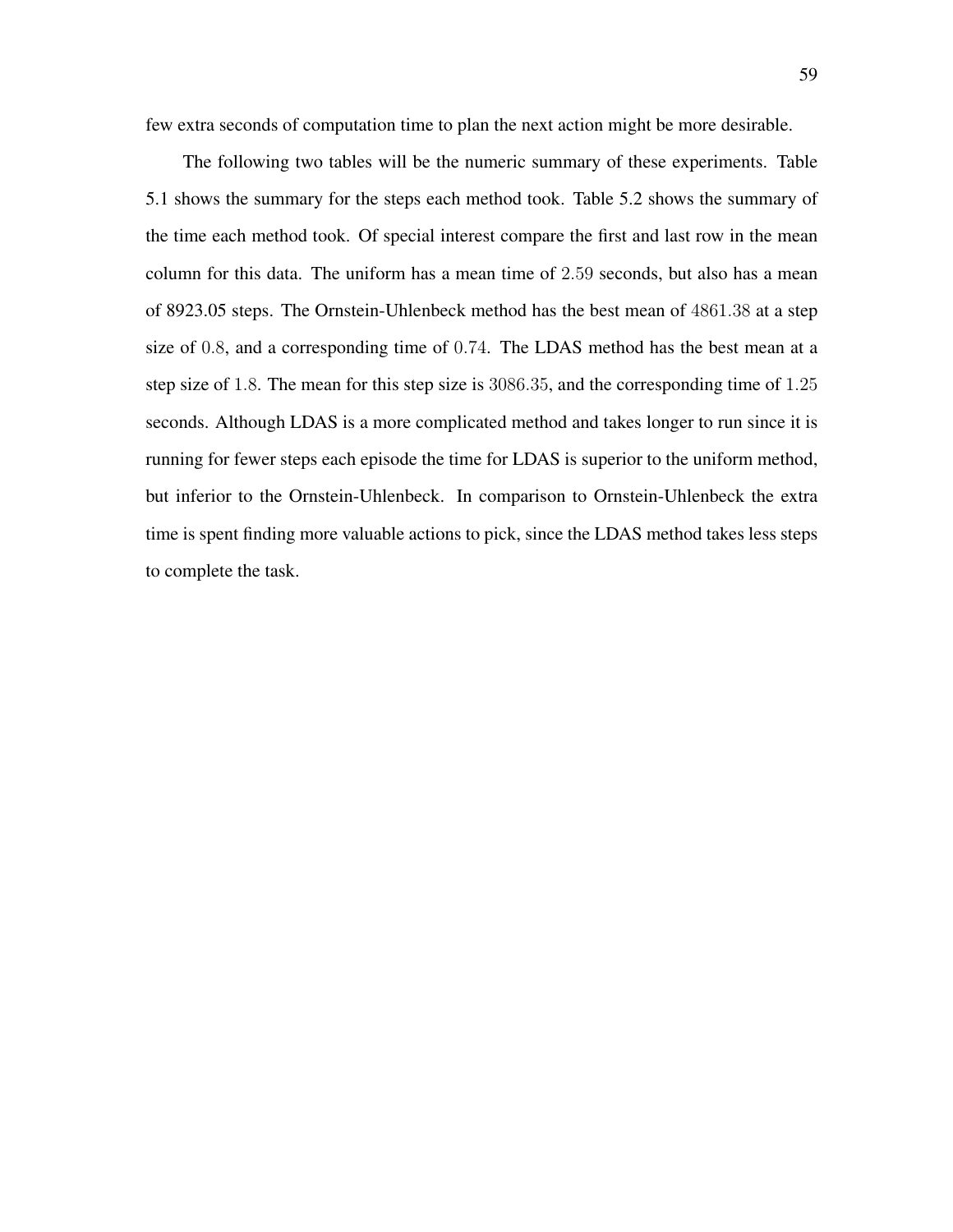few extra seconds of computation time to plan the next action might be more desirable.

The following two tables will be the numeric summary of these experiments. Table 5.1 shows the summary for the steps each method took. Table 5.2 shows the summary of the time each method took. Of special interest compare the first and last row in the mean column for this data. The uniform has a mean time of $2.59$ seconds, but also has a mean of 8923.05 steps. The Ornstein-Uhlenbeck method has the best mean of $4861.38$ at a step size of $0.8$, and a corresponding time of $0.74$. The LDAS method has the best mean at a step size of $1.8$. The mean for this step size is $3086.35$, and the corresponding time of $1.25$ seconds. Although LDAS is a more complicated method and takes longer to run since it is running for fewer steps each episode the time for LDAS is superior to the uniform method, but inferior to the Ornstein-Uhlenbeck. In comparison to Ornstein-Uhlenbeck the extra time is spent finding more valuable actions to pick, since the LDAS method takes less steps to complete the task.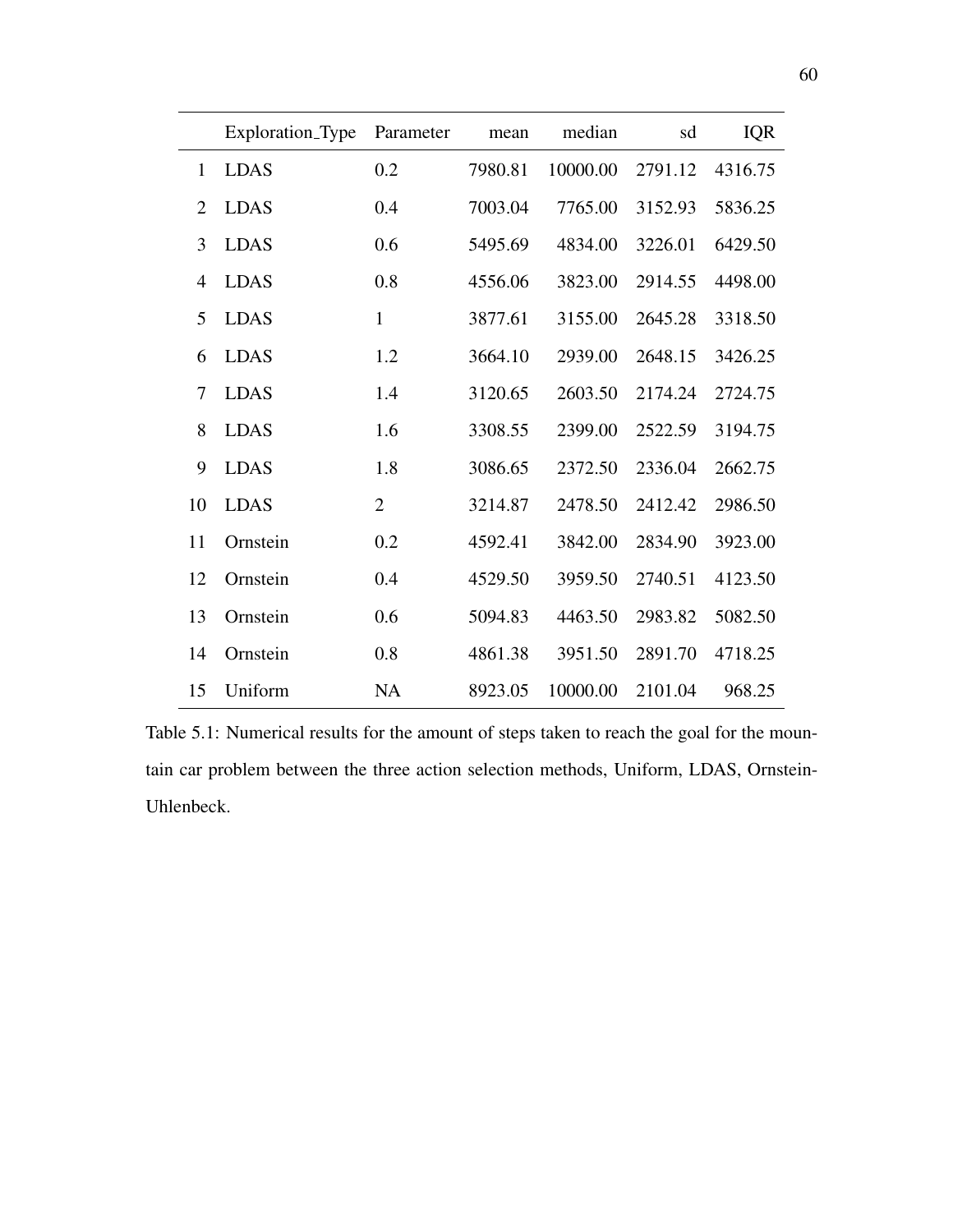| | Exploration_Type | Parameter | mean | median | sd | IQR |
|---|---|---|---|---|---|---|
| 1 | LDAS | 0.2 | 7980.81 | 10000.00 | 2791.12 | 4316.75 |
| 2 | LDAS | 0.4 | 7003.04 | 7765.00 | 3152.93 | 5836.25 |
| 3 | LDAS | 0.6 | 5495.69 | 4834.00 | 3226.01 | 6429.50 |
| 4 | LDAS | 0.8 | 4556.06 | 3823.00 | 2914.55 | 4498.00 |
| 5 | LDAS | 1 | 3877.61 | 3155.00 | 2645.28 | 3318.50 |
| 6 | LDAS | 1.2 | 3664.10 | 2939.00 | 2648.15 | 3426.25 |
| 7 | LDAS | 1.4 | 3120.65 | 2603.50 | 2174.24 | 2724.75 |
| 8 | LDAS | 1.6 | 3308.55 | 2399.00 | 2522.59 | 3194.75 |
| 9 | LDAS | 1.8 | 3086.65 | 2372.50 | 2336.04 | 2662.75 |
| 10 | LDAS | 2 | 3214.87 | 2478.50 | 2412.42 | 2986.50 |
| 11 | Ornstein | 0.2 | 4592.41 | 3842.00 | 2834.90 | 3923.00 |
| 12 | Ornstein | 0.4 | 4529.50 | 3959.50 | 2740.51 | 4123.50 |
| 13 | Ornstein | 0.6 | 5094.83 | 4463.50 | 2983.82 | 5082.50 |
| 14 | Ornstein | 0.8 | 4861.38 | 3951.50 | 2891.70 | 4718.25 |
| 15 | Uniform | NA | 8923.05 | 10000.00 | 2101.04 | 968.25 |

Table 5.1: Numerical results for the amount of steps taken to reach the goal for the mountain car problem between the three action selection methods, Uniform, LDAS, Ornstein-Uhlenbeck.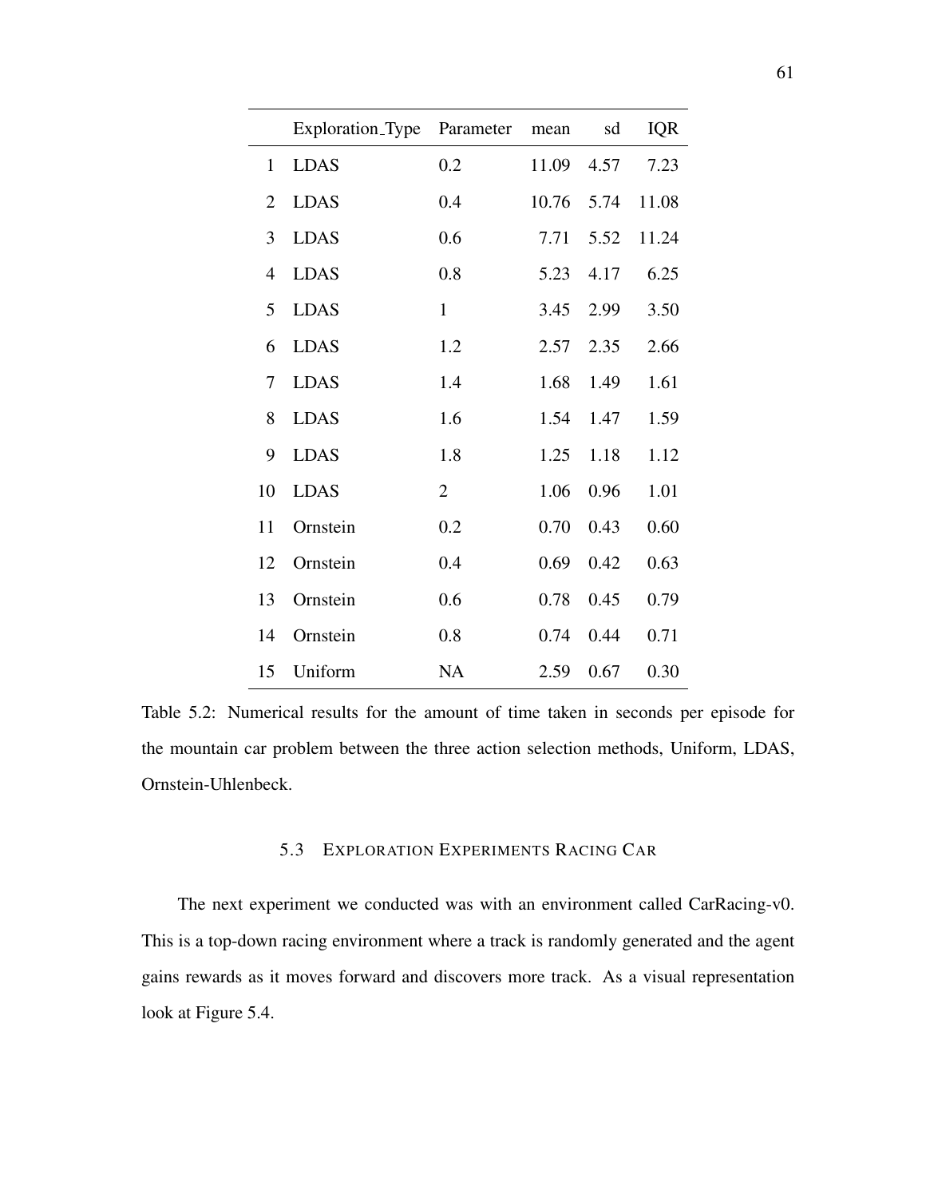|  | Exploration_Type | Parameter | mean | sd | IQR |
|---|---|---|---|---|---|
| 1 | LDAS | 0.2 | 11.09 | 4.57 | 7.23 |
| 2 | LDAS | 0.4 | 10.76 | 5.74 | 11.08 |
| 3 | LDAS | 0.6 | 7.71 | 5.52 | 11.24 |
| 4 | LDAS | 0.8 | 5.23 | 4.17 | 6.25 |
| 5 | LDAS | 1 | 3.45 | 2.99 | 3.50 |
| 6 | LDAS | 1.2 | 2.57 | 2.35 | 2.66 |
| 7 | LDAS | 1.4 | 1.68 | 1.49 | 1.61 |
| 8 | LDAS | 1.6 | 1.54 | 1.47 | 1.59 |
| 9 | LDAS | 1.8 | 1.25 | 1.18 | 1.12 |
| 10 | LDAS | 2 | 1.06 | 0.96 | 1.01 |
| 11 | Ornstein | 0.2 | 0.70 | 0.43 | 0.60 |
| 12 | Ornstein | 0.4 | 0.69 | 0.42 | 0.63 |
| 13 | Ornstein | 0.6 | 0.78 | 0.45 | 0.79 |
| 14 | Ornstein | 0.8 | 0.74 | 0.44 | 0.71 |
| 15 | Uniform | NA | 2.59 | 0.67 | 0.30 |

Table 5.2: Numerical results for the amount of time taken in seconds per episode for the mountain car problem between the three action selection methods, Uniform, LDAS, Ornstein-Uhlenbeck.

## 5.3 Exploration Experiments Racing Car

The next experiment we conducted was with an environment called CarRacing-v0. This is a top-down racing environment where a track is randomly generated and the agent gains rewards as it moves forward and discovers more track. As a visual representation look at Figure 5.4.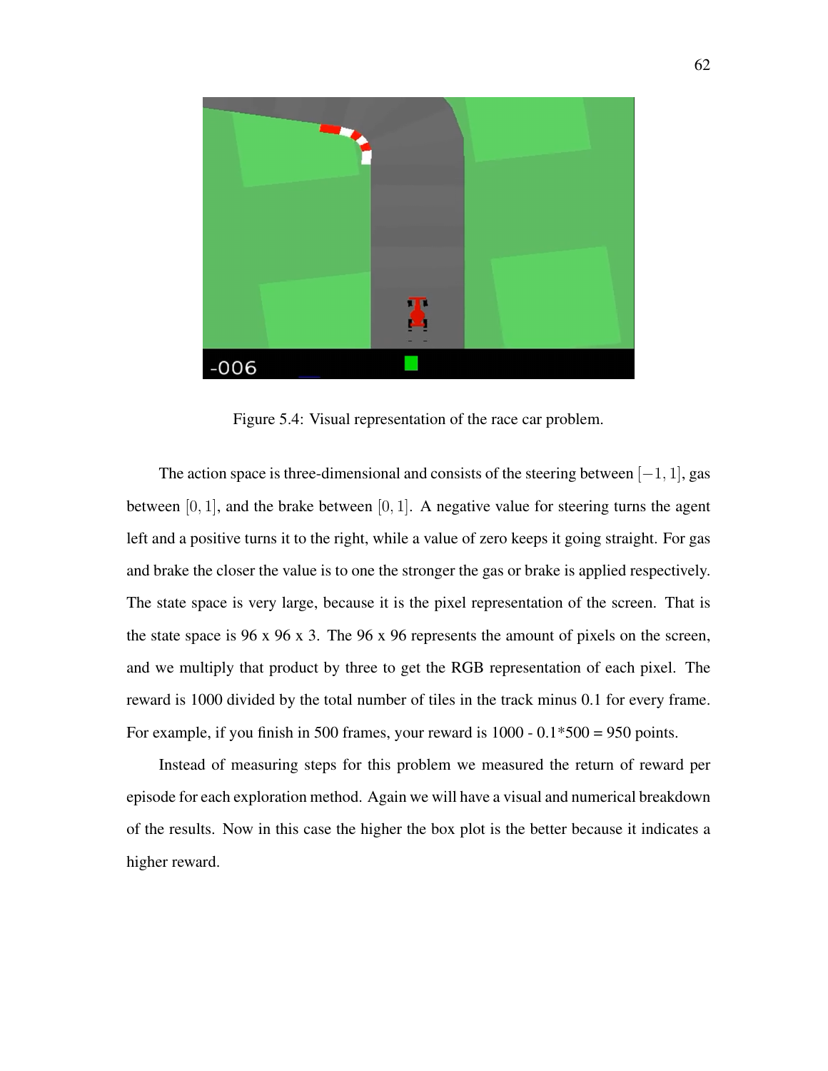Figure 5.4: Visual representation of the race car problem.

The action space is three-dimensional and consists of the steering between $[-1, 1]$, gas between $[0, 1]$, and the brake between $[0, 1]$. A negative value for steering turns the agent left and a positive turns it to the right, while a value of zero keeps it going straight. For gas and brake the closer the value is to one the stronger the gas or brake is applied respectively. The state space is very large, because it is the pixel representation of the screen. That is the state space is 96 x 96 x 3. The 96 x 96 represents the amount of pixels on the screen, and we multiply that product by three to get the RGB representation of each pixel. The reward is 1000 divided by the total number of tiles in the track minus 0.1 for every frame. For example, if you finish in 500 frames, your reward is 1000 - 0.1*500 = 950 points.

Instead of measuring steps for this problem we measured the return of reward per episode for each exploration method. Again we will have a visual and numerical breakdown of the results. Now in this case the higher the box plot is the better because it indicates a higher reward.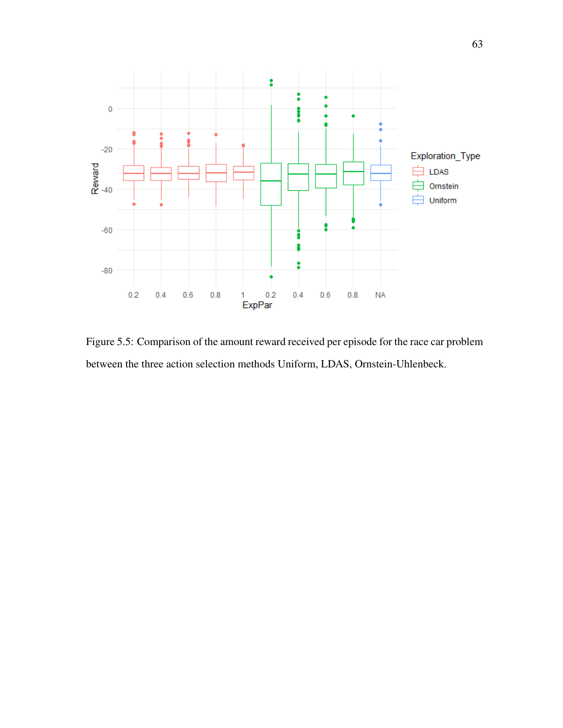Figure 5.5: Comparison of the amount reward received per episode for the race car problem between the three action selection methods Uniform, LDAS, Ornstein-Uhlenbeck.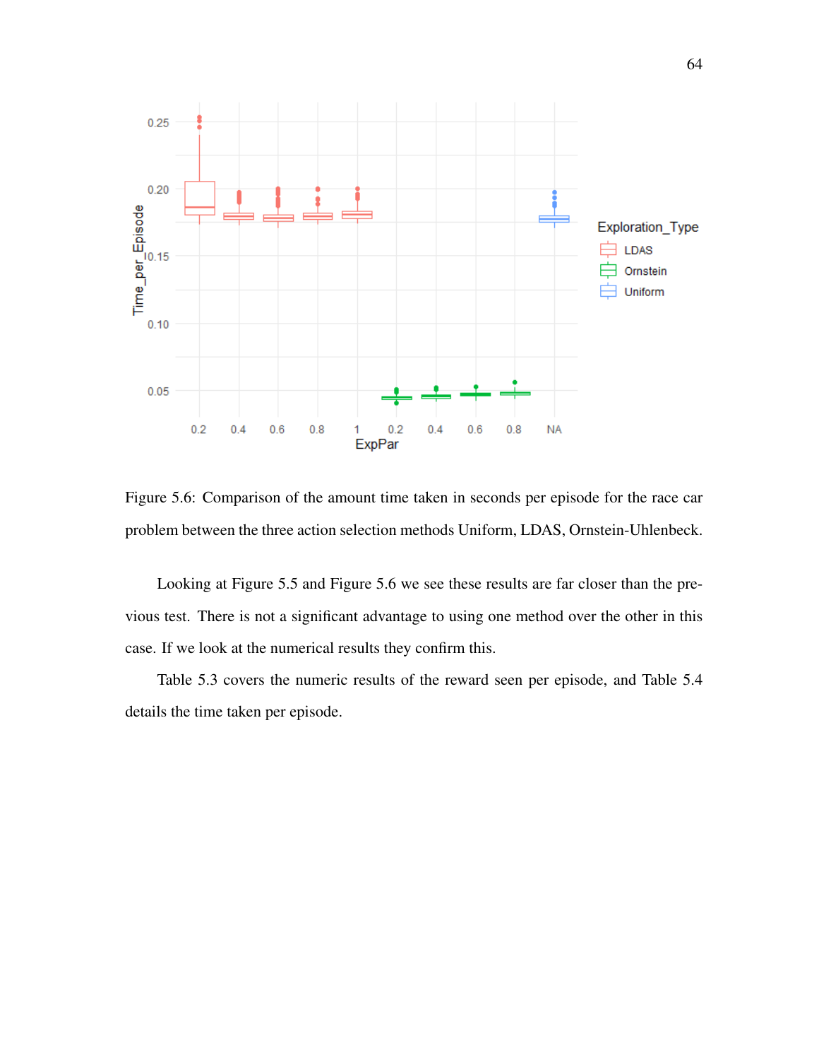Figure 5.6: Comparison of the amount time taken in seconds per episode for the race car problem between the three action selection methods Uniform, LDAS, Ornstein-Uhlenbeck.

Looking at Figure 5.5 and Figure 5.6 we see these results are far closer than the previous test. There is not a significant advantage to using one method over the other in this case. If we look at the numerical results they confirm this.

Table 5.3 covers the numeric results of the reward seen per episode, and Table 5.4 details the time taken per episode.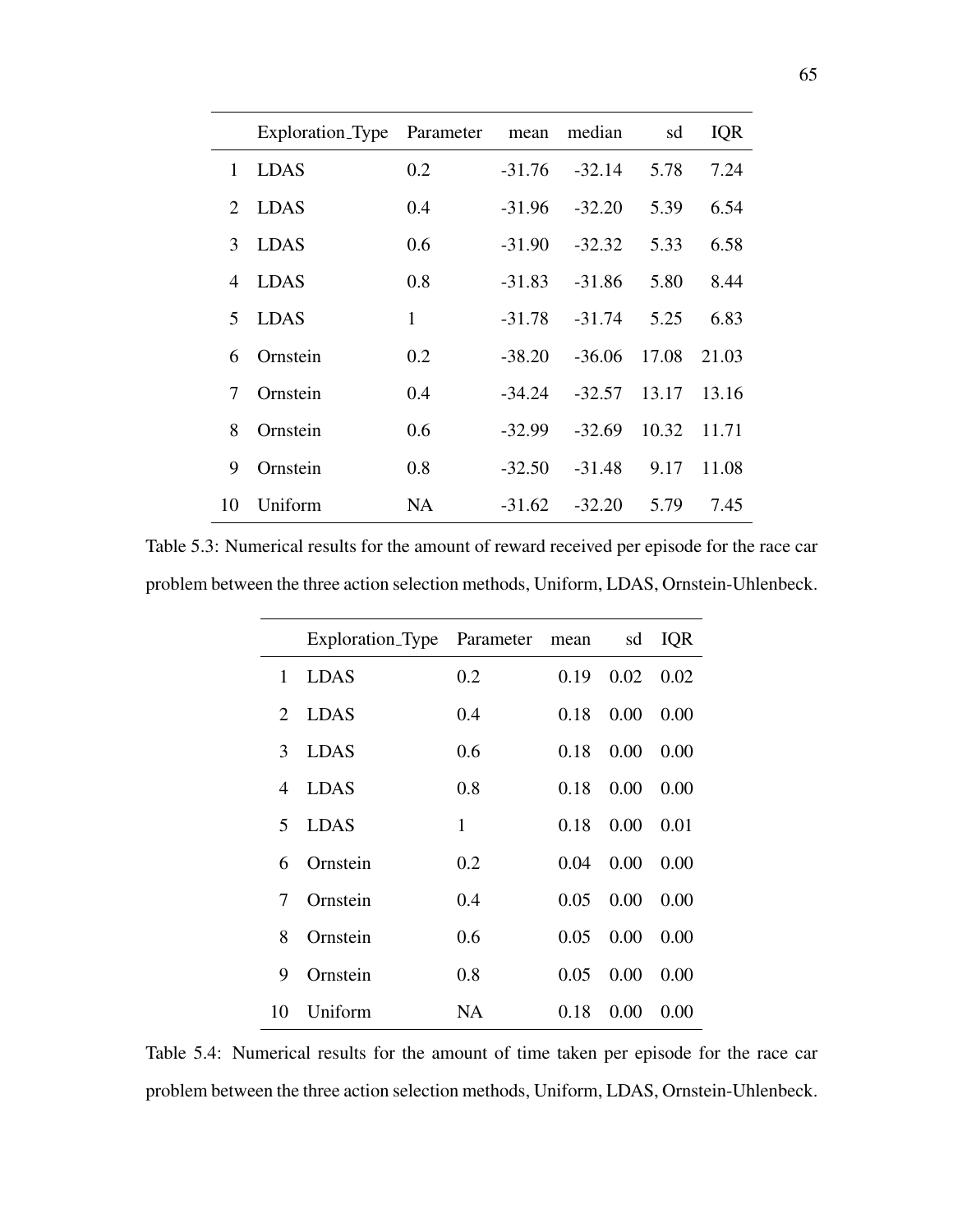| | Exploration_Type | Parameter | mean | median | sd | IQR |
|---|---|---|---|---|---|---|
| 1 | LDAS | 0.2 | -31.76 | -32.14 | 5.78 | 7.24 |
| 2 | LDAS | 0.4 | -31.96 | -32.20 | 5.39 | 6.54 |
| 3 | LDAS | 0.6 | -31.90 | -32.32 | 5.33 | 6.58 |
| 4 | LDAS | 0.8 | -31.83 | -31.86 | 5.80 | 8.44 |
| 5 | LDAS | 1 | -31.78 | -31.74 | 5.25 | 6.83 |
| 6 | Ornstein | 0.2 | -38.20 | -36.06 | 17.08 | 21.03 |
| 7 | Ornstein | 0.4 | -34.24 | -32.57 | 13.17 | 13.16 |
| 8 | Ornstein | 0.6 | -32.99 | -32.69 | 10.32 | 11.71 |
| 9 | Ornstein | 0.8 | -32.50 | -31.48 | 9.17 | 11.08 |
| 10 | Uniform | NA | -31.62 | -32.20 | 5.79 | 7.45 |

Table 5.3: Numerical results for the amount of reward received per episode for the race car problem between the three action selection methods, Uniform, LDAS, Ornstein-Uhlenbeck.

| | Exploration_Type | Parameter | mean | sd | IQR |
|---|---|---|---|---|---|
| 1 | LDAS | 0.2 | 0.19 | 0.02 | 0.02 |
| 2 | LDAS | 0.4 | 0.18 | 0.00 | 0.00 |
| 3 | LDAS | 0.6 | 0.18 | 0.00 | 0.00 |
| 4 | LDAS | 0.8 | 0.18 | 0.00 | 0.00 |
| 5 | LDAS | 1 | 0.18 | 0.00 | 0.01 |
| 6 | Ornstein | 0.2 | 0.04 | 0.00 | 0.00 |
| 7 | Ornstein | 0.4 | 0.05 | 0.00 | 0.00 |
| 8 | Ornstein | 0.6 | 0.05 | 0.00 | 0.00 |
| 9 | Ornstein | 0.8 | 0.05 | 0.00 | 0.00 |
| 10 | Uniform | NA | 0.18 | 0.00 | 0.00 |

Table 5.4: Numerical results for the amount of time taken per episode for the race car problem between the three action selection methods, Uniform, LDAS, Ornstein-Uhlenbeck.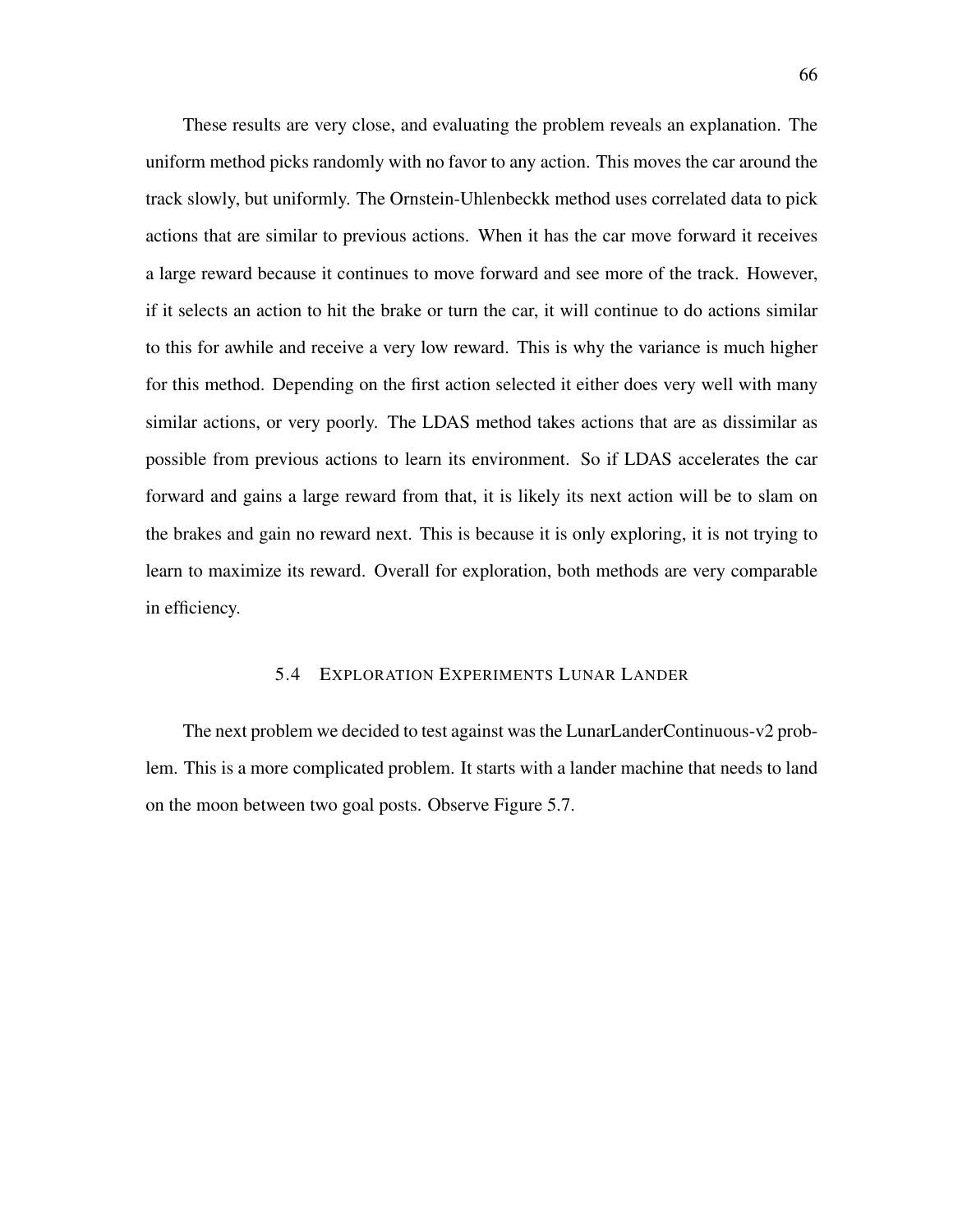These results are very close, and evaluating the problem reveals an explanation. The uniform method picks randomly with no favor to any action. This moves the car around the track slowly, but uniformly. The Ornstein-Uhlenbeckk method uses correlated data to pick actions that are similar to previous actions. When it has the car move forward it receives a large reward because it continues to move forward and see more of the track. However, if it selects an action to hit the brake or turn the car, it will continue to do actions similar to this for awhile and receive a very low reward. This is why the variance is much higher for this method. Depending on the first action selected it either does very well with many similar actions, or very poorly. The LDAS method takes actions that are as dissimilar as possible from previous actions to learn its environment. So if LDAS accelerates the car forward and gains a large reward from that, it is likely its next action will be to slam on the brakes and gain no reward next. This is because it is only exploring, it is not trying to learn to maximize its reward. Overall for exploration, both methods are very comparable in efficiency.

## 5.4 EXPLORATION EXPERIMENTS LUNAR LANDER

The next problem we decided to test against was the LunarLanderContinuous-v2 problem. This is a more complicated problem. It starts with a lander machine that needs to land on the moon between two goal posts. Observe Figure 5.7.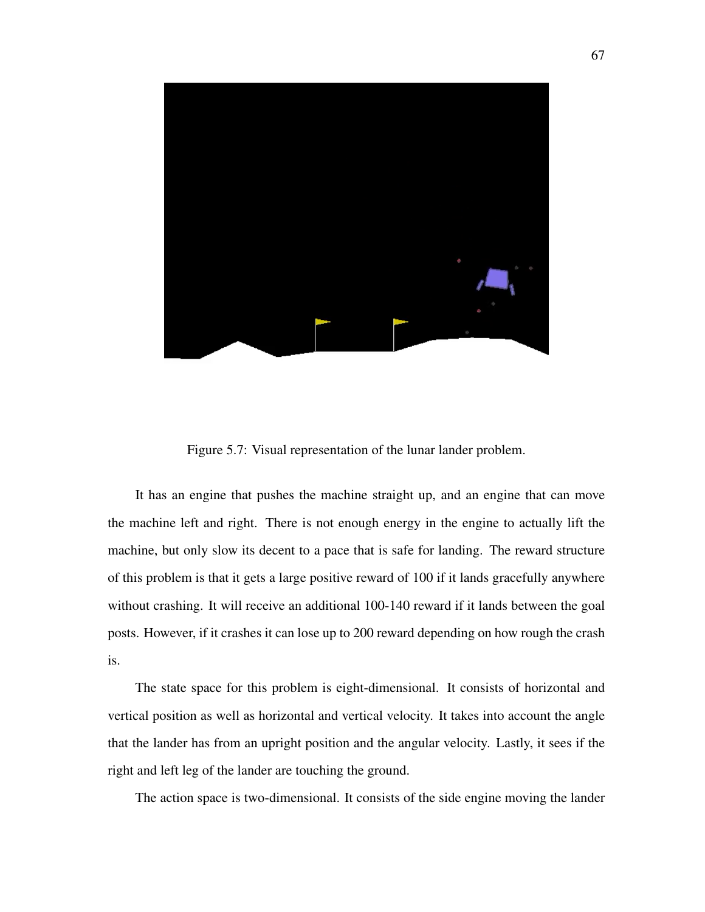Figure 5.7: Visual representation of the lunar lander problem.

It has an engine that pushes the machine straight up, and an engine that can move the machine left and right. There is not enough energy in the engine to actually lift the machine, but only slow its decent to a pace that is safe for landing. The reward structure of this problem is that it gets a large positive reward of 100 if it lands gracefully anywhere without crashing. It will receive an additional 100-140 reward if it lands between the goal posts. However, if it crashes it can lose up to 200 reward depending on how rough the crash is.

The state space for this problem is eight-dimensional. It consists of horizontal and vertical position as well as horizontal and vertical velocity. It takes into account the angle that the lander has from an upright position and the angular velocity. Lastly, it sees if the right and left leg of the lander are touching the ground.

The action space is two-dimensional. It consists of the side engine moving the lander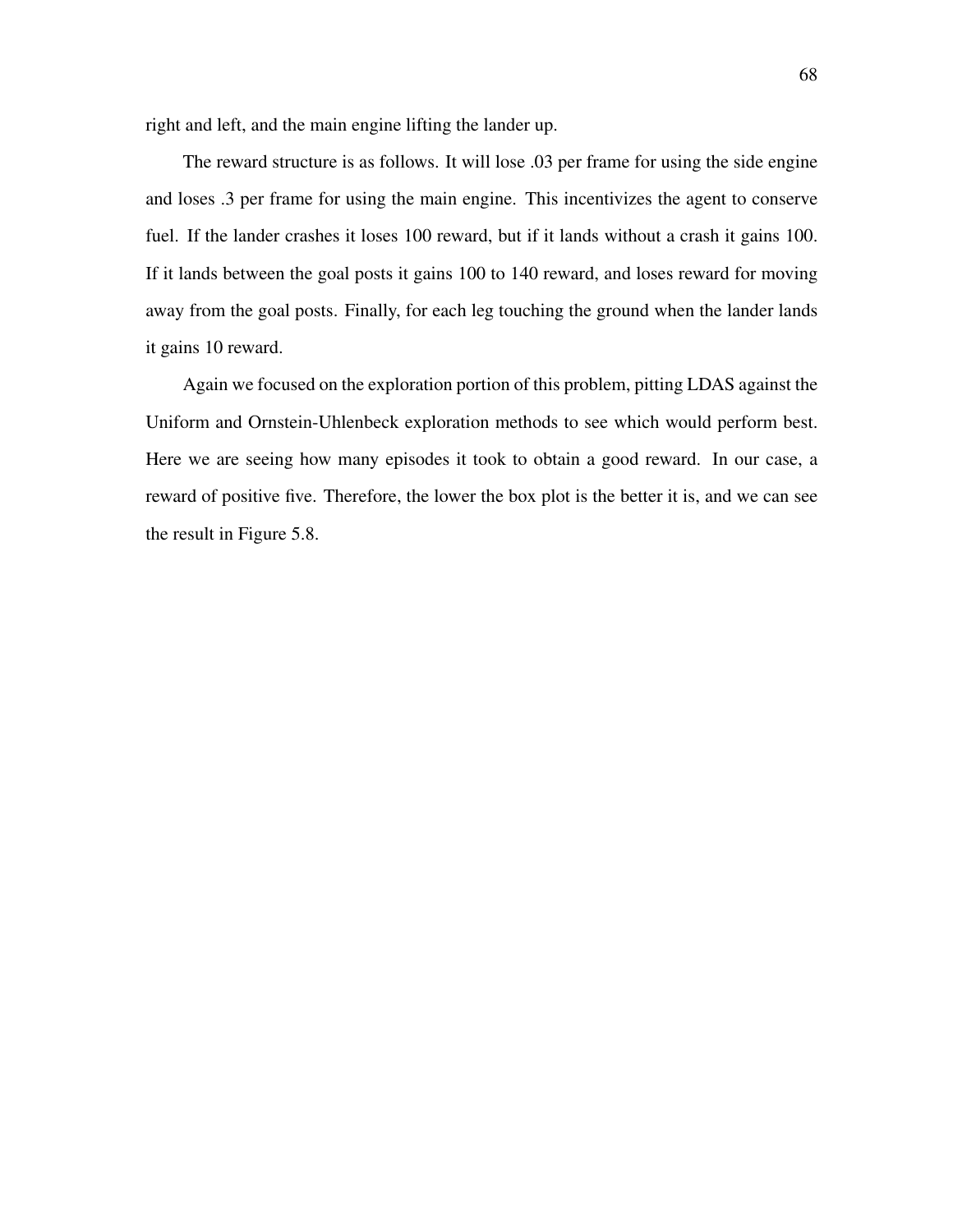right and left, and the main engine lifting the lander up.

The reward structure is as follows. It will lose .03 per frame for using the side engine and loses .3 per frame for using the main engine. This incentivizes the agent to conserve fuel. If the lander crashes it loses 100 reward, but if it lands without a crash it gains 100. If it lands between the goal posts it gains 100 to 140 reward, and loses reward for moving away from the goal posts. Finally, for each leg touching the ground when the lander lands it gains 10 reward.

Again we focused on the exploration portion of this problem, pitting LDAS against the Uniform and Ornstein-Uhlenbeck exploration methods to see which would perform best. Here we are seeing how many episodes it took to obtain a good reward. In our case, a reward of positive five. Therefore, the lower the box plot is the better it is, and we can see the result in Figure 5.8.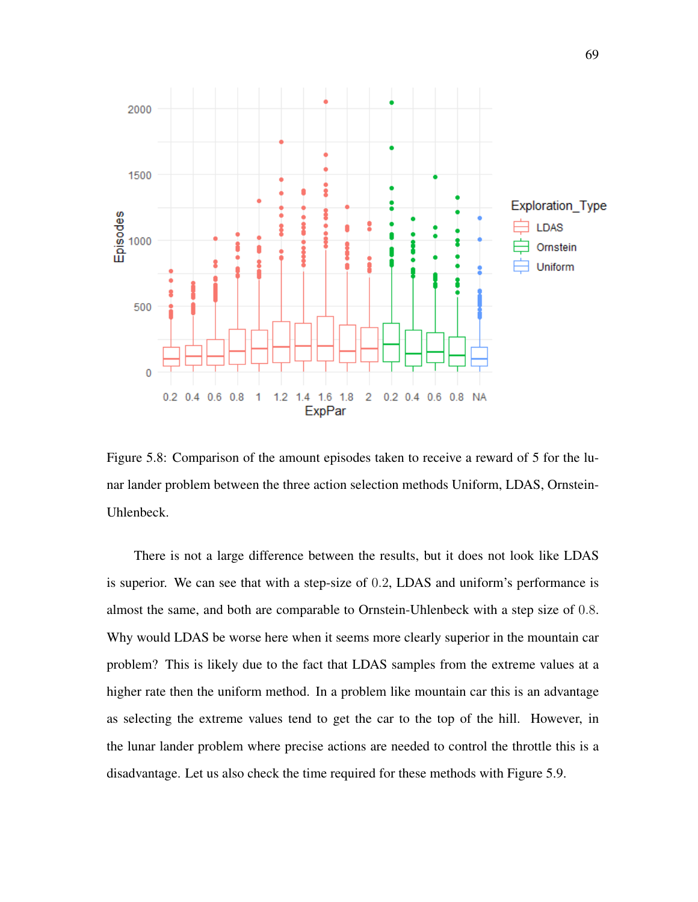Figure 5.8: Comparison of the amount episodes taken to receive a reward of 5 for the lunar lander problem between the three action selection methods Uniform, LDAS, Ornstein-Uhlenbeck.

There is not a large difference between the results, but it does not look like LDAS is superior. We can see that with a step-size of 0.2, LDAS and uniform's performance is almost the same, and both are comparable to Ornstein-Uhlenbeck with a step size of 0.8. Why would LDAS be worse here when it seems more clearly superior in the mountain car problem? This is likely due to the fact that LDAS samples from the extreme values at a higher rate then the uniform method. In a problem like mountain car this is an advantage as selecting the extreme values tend to get the car to the top of the hill. However, in the lunar lander problem where precise actions are needed to control the throttle this is a disadvantage. Let us also check the time required for these methods with Figure 5.9.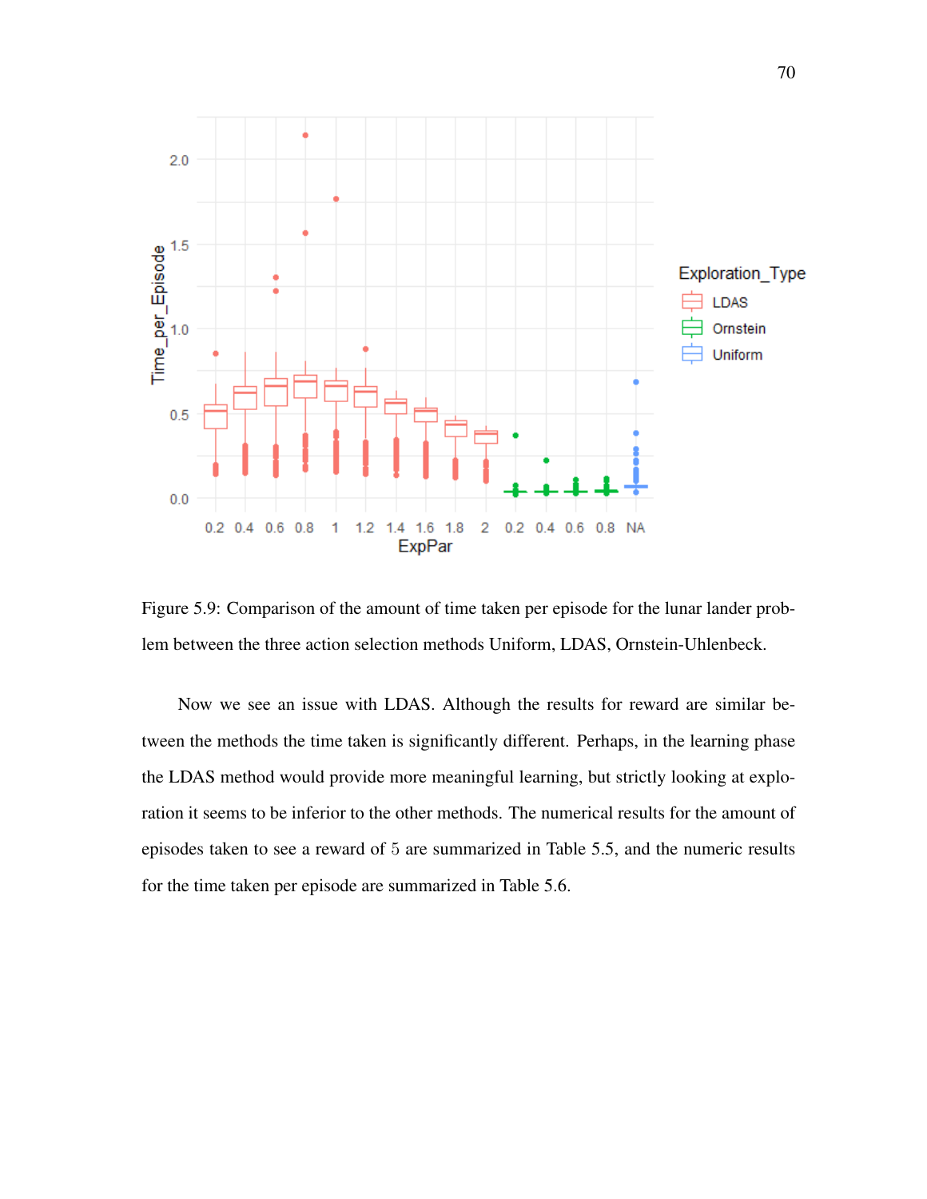Figure 5.9: Comparison of the amount of time taken per episode for the lunar lander problem between the three action selection methods Uniform, LDAS, Ornstein-Uhlenbeck.

Now we see an issue with LDAS. Although the results for reward are similar between the methods the time taken is significantly different. Perhaps, in the learning phase the LDAS method would provide more meaningful learning, but strictly looking at exploration it seems to be inferior to the other methods. The numerical results for the amount of episodes taken to see a reward of $5$ are summarized in Table 5.5, and the numeric results for the time taken per episode are summarized in Table 5.6.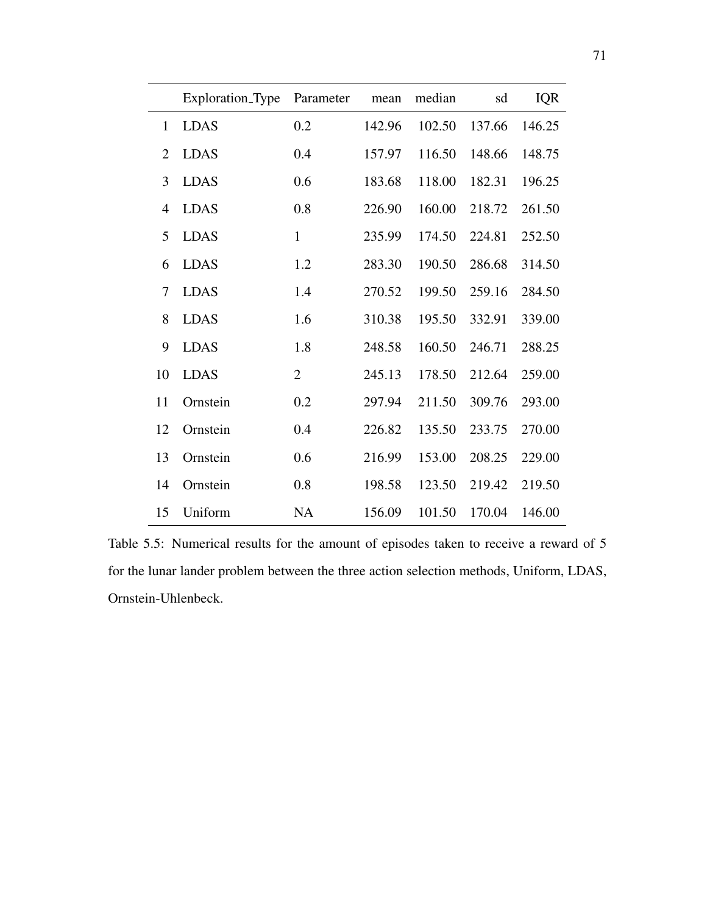|  | Exploration_Type | Parameter | mean | median | sd | IQR |
|---|---|---|---|---|---|---|
| 1 | LDAS | 0.2 | 142.96 | 102.50 | 137.66 | 146.25 |
| 2 | LDAS | 0.4 | 157.97 | 116.50 | 148.66 | 148.75 |
| 3 | LDAS | 0.6 | 183.68 | 118.00 | 182.31 | 196.25 |
| 4 | LDAS | 0.8 | 226.90 | 160.00 | 218.72 | 261.50 |
| 5 | LDAS | 1 | 235.99 | 174.50 | 224.81 | 252.50 |
| 6 | LDAS | 1.2 | 283.30 | 190.50 | 286.68 | 314.50 |
| 7 | LDAS | 1.4 | 270.52 | 199.50 | 259.16 | 284.50 |
| 8 | LDAS | 1.6 | 310.38 | 195.50 | 332.91 | 339.00 |
| 9 | LDAS | 1.8 | 248.58 | 160.50 | 246.71 | 288.25 |
| 10 | LDAS | 2 | 245.13 | 178.50 | 212.64 | 259.00 |
| 11 | Ornstein | 0.2 | 297.94 | 211.50 | 309.76 | 293.00 |
| 12 | Ornstein | 0.4 | 226.82 | 135.50 | 233.75 | 270.00 |
| 13 | Ornstein | 0.6 | 216.99 | 153.00 | 208.25 | 229.00 |
| 14 | Ornstein | 0.8 | 198.58 | 123.50 | 219.42 | 219.50 |
| 15 | Uniform | NA | 156.09 | 101.50 | 170.04 | 146.00 |

Table 5.5: Numerical results for the amount of episodes taken to receive a reward of 5 for the lunar lander problem between the three action selection methods, Uniform, LDAS, Ornstein-Uhlenbeck.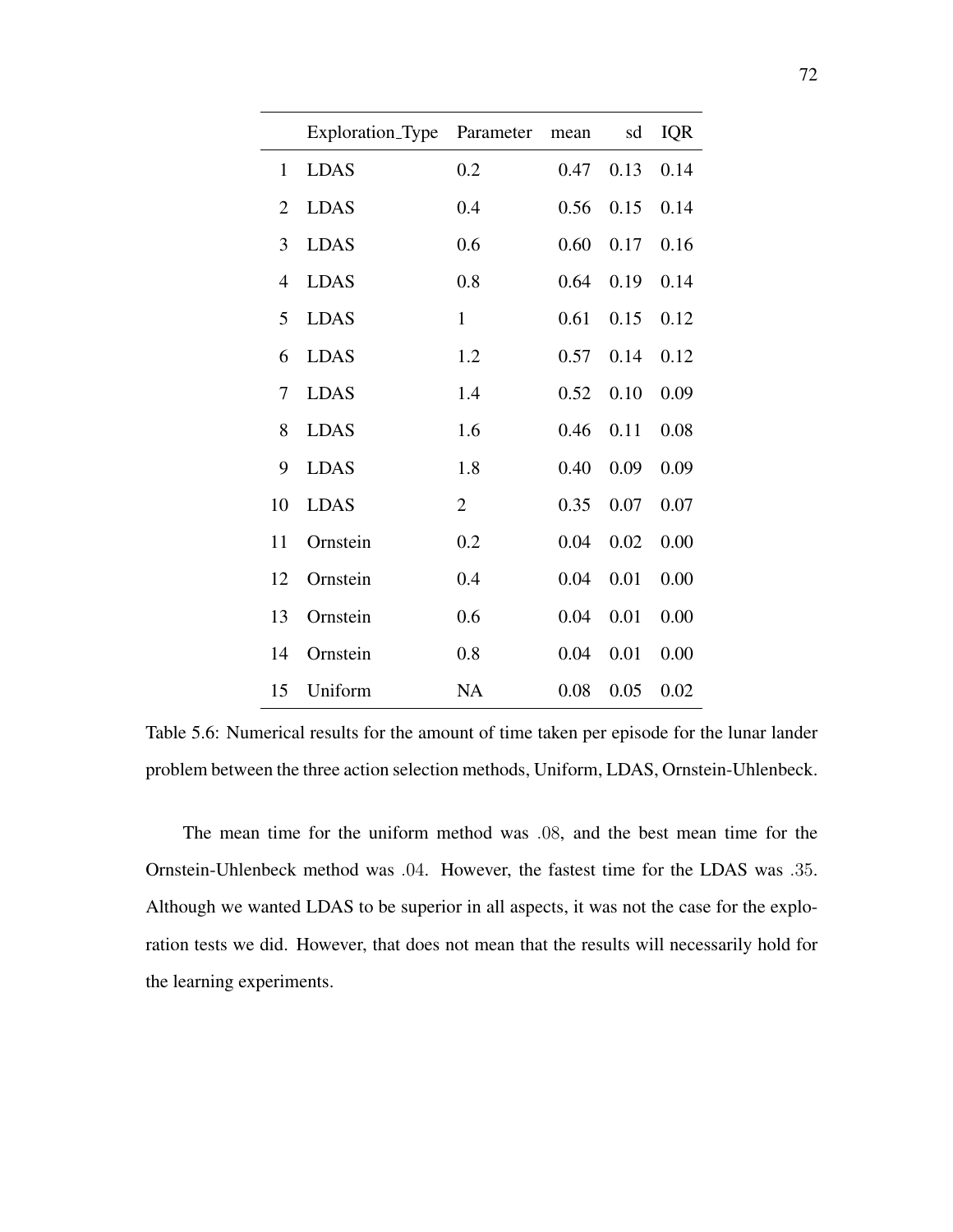| | Exploration_Type | Parameter | mean | sd | IQR |
|---|---|---|---|---|---|
| 1 | LDAS | 0.2 | 0.47 | 0.13 | 0.14 |
| 2 | LDAS | 0.4 | 0.56 | 0.15 | 0.14 |
| 3 | LDAS | 0.6 | 0.60 | 0.17 | 0.16 |
| 4 | LDAS | 0.8 | 0.64 | 0.19 | 0.14 |
| 5 | LDAS | 1 | 0.61 | 0.15 | 0.12 |
| 6 | LDAS | 1.2 | 0.57 | 0.14 | 0.12 |
| 7 | LDAS | 1.4 | 0.52 | 0.10 | 0.09 |
| 8 | LDAS | 1.6 | 0.46 | 0.11 | 0.08 |
| 9 | LDAS | 1.8 | 0.40 | 0.09 | 0.09 |
| 10 | LDAS | 2 | 0.35 | 0.07 | 0.07 |
| 11 | Ornstein | 0.2 | 0.04 | 0.02 | 0.00 |
| 12 | Ornstein | 0.4 | 0.04 | 0.01 | 0.00 |
| 13 | Ornstein | 0.6 | 0.04 | 0.01 | 0.00 |
| 14 | Ornstein | 0.8 | 0.04 | 0.01 | 0.00 |
| 15 | Uniform | NA | 0.08 | 0.05 | 0.02 |

Table 5.6: Numerical results for the amount of time taken per episode for the lunar lander problem between the three action selection methods, Uniform, LDAS, Ornstein-Uhlenbeck.

The mean time for the uniform method was $.08$, and the best mean time for the Ornstein-Uhlenbeck method was $.04$. However, the fastest time for the LDAS was $.35$. Although we wanted LDAS to be superior in all aspects, it was not the case for the exploration tests we did. However, that does not mean that the results will necessarily hold for the learning experiments.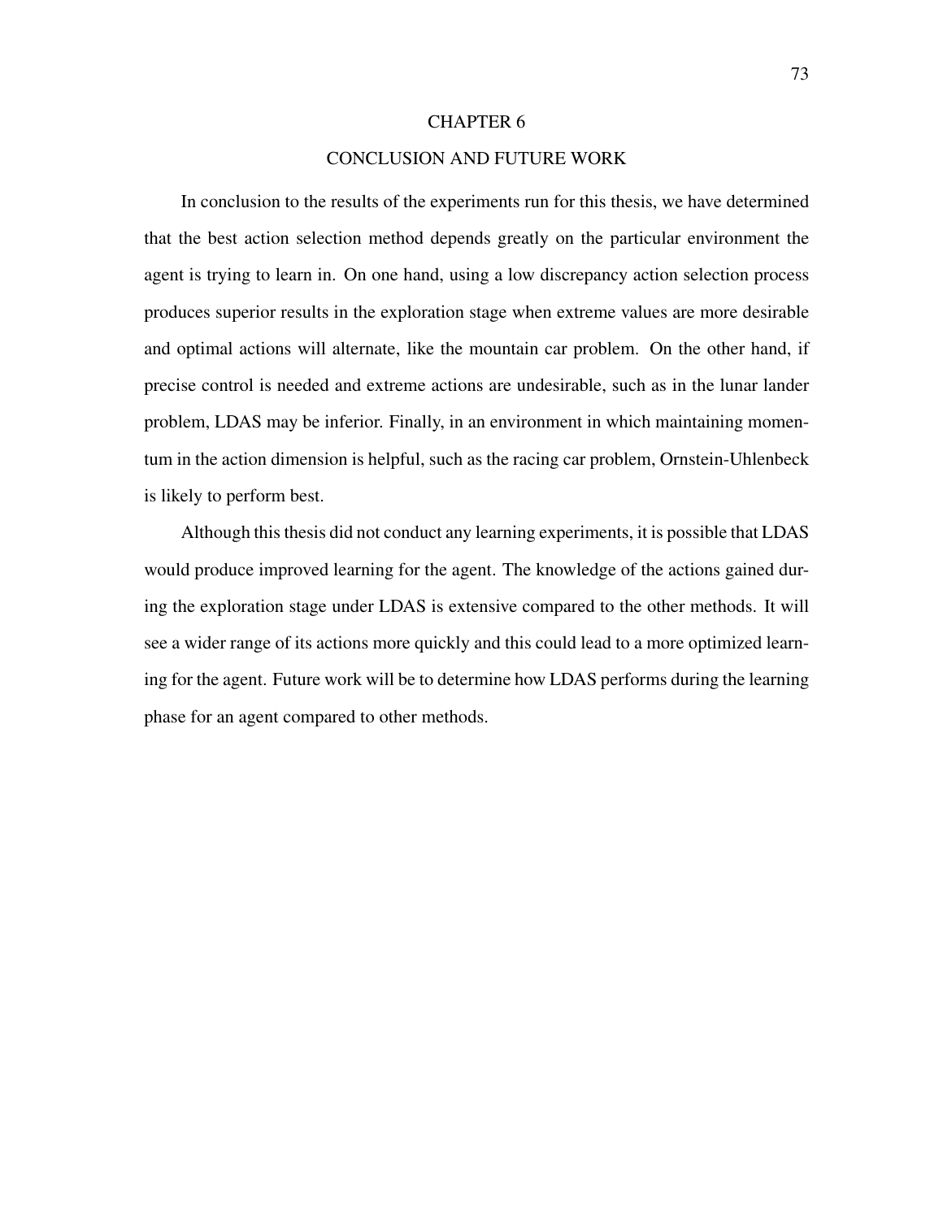# CHAPTER 6

## CONCLUSION AND FUTURE WORK

In conclusion to the results of the experiments run for this thesis, we have determined that the best action selection method depends greatly on the particular environment the agent is trying to learn in. On one hand, using a low discrepancy action selection process produces superior results in the exploration stage when extreme values are more desirable and optimal actions will alternate, like the mountain car problem. On the other hand, if precise control is needed and extreme actions are undesirable, such as in the lunar lander problem, LDAS may be inferior. Finally, in an environment in which maintaining momentum in the action dimension is helpful, such as the racing car problem, Ornstein-Uhlenbeck is likely to perform best.

Although this thesis did not conduct any learning experiments, it is possible that LDAS would produce improved learning for the agent. The knowledge of the actions gained during the exploration stage under LDAS is extensive compared to the other methods. It will see a wider range of its actions more quickly and this could lead to a more optimized learning for the agent. Future work will be to determine how LDAS performs during the learning phase for an agent compared to other methods.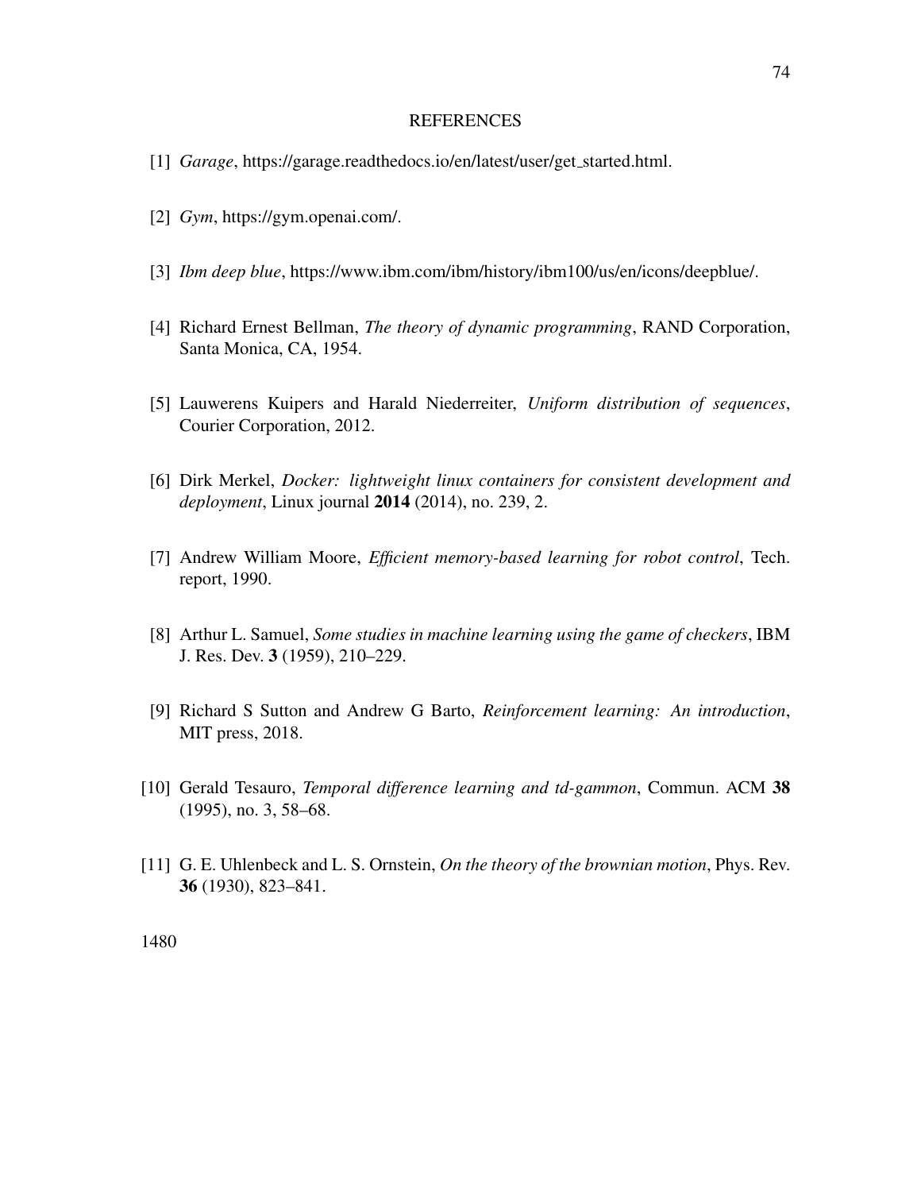# REFERENCES

[1] *Garage*, https://garage.readthedocs.io/en/latest/user/get_started.html.

[2] *Gym*, https://gym.openai.com/.

[3] *Ibm deep blue*, https://www.ibm.com/ibm/history/ibm100/us/en/icons/deepblue/.

[4] Richard Ernest Bellman, *The theory of dynamic programming*, RAND Corporation, Santa Monica, CA, 1954.

[5] Lauwerens Kuipers and Harald Niederreiter, *Uniform distribution of sequences*, Courier Corporation, 2012.

[6] Dirk Merkel, *Docker: lightweight linux containers for consistent development and deployment*, Linux journal **2014** (2014), no. 239, 2.

[7] Andrew William Moore, *Efficient memory-based learning for robot control*, Tech. report, 1990.

[8] Arthur L. Samuel, *Some studies in machine learning using the game of checkers*, IBM J. Res. Dev. **3** (1959), 210–229.

[9] Richard S Sutton and Andrew G Barto, *Reinforcement learning: An introduction*, MIT press, 2018.

[10] Gerald Tesauro, *Temporal difference learning and td-gammon*, Commun. ACM **38** (1995), no. 3, 58–68.

[11] G. E. Uhlenbeck and L. S. Ornstein, *On the theory of the brownian motion*, Phys. Rev. **36** (1930), 823–841.

1480